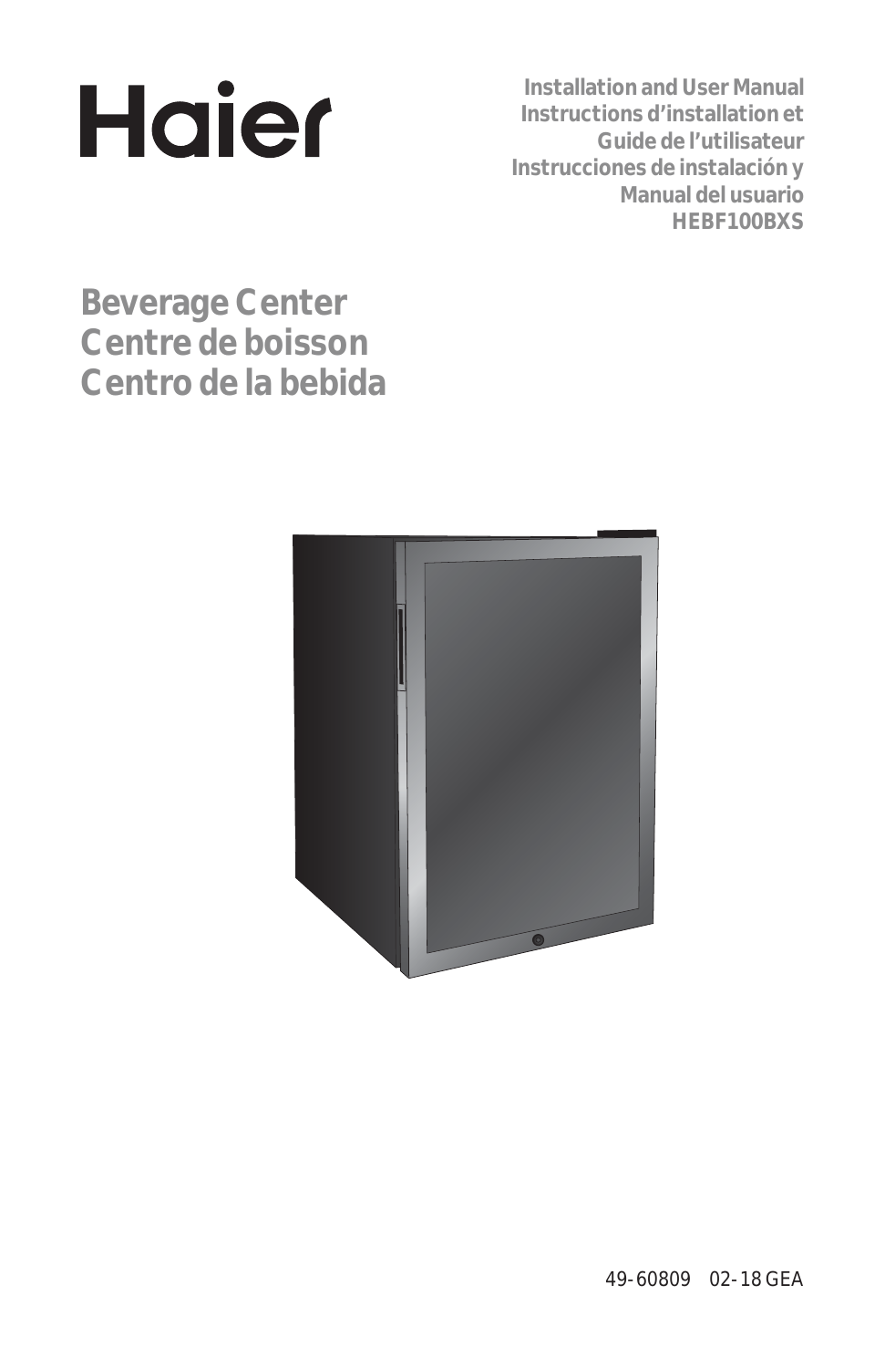Haier

**Installation and User Manual**
**Instructions d'installation et Guide de l'utilisateur**
**Instrucciones de instalación y Manual del usuario**
**HEBF100BXS**

# Beverage Center
# Centre de boisson
# Centro de la bebida

49-60809 02-18 GEA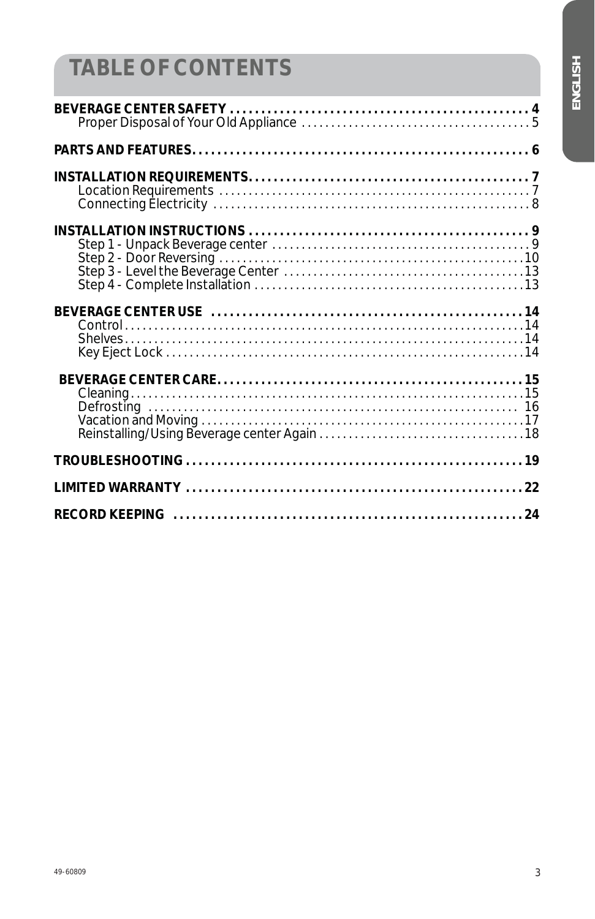# TABLE OF CONTENTS

**BEVERAGE CENTER SAFETY** . . . . . . . . . . . . . . . . . . . . . . . . . . . . . . . . . . . . . . . . . . . . . . . . . 4
- Proper Disposal of Your Old Appliance . . . . . . . . . . . . . . . . . . . . . . . . . . . . . . . . . . . . . . 5

**PARTS AND FEATURES** . . . . . . . . . . . . . . . . . . . . . . . . . . . . . . . . . . . . . . . . . . . . . . . . . . . . . 6

**INSTALLATION REQUIREMENTS** . . . . . . . . . . . . . . . . . . . . . . . . . . . . . . . . . . . . . . . . . . . . . 7
- Location Requirements . . . . . . . . . . . . . . . . . . . . . . . . . . . . . . . . . . . . . . . . . . . . . . . . . . . . 7
- Connecting Electricity . . . . . . . . . . . . . . . . . . . . . . . . . . . . . . . . . . . . . . . . . . . . . . . . . . . . . 8

**INSTALLATION INSTRUCTIONS** . . . . . . . . . . . . . . . . . . . . . . . . . . . . . . . . . . . . . . . . . . . . . . 9
- Step 1 - Unpack Beverage center . . . . . . . . . . . . . . . . . . . . . . . . . . . . . . . . . . . . . . . . . . . 9
- Step 2 - Door Reversing . . . . . . . . . . . . . . . . . . . . . . . . . . . . . . . . . . . . . . . . . . . . . . . . . . . 10
- Step 3 - Level the Beverage Center . . . . . . . . . . . . . . . . . . . . . . . . . . . . . . . . . . . . . . . . 13
- Step 4 - Complete Installation . . . . . . . . . . . . . . . . . . . . . . . . . . . . . . . . . . . . . . . . . . . . . 13

**BEVERAGE CENTER USE** . . . . . . . . . . . . . . . . . . . . . . . . . . . . . . . . . . . . . . . . . . . . . . . . . . 14
- Control . . . . . . . . . . . . . . . . . . . . . . . . . . . . . . . . . . . . . . . . . . . . . . . . . . . . . . . . . . . . . . . . . 14
- Shelves . . . . . . . . . . . . . . . . . . . . . . . . . . . . . . . . . . . . . . . . . . . . . . . . . . . . . . . . . . . . . . . . . 14
- Key Eject Lock . . . . . . . . . . . . . . . . . . . . . . . . . . . . . . . . . . . . . . . . . . . . . . . . . . . . . . . . . . 14

**BEVERAGE CENTER CARE** . . . . . . . . . . . . . . . . . . . . . . . . . . . . . . . . . . . . . . . . . . . . . . . . . 15
- Cleaning . . . . . . . . . . . . . . . . . . . . . . . . . . . . . . . . . . . . . . . . . . . . . . . . . . . . . . . . . . . . . . . 15
- Defrosting . . . . . . . . . . . . . . . . . . . . . . . . . . . . . . . . . . . . . . . . . . . . . . . . . . . . . . . . . . . . . 16
- Vacation and Moving . . . . . . . . . . . . . . . . . . . . . . . . . . . . . . . . . . . . . . . . . . . . . . . . . . . . . 17
- Reinstalling/Using Beverage center Again . . . . . . . . . . . . . . . . . . . . . . . . . . . . . . . . . . 18

**TROUBLESHOOTING** . . . . . . . . . . . . . . . . . . . . . . . . . . . . . . . . . . . . . . . . . . . . . . . . . . . . . . 19

**LIMITED WARRANTY** . . . . . . . . . . . . . . . . . . . . . . . . . . . . . . . . . . . . . . . . . . . . . . . . . . . . . . 22

**RECORD KEEPING** . . . . . . . . . . . . . . . . . . . . . . . . . . . . . . . . . . . . . . . . . . . . . . . . . . . . . . . . 24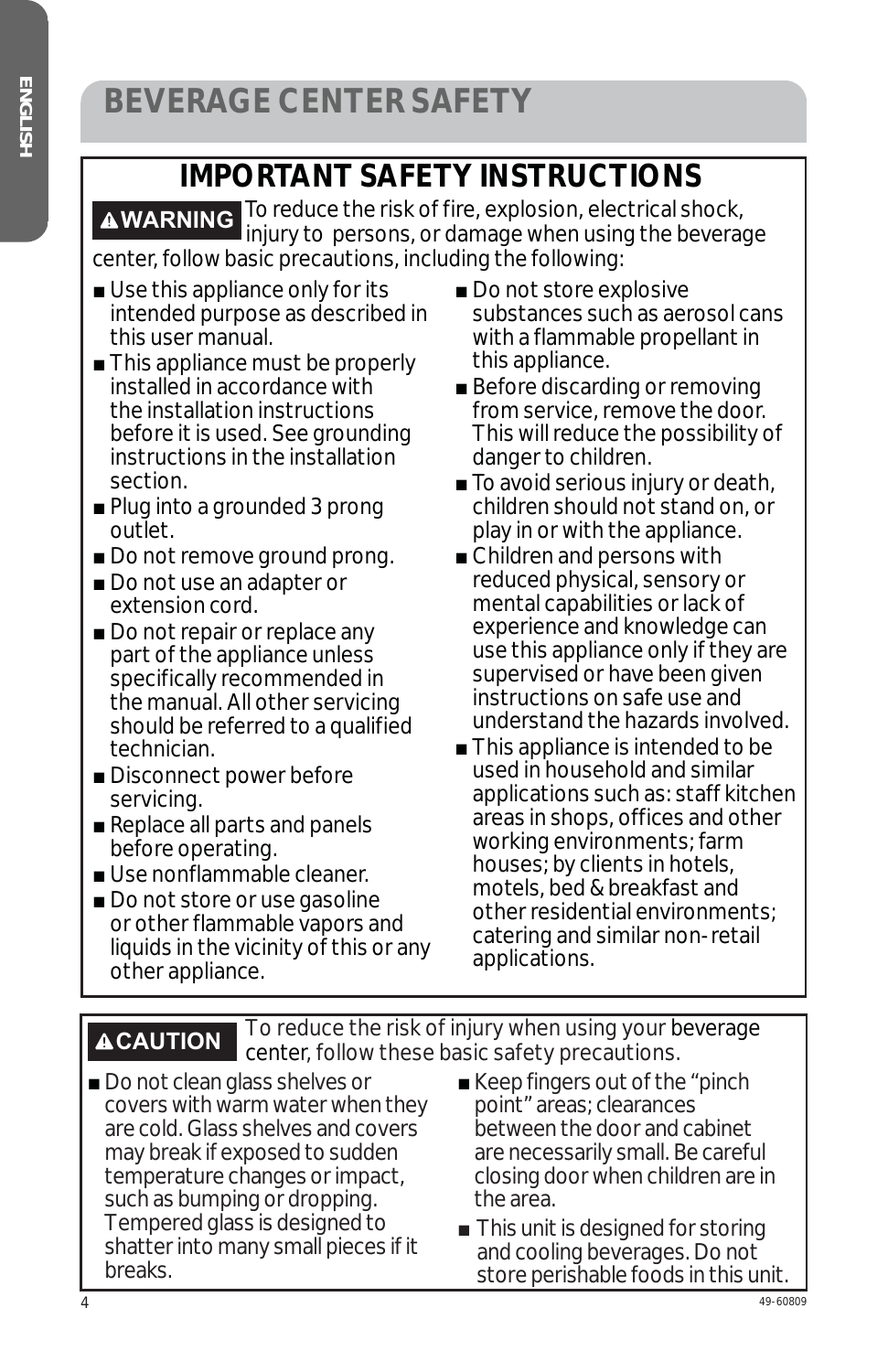# BEVERAGE CENTER SAFETY

## IMPORTANT SAFETY INSTRUCTIONS

**⚠WARNING** To reduce the risk of fire, explosion, electrical shock, injury to persons, or damage when using the beverage center, follow basic precautions, including the following:

- Use this appliance only for its intended purpose as described in this user manual.
- This appliance must be properly installed in accordance with the installation instructions before it is used. See grounding instructions in the installation section.
- Plug into a grounded 3 prong outlet.
- Do not remove ground prong.
- Do not use an adapter or extension cord.
- Do not repair or replace any part of the appliance unless specifically recommended in the manual. All other servicing should be referred to a qualified technician.
- Disconnect power before servicing.
- Replace all parts and panels before operating.
- Use nonflammable cleaner.
- Do not store or use gasoline or other flammable vapors and liquids in the vicinity of this or any other appliance.
- Do not store explosive substances such as aerosol cans with a flammable propellant in this appliance.
- Before discarding or removing from service, remove the door. This will reduce the possibility of danger to children.
- To avoid serious injury or death, children should not stand on, or play in or with the appliance.
- Children and persons with reduced physical, sensory or mental capabilities or lack of experience and knowledge can use this appliance only if they are supervised or have been given instructions on safe use and understand the hazards involved.
- This appliance is intended to be used in household and similar applications such as: staff kitchen areas in shops, offices and other working environments; farm houses; by clients in hotels, motels, bed & breakfast and other residential environments; catering and similar non-retail applications.

**⚠CAUTION** To reduce the risk of injury when using your beverage center, follow these basic safety precautions.

- Do not clean glass shelves or covers with warm water when they are cold. Glass shelves and covers may break if exposed to sudden temperature changes or impact, such as bumping or dropping. Tempered glass is designed to shatter into many small pieces if it breaks.
- Keep fingers out of the "pinch point" areas; clearances between the door and cabinet are necessarily small. Be careful closing door when children are in the area.
- This unit is designed for storing and cooling beverages. Do not store perishable foods in this unit.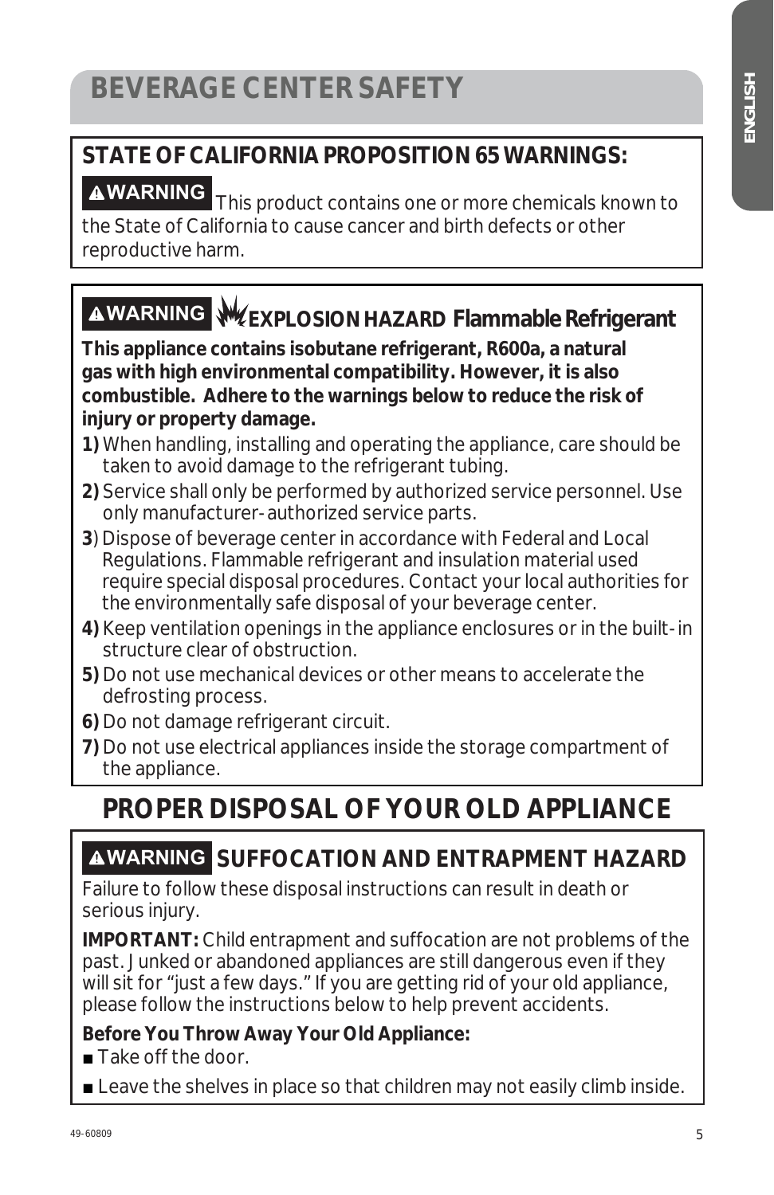# BEVERAGE CENTER SAFETY

## STATE OF CALIFORNIA PROPOSITION 65 WARNINGS:

**⚠WARNING** This product contains one or more chemicals known to the State of California to cause cancer and birth defects or other reproductive harm.

**⚠WARNING** **EXPLOSION HAZARD Flammable Refrigerant**

**This appliance contains isobutane refrigerant, R600a, a natural gas with high environmental compatibility. However, it is also combustible. Adhere to the warnings below to reduce the risk of injury or property damage.**

**1)** When handling, installing and operating the appliance, care should be taken to avoid damage to the refrigerant tubing.

**2)** Service shall only be performed by authorized service personnel. Use only manufacturer-authorized service parts.

**3**) Dispose of beverage center in accordance with Federal and Local Regulations. Flammable refrigerant and insulation material used require special disposal procedures. Contact your local authorities for the environmentally safe disposal of your beverage center.

**4)** Keep ventilation openings in the appliance enclosures or in the built-in structure clear of obstruction.

**5)** Do not use mechanical devices or other means to accelerate the defrosting process.

**6)** Do not damage refrigerant circuit.

**7)** Do not use electrical appliances inside the storage compartment of the appliance.

# PROPER DISPOSAL OF YOUR OLD APPLIANCE

**⚠WARNING** **SUFFOCATION AND ENTRAPMENT HAZARD**

Failure to follow these disposal instructions can result in death or serious injury.

**IMPORTANT:** Child entrapment and suffocation are not problems of the past. Junked or abandoned appliances are still dangerous even if they will sit for "just a few days." If you are getting rid of your old appliance, please follow the instructions below to help prevent accidents.

**Before You Throw Away Your Old Appliance:**

- Take off the door.
- Leave the shelves in place so that children may not easily climb inside.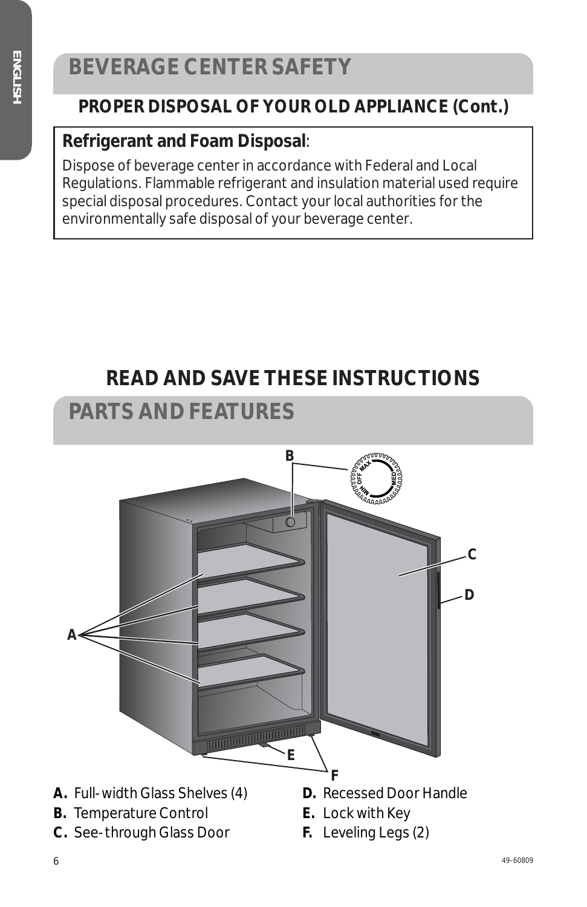# BEVERAGE CENTER SAFETY

## PROPER DISPOSAL OF YOUR OLD APPLIANCE (Cont.)

**Refrigerant and Foam Disposal**:

Dispose of beverage center in accordance with Federal and Local Regulations. Flammable refrigerant and insulation material used require special disposal procedures. Contact your local authorities for the environmentally safe disposal of your beverage center.

## READ AND SAVE THESE INSTRUCTIONS

# PARTS AND FEATURES

**A.** Full-width Glass Shelves (4)
**B.** Temperature Control
**C.** See-through Glass Door
**D.** Recessed Door Handle
**E.** Lock with Key
**F.** Leveling Legs (2)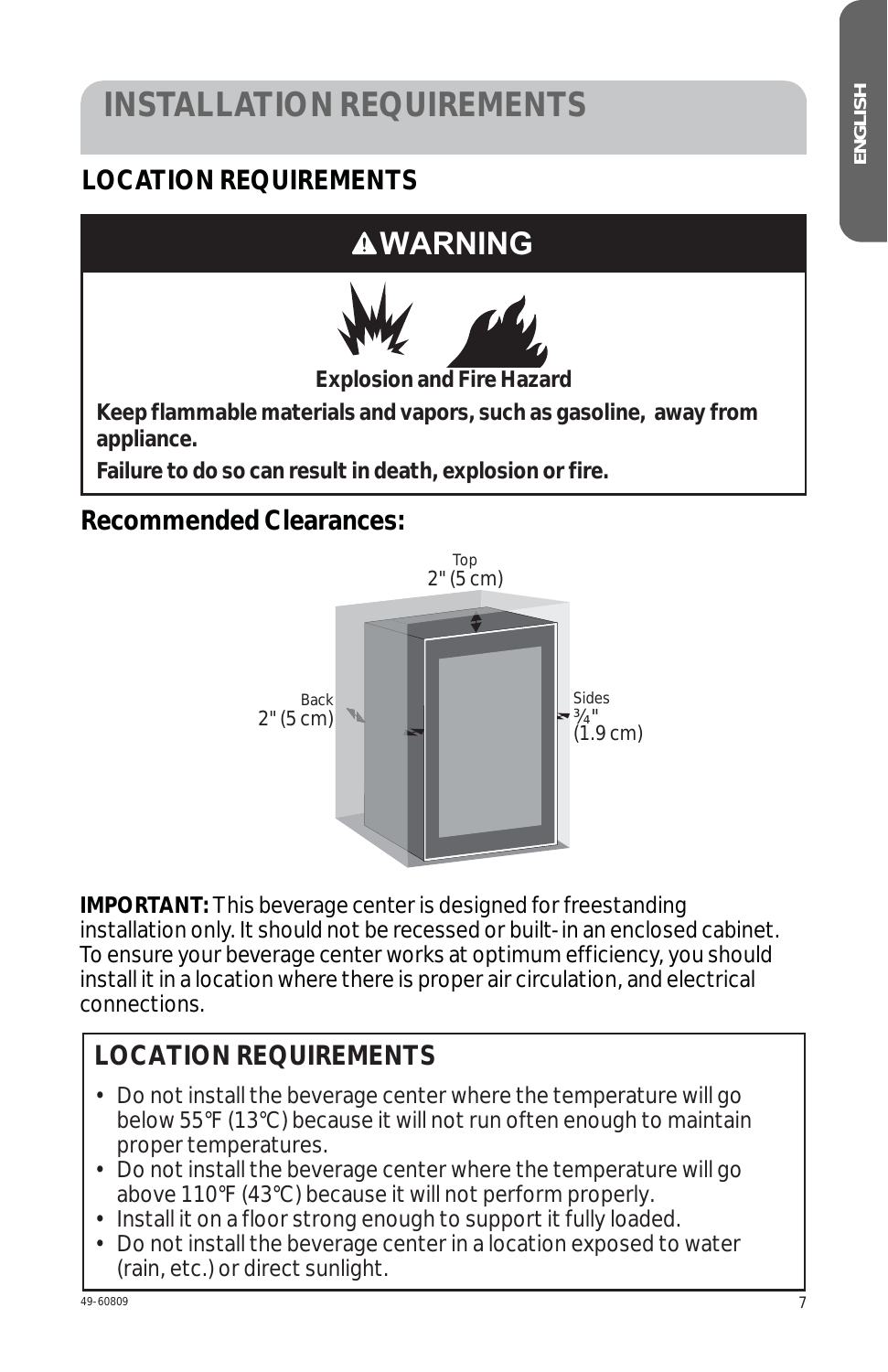# INSTALLATION REQUIREMENTS

## LOCATION REQUIREMENTS

**⚠WARNING**

**Explosion and Fire Hazard**

**Keep flammable materials and vapors, such as gasoline, away from appliance.**

**Failure to do so can result in death, explosion or fire.**

### Recommended Clearances:

Top 2" (5 cm)

Back 2" (5 cm)

Sides ¾" (1.9 cm)

**IMPORTANT:** This beverage center is designed for freestanding installation only. It should not be recessed or built-in an enclosed cabinet. To ensure your beverage center works at optimum efficiency, you should install it in a location where there is proper air circulation, and electrical connections.

## LOCATION REQUIREMENTS

- Do not install the beverage center where the temperature will go below 55°F (13°C) because it will not run often enough to maintain proper temperatures.
- Do not install the beverage center where the temperature will go above 110°F (43°C) because it will not perform properly.
- Install it on a floor strong enough to support it fully loaded.
- Do not install the beverage center in a location exposed to water (rain, etc.) or direct sunlight.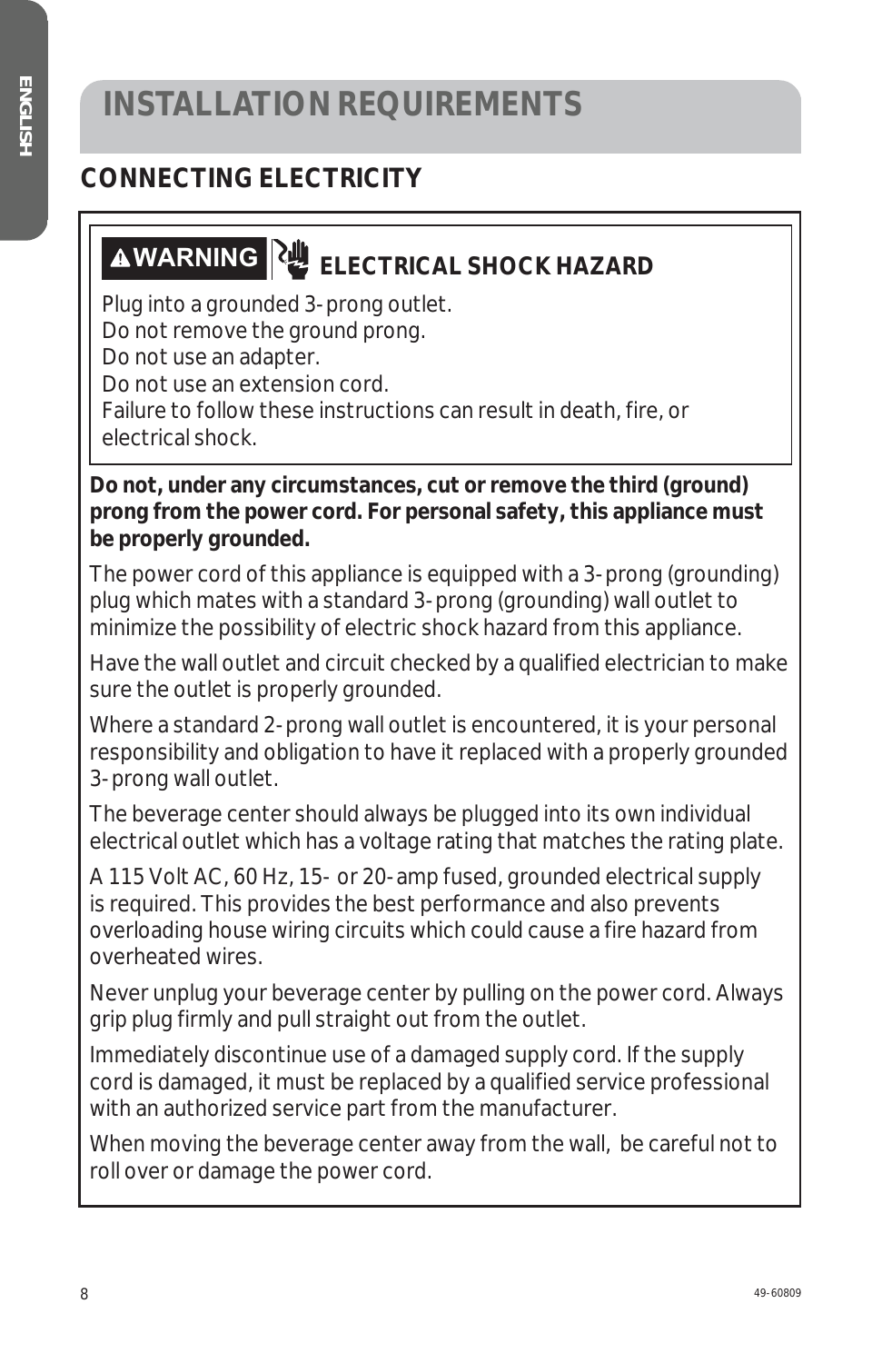# INSTALLATION REQUIREMENTS

## CONNECTING ELECTRICITY

**⚠WARNING** **ELECTRICAL SHOCK HAZARD**

Plug into a grounded 3-prong outlet.
Do not remove the ground prong.
Do not use an adapter.
Do not use an extension cord.
Failure to follow these instructions can result in death, fire, or electrical shock.

**Do not, under any circumstances, cut or remove the third (ground) prong from the power cord. For personal safety, this appliance must be properly grounded.**

The power cord of this appliance is equipped with a 3-prong (grounding) plug which mates with a standard 3-prong (grounding) wall outlet to minimize the possibility of electric shock hazard from this appliance.

Have the wall outlet and circuit checked by a qualified electrician to make sure the outlet is properly grounded.

Where a standard 2-prong wall outlet is encountered, it is your personal responsibility and obligation to have it replaced with a properly grounded 3-prong wall outlet.

The beverage center should always be plugged into its own individual electrical outlet which has a voltage rating that matches the rating plate.

A 115 Volt AC, 60 Hz, 15- or 20-amp fused, grounded electrical supply is required. This provides the best performance and also prevents overloading house wiring circuits which could cause a fire hazard from overheated wires.

Never unplug your beverage center by pulling on the power cord. Always grip plug firmly and pull straight out from the outlet.

Immediately discontinue use of a damaged supply cord. If the supply cord is damaged, it must be replaced by a qualified service professional with an authorized service part from the manufacturer.

When moving the beverage center away from the wall, be careful not to roll over or damage the power cord.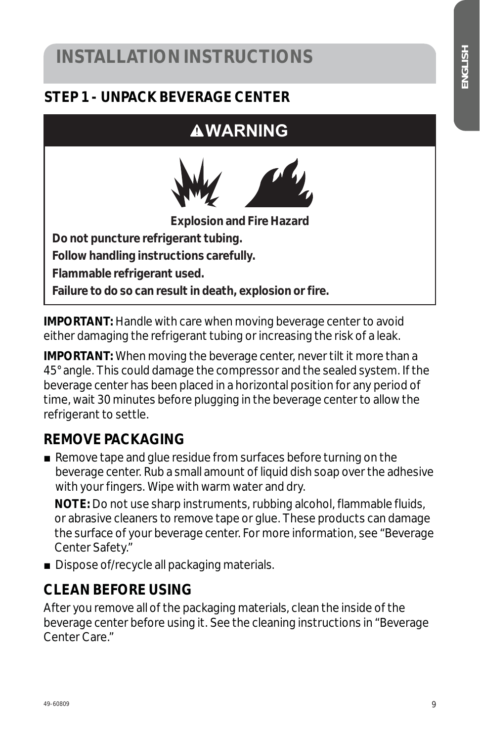# INSTALLATION INSTRUCTIONS

## STEP 1 - UNPACK BEVERAGE CENTER

**⚠WARNING**

**Explosion and Fire Hazard**

**Do not puncture refrigerant tubing.**

**Follow handling instructions carefully.**

**Flammable refrigerant used.**

**Failure to do so can result in death, explosion or fire.**

**IMPORTANT:** Handle with care when moving beverage center to avoid either damaging the refrigerant tubing or increasing the risk of a leak.

**IMPORTANT:** When moving the beverage center, never tilt it more than a 45° angle. This could damage the compressor and the sealed system. If the beverage center has been placed in a horizontal position for any period of time, wait 30 minutes before plugging in the beverage center to allow the refrigerant to settle.

### REMOVE PACKAGING

- Remove tape and glue residue from surfaces before turning on the beverage center. Rub a small amount of liquid dish soap over the adhesive with your fingers. Wipe with warm water and dry.

  **NOTE:** Do not use sharp instruments, rubbing alcohol, flammable fluids, or abrasive cleaners to remove tape or glue. These products can damage the surface of your beverage center. For more information, see "Beverage Center Safety."

- Dispose of/recycle all packaging materials.

### CLEAN BEFORE USING

After you remove all of the packaging materials, clean the inside of the beverage center before using it. See the cleaning instructions in "Beverage Center Care."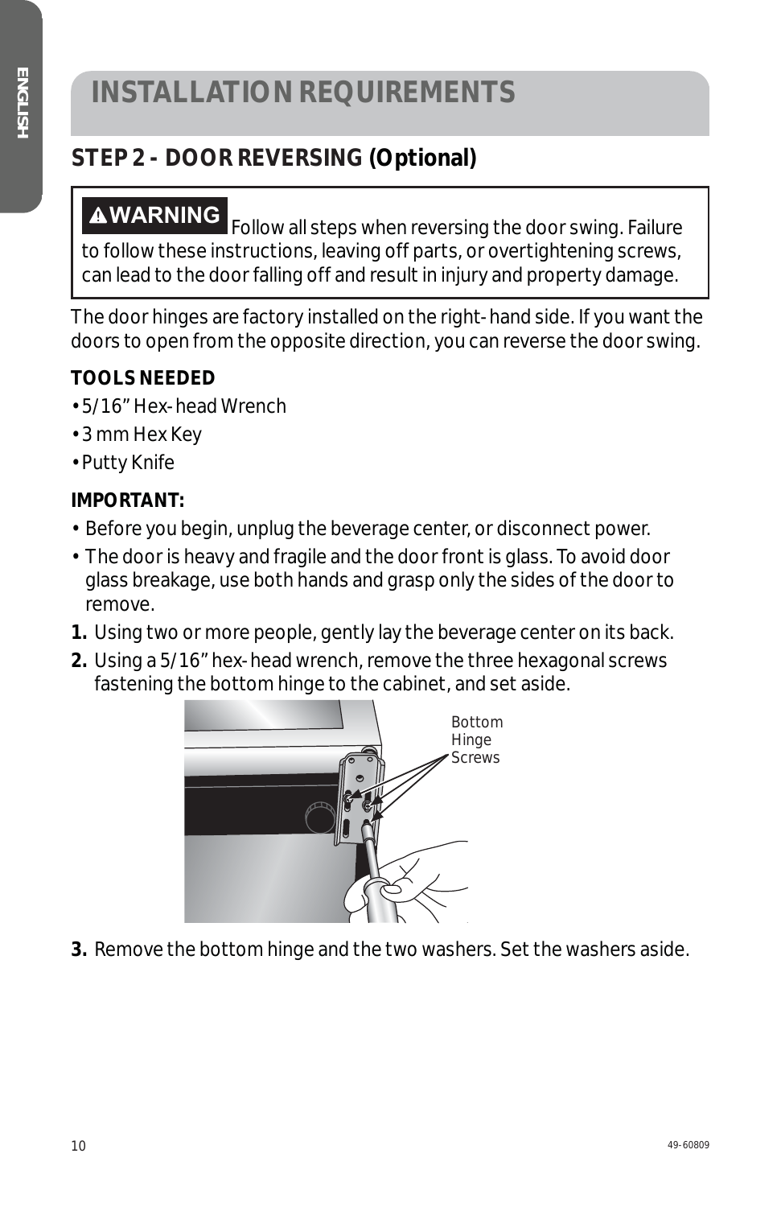# INSTALLATION REQUIREMENTS

## STEP 2 - DOOR REVERSING (Optional)

**⚠WARNING** Follow all steps when reversing the door swing. Failure to follow these instructions, leaving off parts, or overtightening screws, can lead to the door falling off and result in injury and property damage.

The door hinges are factory installed on the right-hand side. If you want the doors to open from the opposite direction, you can reverse the door swing.

**TOOLS NEEDED**

- 5/16" Hex-head Wrench
- 3 mm Hex Key
- Putty Knife

**IMPORTANT:**

- Before you begin, unplug the beverage center, or disconnect power.
- The door is heavy and fragile and the door front is glass. To avoid door glass breakage, use both hands and grasp only the sides of the door to remove.

1. Using two or more people, gently lay the beverage center on its back.
2. Using a 5/16" hex-head wrench, remove the three hexagonal screws fastening the bottom hinge to the cabinet, and set aside.

Bottom Hinge Screws

3. Remove the bottom hinge and the two washers. Set the washers aside.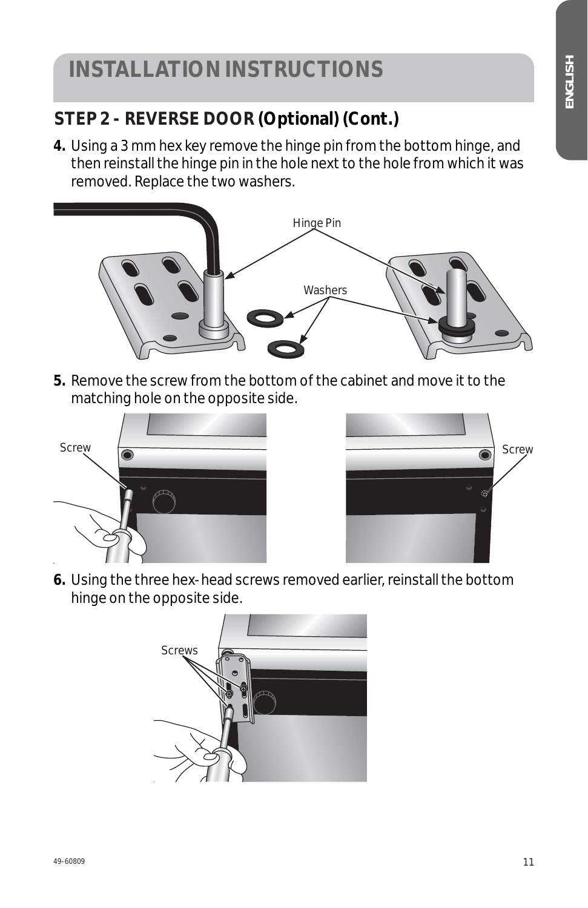# INSTALLATION INSTRUCTIONS

## STEP 2 - REVERSE DOOR (Optional) (Cont.)

4. Using a 3 mm hex key remove the hinge pin from the bottom hinge, and then reinstall the hinge pin in the hole next to the hole from which it was removed. Replace the two washers.

Hinge Pin

Washers

5. Remove the screw from the bottom of the cabinet and move it to the matching hole on the opposite side.

Screw

Screw

6. Using the three hex-head screws removed earlier, reinstall the bottom hinge on the opposite side.

Screws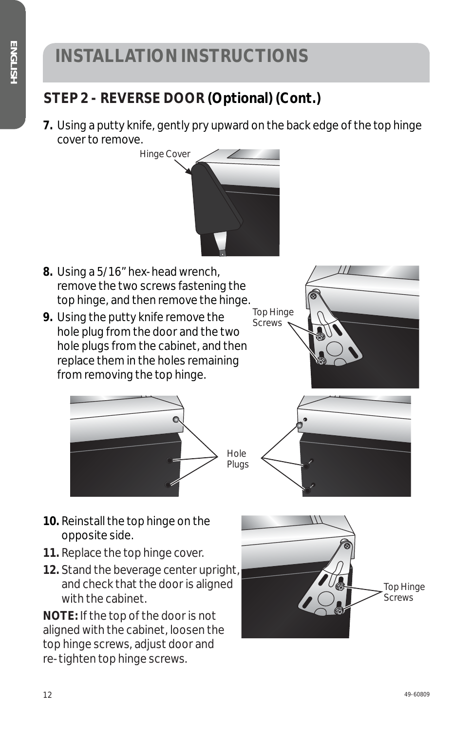# INSTALLATION INSTRUCTIONS

## STEP 2 - REVERSE DOOR (Optional) (Cont.)

7. Using a putty knife, gently pry upward on the back edge of the top hinge cover to remove.

Hinge Cover

8. Using a 5/16" hex-head wrench, remove the two screws fastening the top hinge, and then remove the hinge.

9. Using the putty knife remove the hole plug from the door and the two hole plugs from the cabinet, and then replace them in the holes remaining from removing the top hinge.

Top Hinge Screws

Hole Plugs

10. Reinstall the top hinge on the opposite side.

11. Replace the top hinge cover.

12. Stand the beverage center upright, and check that the door is aligned with the cabinet.

**NOTE:** If the top of the door is not aligned with the cabinet, loosen the top hinge screws, adjust door and re-tighten top hinge screws.

Top Hinge Screws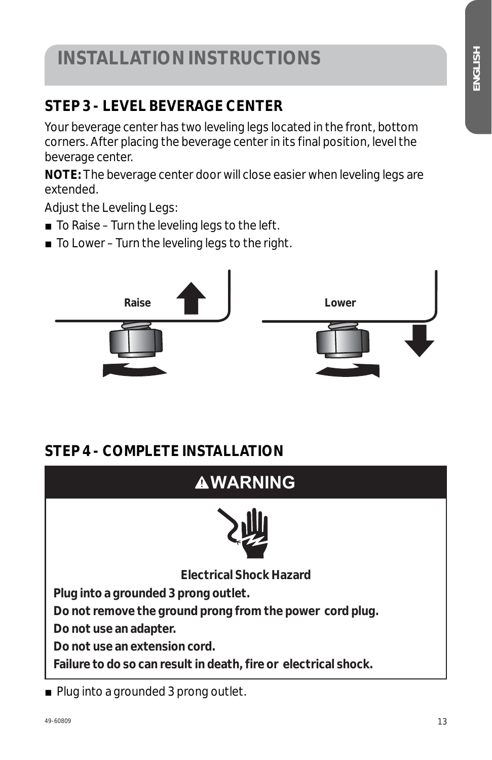# INSTALLATION INSTRUCTIONS

## STEP 3 - LEVEL BEVERAGE CENTER

Your beverage center has two leveling legs located in the front, bottom corners. After placing the beverage center in its final position, level the beverage center.

**NOTE:** The beverage center door will close easier when leveling legs are extended.

Adjust the Leveling Legs:

- To Raise – Turn the leveling legs to the left.
- To Lower – Turn the leveling legs to the right.

Raise

Lower

## STEP 4 - COMPLETE INSTALLATION

**⚠WARNING**

**Electrical Shock Hazard**

**Plug into a grounded 3 prong outlet.**

**Do not remove the ground prong from the power cord plug.**

**Do not use an adapter.**

**Do not use an extension cord.**

**Failure to do so can result in death, fire or electrical shock.**

- Plug into a grounded 3 prong outlet.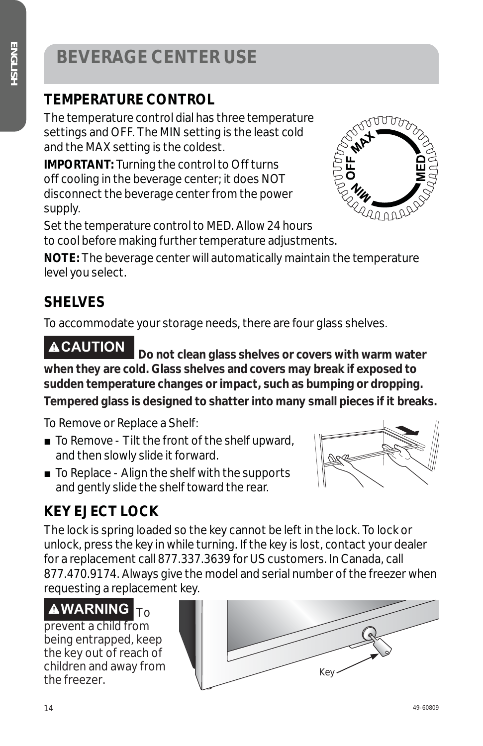# BEVERAGE CENTER USE

## TEMPERATURE CONTROL

The temperature control dial has three temperature settings and OFF. The MIN setting is the least cold and the MAX setting is the coldest.

**IMPORTANT:** Turning the control to Off turns off cooling in the beverage center; it does NOT disconnect the beverage center from the power supply.

Set the temperature control to MED. Allow 24 hours to cool before making further temperature adjustments.

**NOTE:** The beverage center will automatically maintain the temperature level you select.

## SHELVES

To accommodate your storage needs, there are four glass shelves.

**⚠CAUTION Do not clean glass shelves or covers with warm water when they are cold. Glass shelves and covers may break if exposed to sudden temperature changes or impact, such as bumping or dropping. Tempered glass is designed to shatter into many small pieces if it breaks.**

To Remove or Replace a Shelf:

- To Remove - Tilt the front of the shelf upward, and then slowly slide it forward.
- To Replace - Align the shelf with the supports and gently slide the shelf toward the rear.

## KEY EJECT LOCK

The lock is spring loaded so the key cannot be left in the lock. To lock or unlock, press the key in while turning. If the key is lost, contact your dealer for a replacement call 877.337.3639 for US customers. In Canada, call 877.470.9174. Always give the model and serial number of the freezer when requesting a replacement key.

**⚠WARNING** To prevent a child from being entrapped, keep the key out of reach of children and away from the freezer.

Key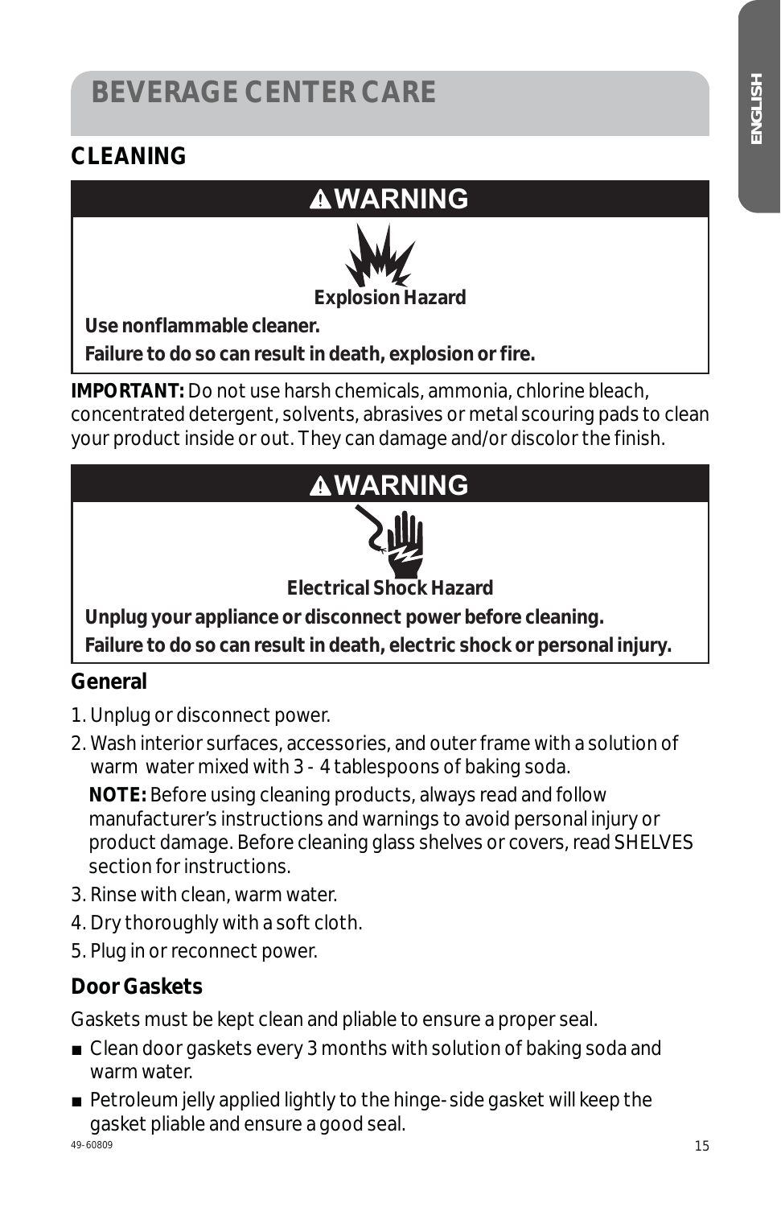# BEVERAGE CENTER CARE

## CLEANING

**⚠WARNING**

**Explosion Hazard**

**Use nonflammable cleaner.**

**Failure to do so can result in death, explosion or fire.**

**IMPORTANT:** Do not use harsh chemicals, ammonia, chlorine bleach, concentrated detergent, solvents, abrasives or metal scouring pads to clean your product inside or out. They can damage and/or discolor the finish.

**⚠WARNING**

**Electrical Shock Hazard**

**Unplug your appliance or disconnect power before cleaning.**

**Failure to do so can result in death, electric shock or personal injury.**

### General

1. Unplug or disconnect power.
2. Wash interior surfaces, accessories, and outer frame with a solution of warm water mixed with 3 - 4 tablespoons of baking soda.

   **NOTE:** Before using cleaning products, always read and follow manufacturer's instructions and warnings to avoid personal injury or product damage. Before cleaning glass shelves or covers, read SHELVES section for instructions.
3. Rinse with clean, warm water.
4. Dry thoroughly with a soft cloth.
5. Plug in or reconnect power.

### Door Gaskets

Gaskets must be kept clean and pliable to ensure a proper seal.

- Clean door gaskets every 3 months with solution of baking soda and warm water.
- Petroleum jelly applied lightly to the hinge-side gasket will keep the gasket pliable and ensure a good seal.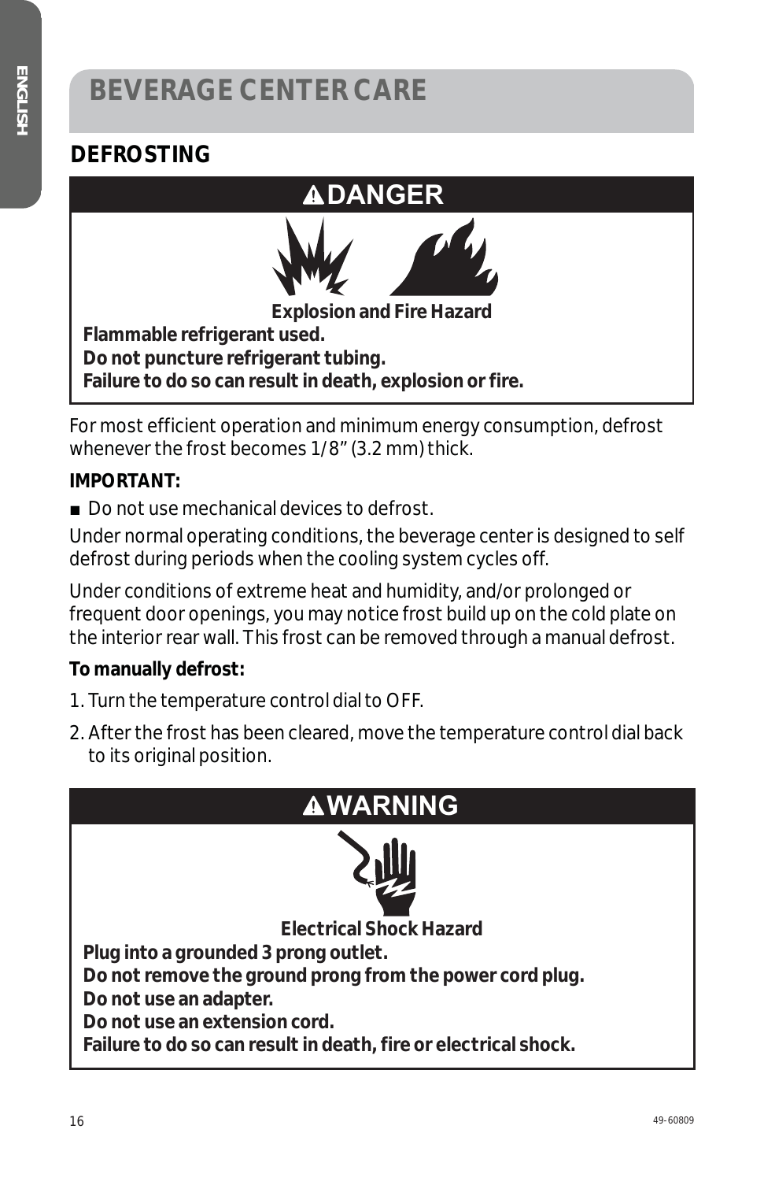# BEVERAGE CENTER CARE

## DEFROSTING

**⚠DANGER**

**Explosion and Fire Hazard**

**Flammable refrigerant used.**
**Do not puncture refrigerant tubing.**
**Failure to do so can result in death, explosion or fire.**

For most efficient operation and minimum energy consumption, defrost whenever the frost becomes 1/8” (3.2 mm) thick.

**IMPORTANT:**

- Do not use mechanical devices to defrost.

Under normal operating conditions, the beverage center is designed to self defrost during periods when the cooling system cycles off.

Under conditions of extreme heat and humidity, and/or prolonged or frequent door openings, you may notice frost build up on the cold plate on the interior rear wall. This frost can be removed through a manual defrost.

**To manually defrost:**

1. Turn the temperature control dial to OFF.
2. After the frost has been cleared, move the temperature control dial back to its original position.

**⚠WARNING**

**Electrical Shock Hazard**

**Plug into a grounded 3 prong outlet.**
**Do not remove the ground prong from the power cord plug.**
**Do not use an adapter.**
**Do not use an extension cord.**
**Failure to do so can result in death, fire or electrical shock.**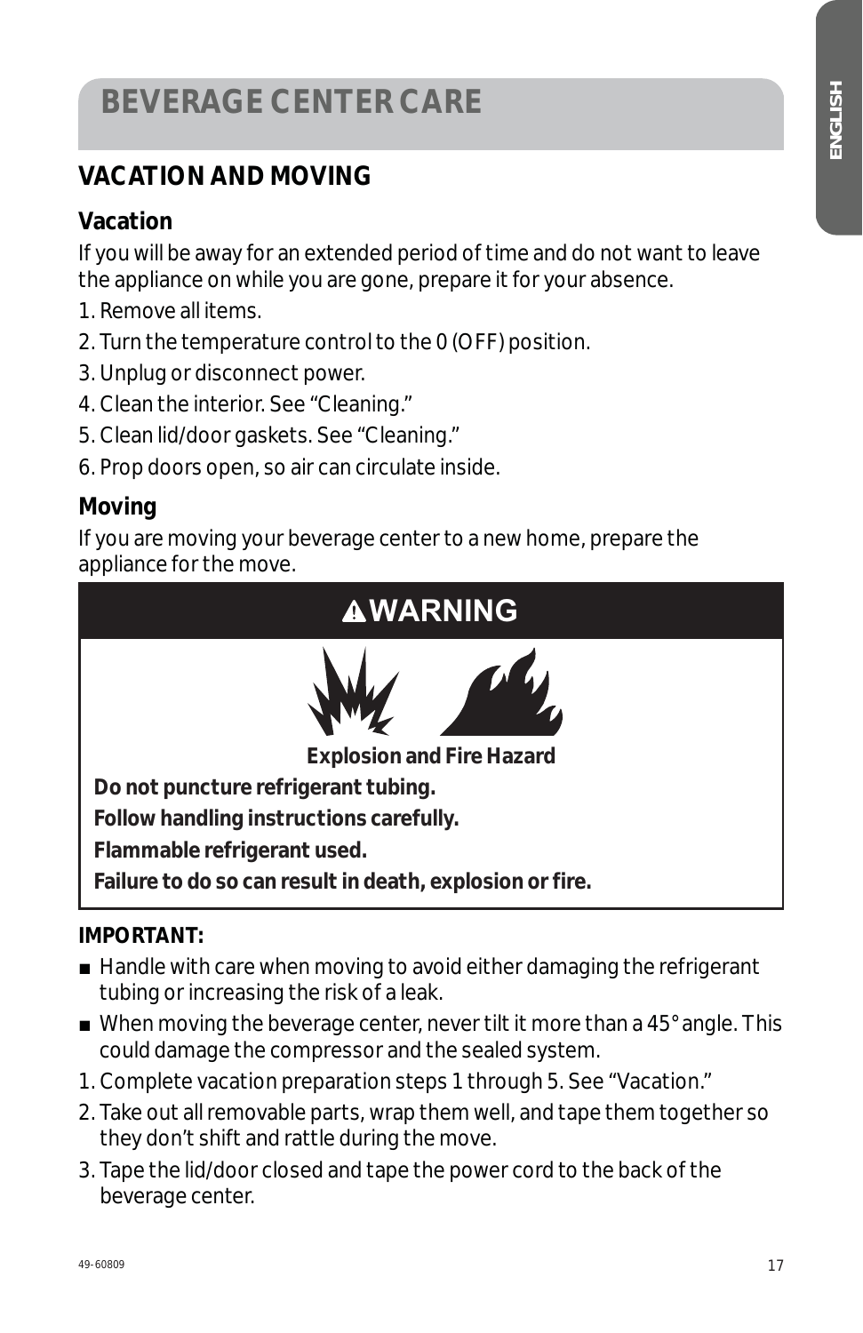# BEVERAGE CENTER CARE

## VACATION AND MOVING

### Vacation

If you will be away for an extended period of time and do not want to leave the appliance on while you are gone, prepare it for your absence.

1. Remove all items.
2. Turn the temperature control to the 0 (OFF) position.
3. Unplug or disconnect power.
4. Clean the interior. See "Cleaning."
5. Clean lid/door gaskets. See "Cleaning."
6. Prop doors open, so air can circulate inside.

### Moving

If you are moving your beverage center to a new home, prepare the appliance for the move.

> **⚠WARNING**
>
> **Explosion and Fire Hazard**
>
> **Do not puncture refrigerant tubing.**
>
> **Follow handling instructions carefully.**
>
> **Flammable refrigerant used.**
>
> **Failure to do so can result in death, explosion or fire.**

**IMPORTANT:**

- Handle with care when moving to avoid either damaging the refrigerant tubing or increasing the risk of a leak.
- When moving the beverage center, never tilt it more than a 45° angle. This could damage the compressor and the sealed system.

1. Complete vacation preparation steps 1 through 5. See "Vacation."
2. Take out all removable parts, wrap them well, and tape them together so they don't shift and rattle during the move.
3. Tape the lid/door closed and tape the power cord to the back of the beverage center.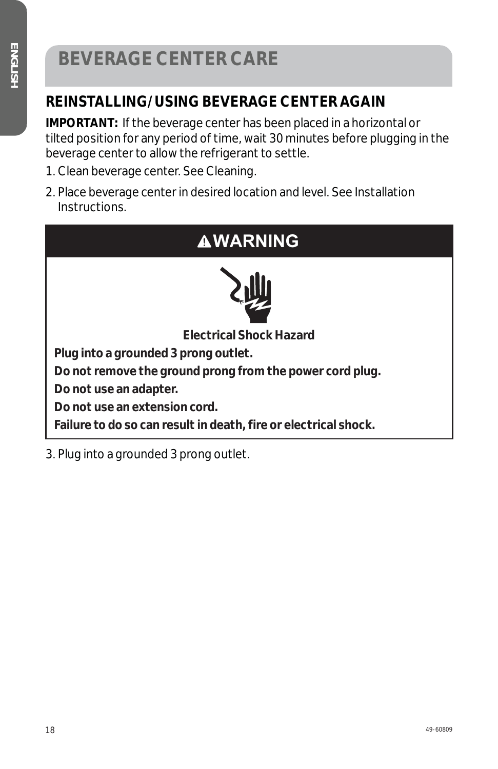# BEVERAGE CENTER CARE

## REINSTALLING/USING BEVERAGE CENTER AGAIN

**IMPORTANT:** If the beverage center has been placed in a horizontal or tilted position for any period of time, wait 30 minutes before plugging in the beverage center to allow the refrigerant to settle.

1. Clean beverage center. See Cleaning.
2. Place beverage center in desired location and level. See Installation Instructions.

### ⚠WARNING

**Electrical Shock Hazard**

**Plug into a grounded 3 prong outlet.**

**Do not remove the ground prong from the power cord plug.**

**Do not use an adapter.**

**Do not use an extension cord.**

**Failure to do so can result in death, fire or electrical shock.**

3. Plug into a grounded 3 prong outlet.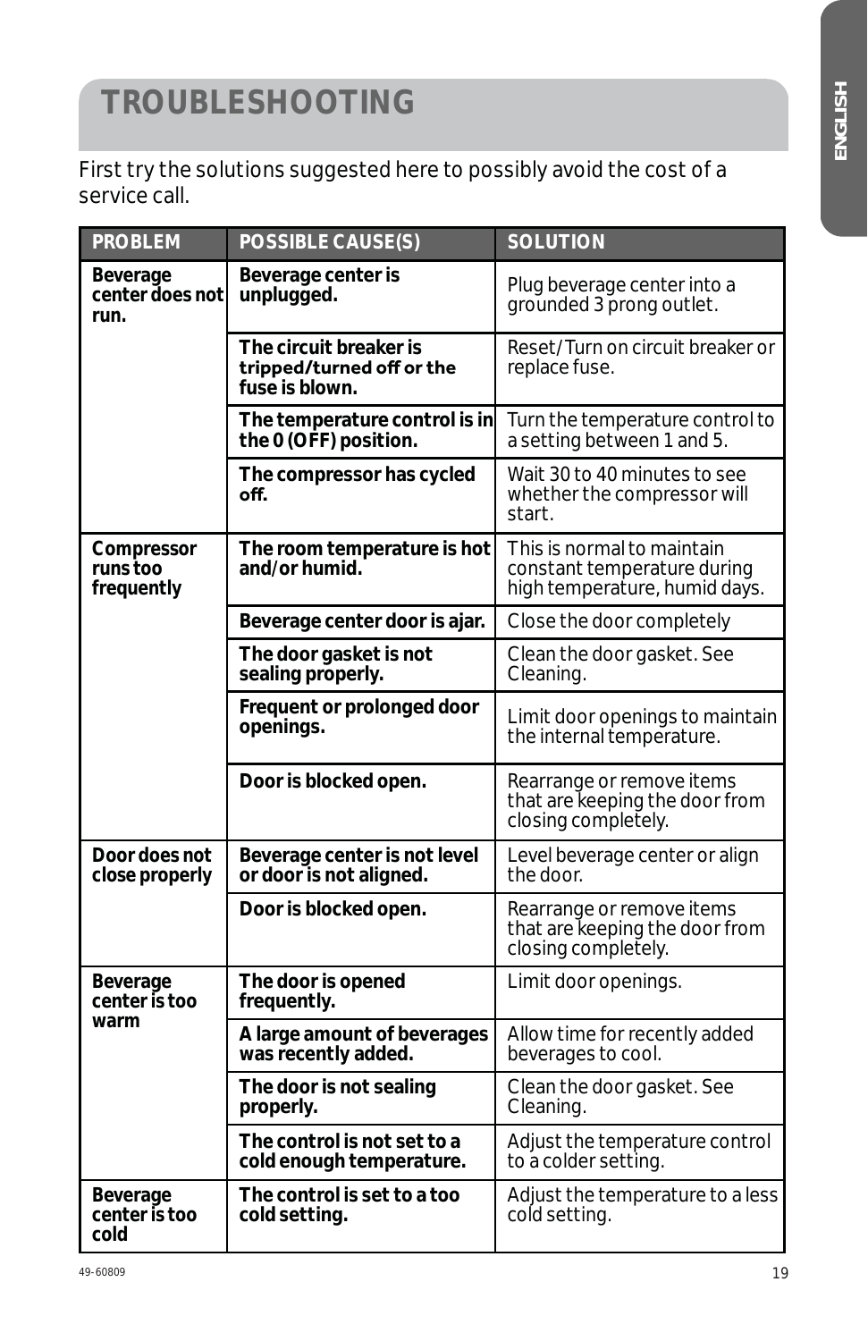# TROUBLESHOOTING

First try the solutions suggested here to possibly avoid the cost of a service call.

| PROBLEM | POSSIBLE CAUSE(S) | SOLUTION |
|---|---|---|
| **Beverage center does not run.** | **Beverage center is unplugged.** | Plug beverage center into a grounded 3 prong outlet. |
| | **The circuit breaker is tripped/turned off or the fuse is blown.** | Reset/Turn on circuit breaker or replace fuse. |
| | **The temperature control is in the 0 (OFF) position.** | Turn the temperature control to a setting between 1 and 5. |
| | **The compressor has cycled off.** | Wait 30 to 40 minutes to see whether the compressor will start. |
| **Compressor runs too frequently** | **The room temperature is hot and/or humid.** | This is normal to maintain constant temperature during high temperature, humid days. |
| | **Beverage center door is ajar.** | Close the door completely |
| | **The door gasket is not sealing properly.** | Clean the door gasket. See Cleaning. |
| | **Frequent or prolonged door openings.** | Limit door openings to maintain the internal temperature. |
| | **Door is blocked open.** | Rearrange or remove items that are keeping the door from closing completely. |
| **Door does not close properly** | **Beverage center is not level or door is not aligned.** | Level beverage center or align the door. |
| | **Door is blocked open.** | Rearrange or remove items that are keeping the door from closing completely. |
| **Beverage center is too warm** | **The door is opened frequently.** | Limit door openings. |
| | **A large amount of beverages was recently added.** | Allow time for recently added beverages to cool. |
| | **The door is not sealing properly.** | Clean the door gasket. See Cleaning. |
| | **The control is not set to a cold enough temperature.** | Adjust the temperature control to a colder setting. |
| **Beverage center is too cold** | **The control is set to a too cold setting.** | Adjust the temperature to a less cold setting. |

49-60809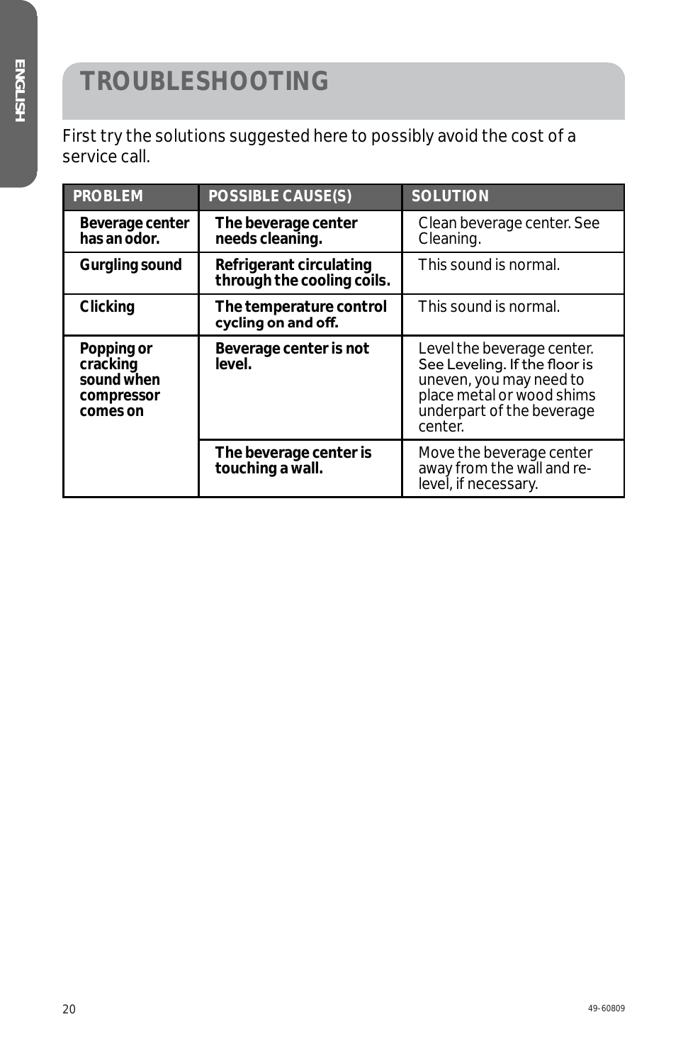# TROUBLESHOOTING

First try the solutions suggested here to possibly avoid the cost of a service call.

| PROBLEM | POSSIBLE CAUSE(S) | SOLUTION |
|---|---|---|
| **Beverage center has an odor.** | **The beverage center needs cleaning.** | Clean beverage center. See Cleaning. |
| **Gurgling sound** | **Refrigerant circulating through the cooling coils.** | This sound is normal. |
| **Clicking** | **The temperature control cycling on and off.** | This sound is normal. |
| **Popping or cracking sound when compressor comes on** | **Beverage center is not level.** | Level the beverage center. See Leveling. If the floor is uneven, you may need to place metal or wood shims underpart of the beverage center. |
| | **The beverage center is touching a wall.** | Move the beverage center away from the wall and re-level, if necessary. |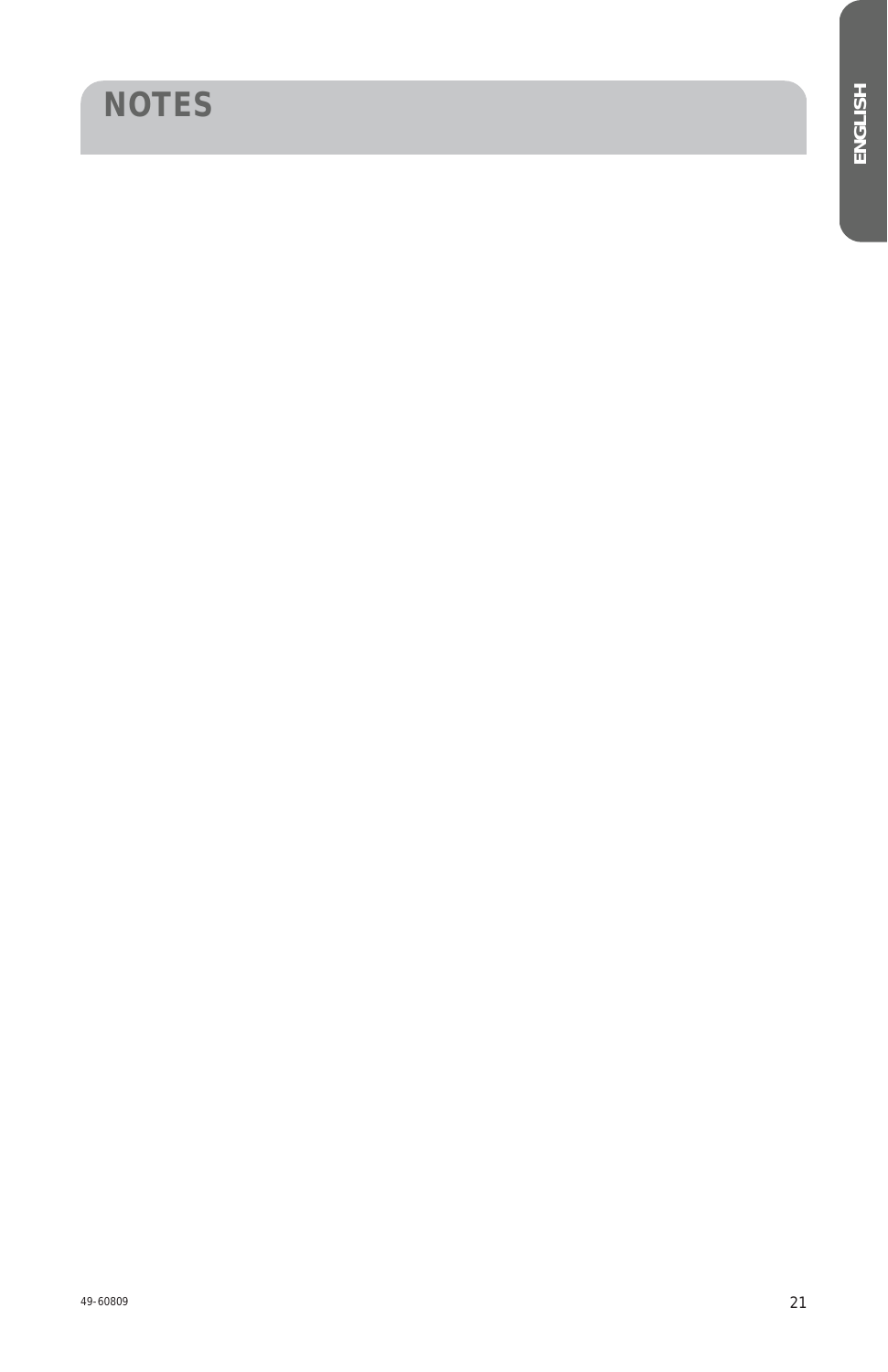# NOTES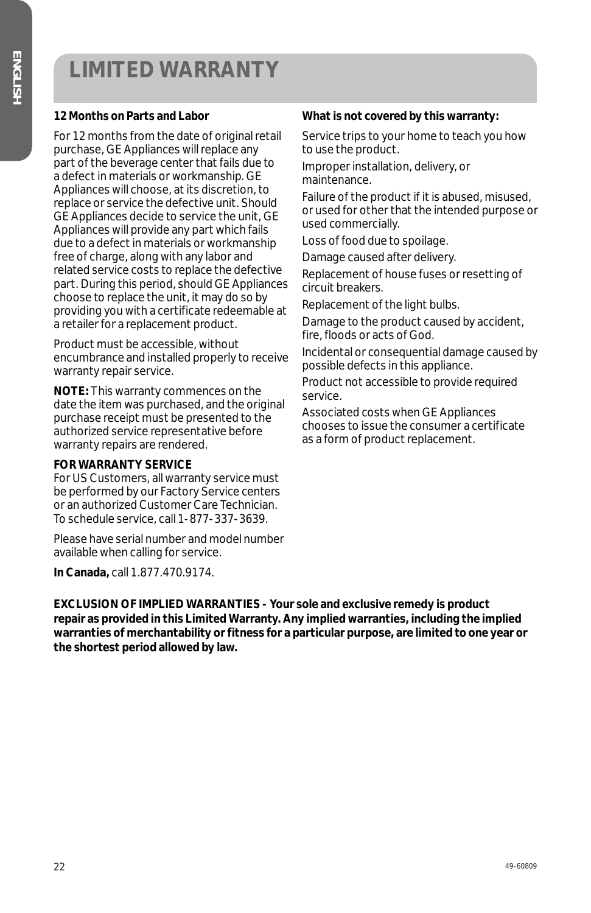# LIMITED WARRANTY

**12 Months on Parts and Labor**

For 12 months from the date of original retail purchase, GE Appliances will replace any part of the beverage center that fails due to a defect in materials or workmanship. GE Appliances will choose, at its discretion, to replace or service the defective unit. Should GE Appliances decide to service the unit, GE Appliances will provide any part which fails due to a defect in materials or workmanship free of charge, along with any labor and related service costs to replace the defective part. During this period, should GE Appliances choose to replace the unit, it may do so by providing you with a certificate redeemable at a retailer for a replacement product.

Product must be accessible, without encumbrance and installed properly to receive warranty repair service.

**NOTE:** This warranty commences on the date the item was purchased, and the original purchase receipt must be presented to the authorized service representative before warranty repairs are rendered.

**FOR WARRANTY SERVICE**
For US Customers, all warranty service must be performed by our Factory Service centers or an authorized Customer Care Technician. To schedule service, call 1-877-337-3639.

Please have serial number and model number available when calling for service.

**In Canada,** call 1.877.470.9174.

**What is not covered by this warranty:**

Service trips to your home to teach you how to use the product.

Improper installation, delivery, or maintenance.

Failure of the product if it is abused, misused, or used for other that the intended purpose or used commercially.

Loss of food due to spoilage.

Damage caused after delivery.

Replacement of house fuses or resetting of circuit breakers.

Replacement of the light bulbs.

Damage to the product caused by accident, fire, floods or acts of God.

Incidental or consequential damage caused by possible defects in this appliance.

Product not accessible to provide required service.

Associated costs when GE Appliances chooses to issue the consumer a certificate as a form of product replacement.

**EXCLUSION OF IMPLIED WARRANTIES - Your sole and exclusive remedy is product repair as provided in this Limited Warranty. Any implied warranties, including the implied warranties of merchantability or fitness for a particular purpose, are limited to one year or the shortest period allowed by law.**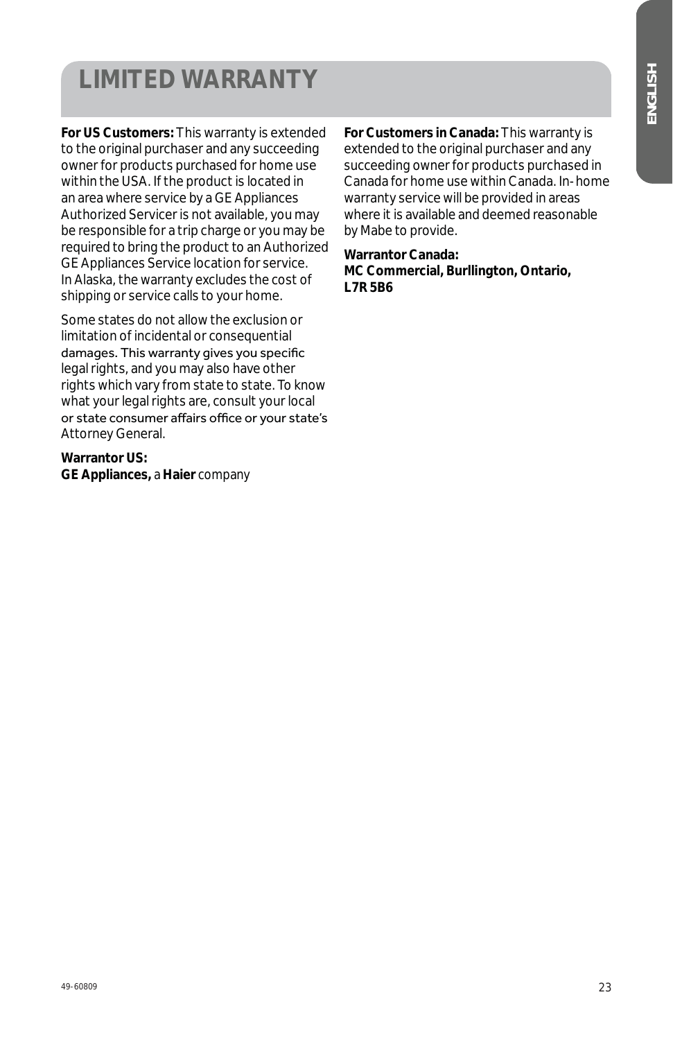# LIMITED WARRANTY

**For US Customers:** This warranty is extended to the original purchaser and any succeeding owner for products purchased for home use within the USA. If the product is located in an area where service by a GE Appliances Authorized Servicer is not available, you may be responsible for a trip charge or you may be required to bring the product to an Authorized GE Appliances Service location for service. In Alaska, the warranty excludes the cost of shipping or service calls to your home.

Some states do not allow the exclusion or limitation of incidental or consequential damages. This warranty gives you specific legal rights, and you may also have other rights which vary from state to state. To know what your legal rights are, consult your local or state consumer affairs office or your state's Attorney General.

**Warrantor US:**
**GE Appliances,** a **Haier** company

**For Customers in Canada:** This warranty is extended to the original purchaser and any succeeding owner for products purchased in Canada for home use within Canada. In-home warranty service will be provided in areas where it is available and deemed reasonable by Mabe to provide.

**Warrantor Canada:**
**MC Commercial, Burllington, Ontario, L7R 5B6**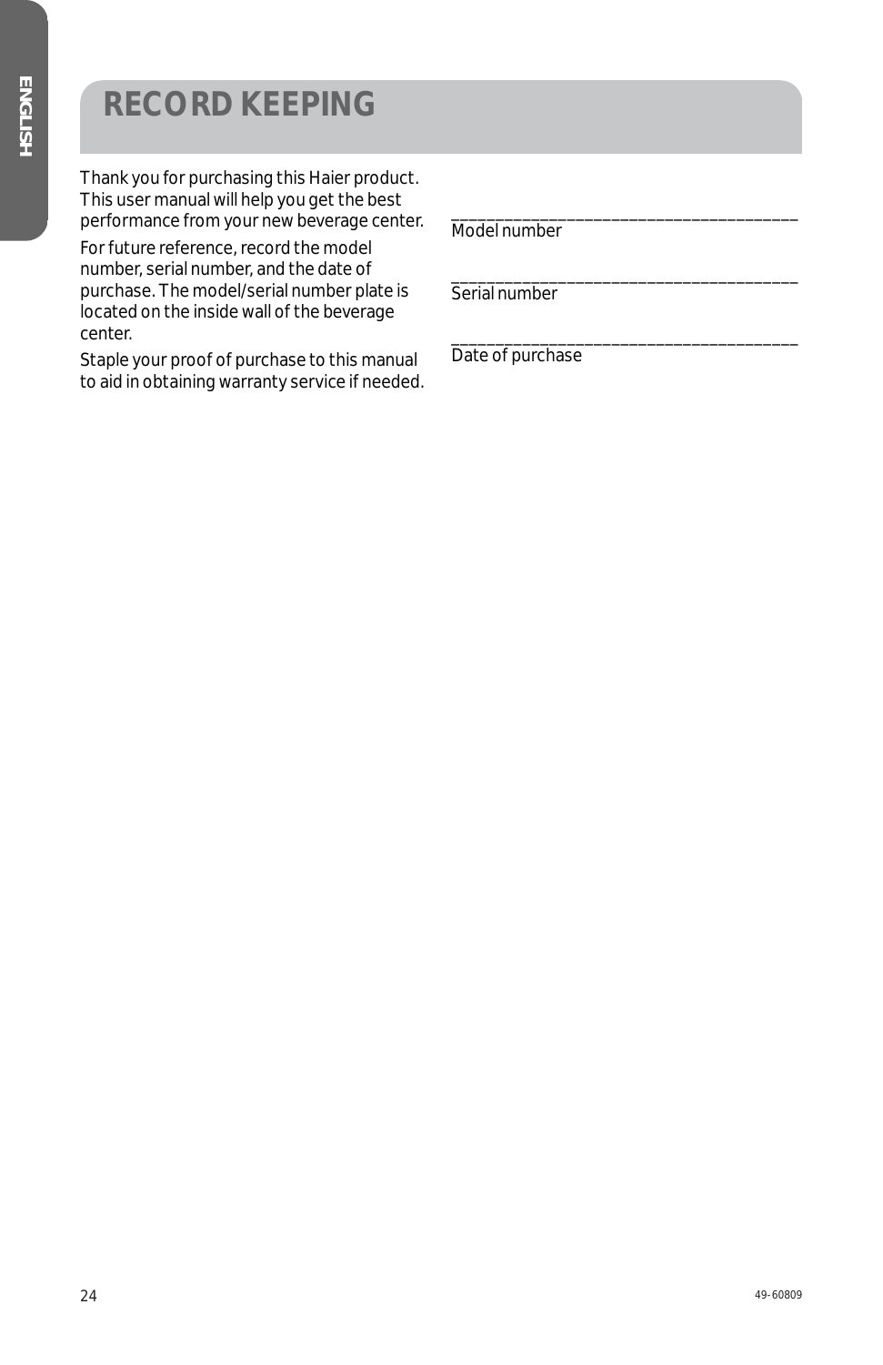# RECORD KEEPING

Thank you for purchasing this Haier product. This user manual will help you get the best performance from your new beverage center.

For future reference, record the model number, serial number, and the date of purchase. The model/serial number plate is located on the inside wall of the beverage center.

Staple your proof of purchase to this manual to aid in obtaining warranty service if needed.

________________________________________
Model number

________________________________________
Serial number

________________________________________
Date of purchase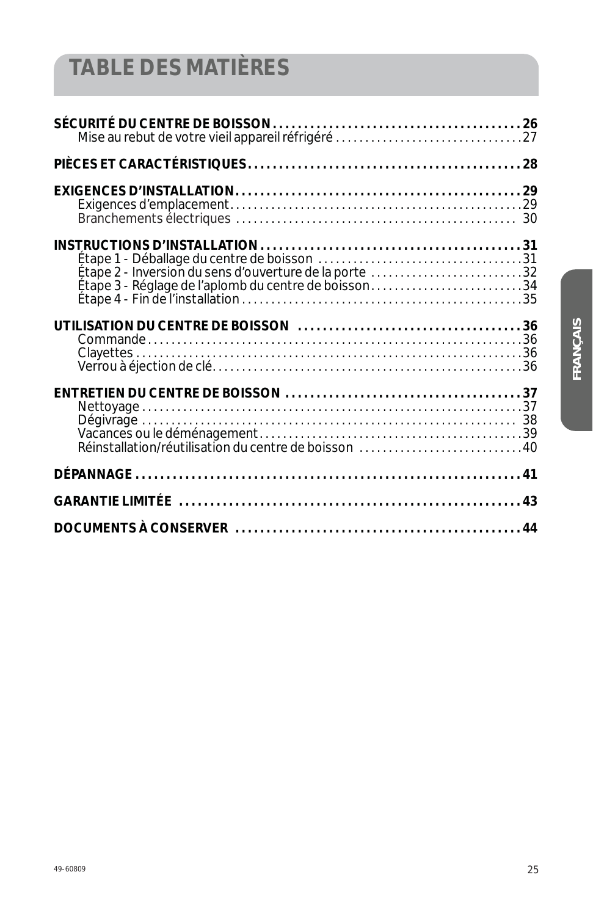# TABLE DES MATIÈRES

**SÉCURITÉ DU CENTRE DE BOISSON . . . . . . . . . . 26**
- Mise au rebut de votre vieil appareil réfrigéré . . . . . . . . . . 27

**PIÈCES ET CARACTÉRISTIQUES . . . . . . . . . . 28**

**EXIGENCES D'INSTALLATION . . . . . . . . . . 29**
- Exigences d'emplacement . . . . . . . . . . 29
- Branchements électriques . . . . . . . . . . 30

**INSTRUCTIONS D'INSTALLATION . . . . . . . . . . 31**
- Étape 1 - Déballage du centre de boisson . . . . . . . . . . 31
- Étape 2 - Inversion du sens d'ouverture de la porte . . . . . . . . . . 32
- Étape 3 - Réglage de l'aplomb du centre de boisson . . . . . . . . . . 34
- Étape 4 - Fin de l'installation . . . . . . . . . . 35

**UTILISATION DU CENTRE DE BOISSON . . . . . . . . . . 36**
- Commande . . . . . . . . . . 36
- Clayettes . . . . . . . . . . 36
- Verrou à éjection de clé . . . . . . . . . . 36

**ENTRETIEN DU CENTRE DE BOISSON . . . . . . . . . . 37**
- Nettoyage . . . . . . . . . . 37
- Dégivrage . . . . . . . . . . 38
- Vacances ou le déménagement . . . . . . . . . . 39
- Réinstallation/réutilisation du centre de boisson . . . . . . . . . . 40

**DÉPANNAGE . . . . . . . . . . 41**

**GARANTIE LIMITÉE . . . . . . . . . . 43**

**DOCUMENTS À CONSERVER . . . . . . . . . . 44**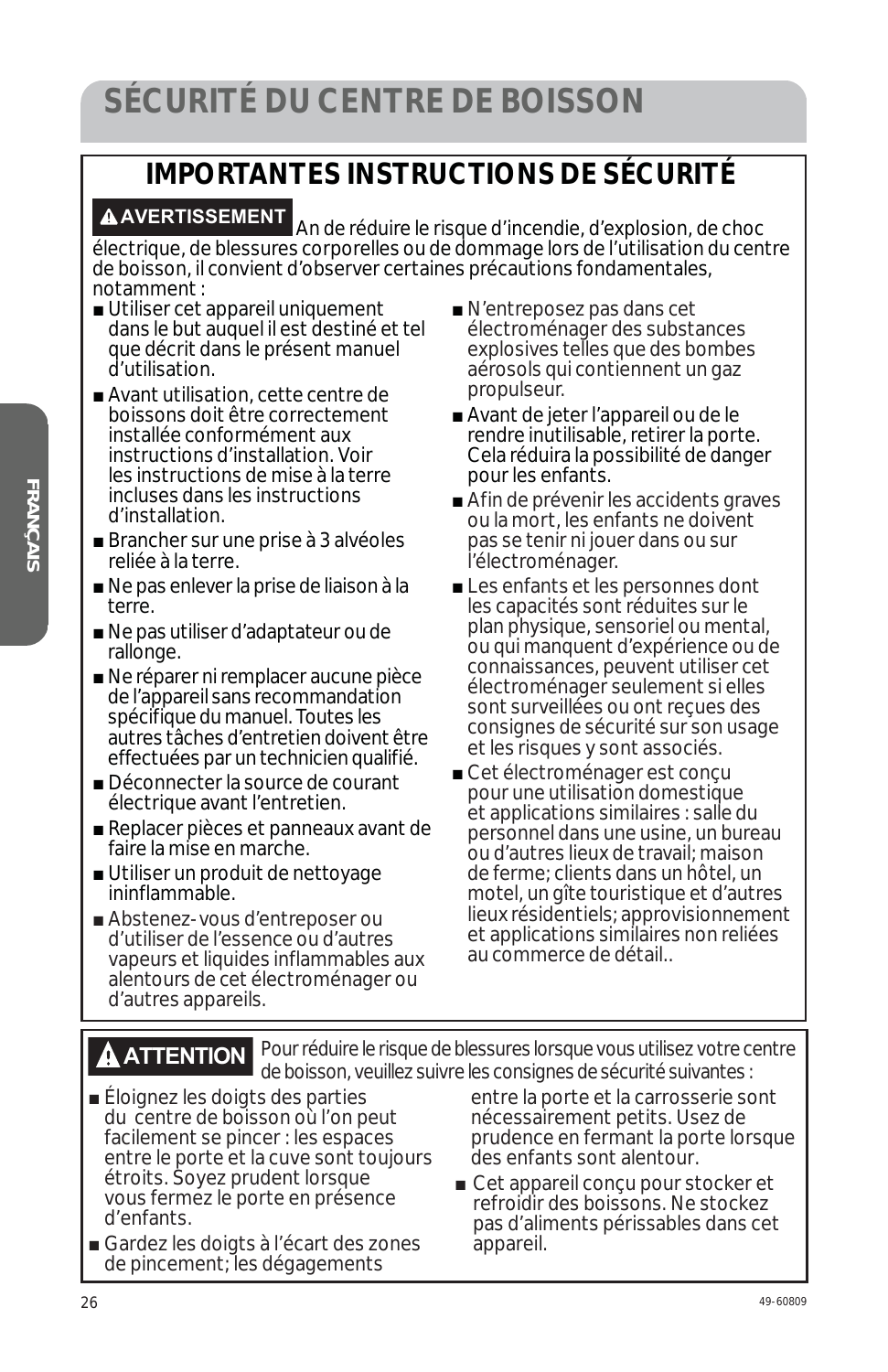# SÉCURITÉ DU CENTRE DE BOISSON

## IMPORTANTES INSTRUCTIONS DE SÉCURITÉ

**⚠ AVERTISSEMENT** An de réduire le risque d'incendie, d'explosion, de choc électrique, de blessures corporelles ou de dommage lors de l'utilisation du centre de boisson, il convient d'observer certaines précautions fondamentales, notamment :

- Utiliser cet appareil uniquement dans le but auquel il est destiné et tel que décrit dans le présent manuel d'utilisation.
- Avant utilisation, cette centre de boissons doit être correctement installée conformément aux instructions d'installation. Voir les instructions de mise à la terre incluses dans les instructions d'installation.
- Brancher sur une prise à 3 alvéoles reliée à la terre.
- Ne pas enlever la prise de liaison à la terre.
- Ne pas utiliser d'adaptateur ou de rallonge.
- Ne réparer ni remplacer aucune pièce de l'appareil sans recommandation spécifique du manuel. Toutes les autres tâches d'entretien doivent être effectuées par un technicien qualifié.
- Déconnecter la source de courant électrique avant l'entretien.
- Replacer pièces et panneaux avant de faire la mise en marche.
- Utiliser un produit de nettoyage ininflammable.
- Abstenez-vous d'entreposer ou d'utiliser de l'essence ou d'autres vapeurs et liquides inflammables aux alentours de cet électroménager ou d'autres appareils.
- N'entreposez pas dans cet électroménager des substances explosives telles que des bombes aérosols qui contiennent un gaz propulseur.
- Avant de jeter l'appareil ou de le rendre inutilisable, retirer la porte. Cela réduira la possibilité de danger pour les enfants.
- Afin de prévenir les accidents graves ou la mort, les enfants ne doivent pas se tenir ni jouer dans ou sur l'électroménager.
- Les enfants et les personnes dont les capacités sont réduites sur le plan physique, sensoriel ou mental, ou qui manquent d'expérience ou de connaissances, peuvent utiliser cet électroménager seulement si elles sont surveillées ou ont reçues des consignes de sécurité sur son usage et les risques y sont associés.
- Cet électroménager est conçu pour une utilisation domestique et applications similaires : salle du personnel dans une usine, un bureau ou d'autres lieux de travail; maison de ferme; clients dans un hôtel, un motel, un gîte touristique et d'autres lieux résidentiels; approvisionnement et applications similaires non reliées au commerce de détail..

**⚠ ATTENTION** Pour réduire le risque de blessures lorsque vous utilisez votre centre de boisson, veuillez suivre les consignes de sécurité suivantes :

- Éloignez les doigts des parties du centre de boisson où l'on peut facilement se pincer : les espaces entre le porte et la cuve sont toujours étroits. Soyez prudent lorsque vous fermez le porte en présence d'enfants.
- Gardez les doigts à l'écart des zones de pincement; les dégagements entre la porte et la carrosserie sont nécessairement petits. Usez de prudence en fermant la porte lorsque des enfants sont alentour.
- Cet appareil conçu pour stocker et refroidir des boissons. Ne stockez pas d'aliments périssables dans cet appareil.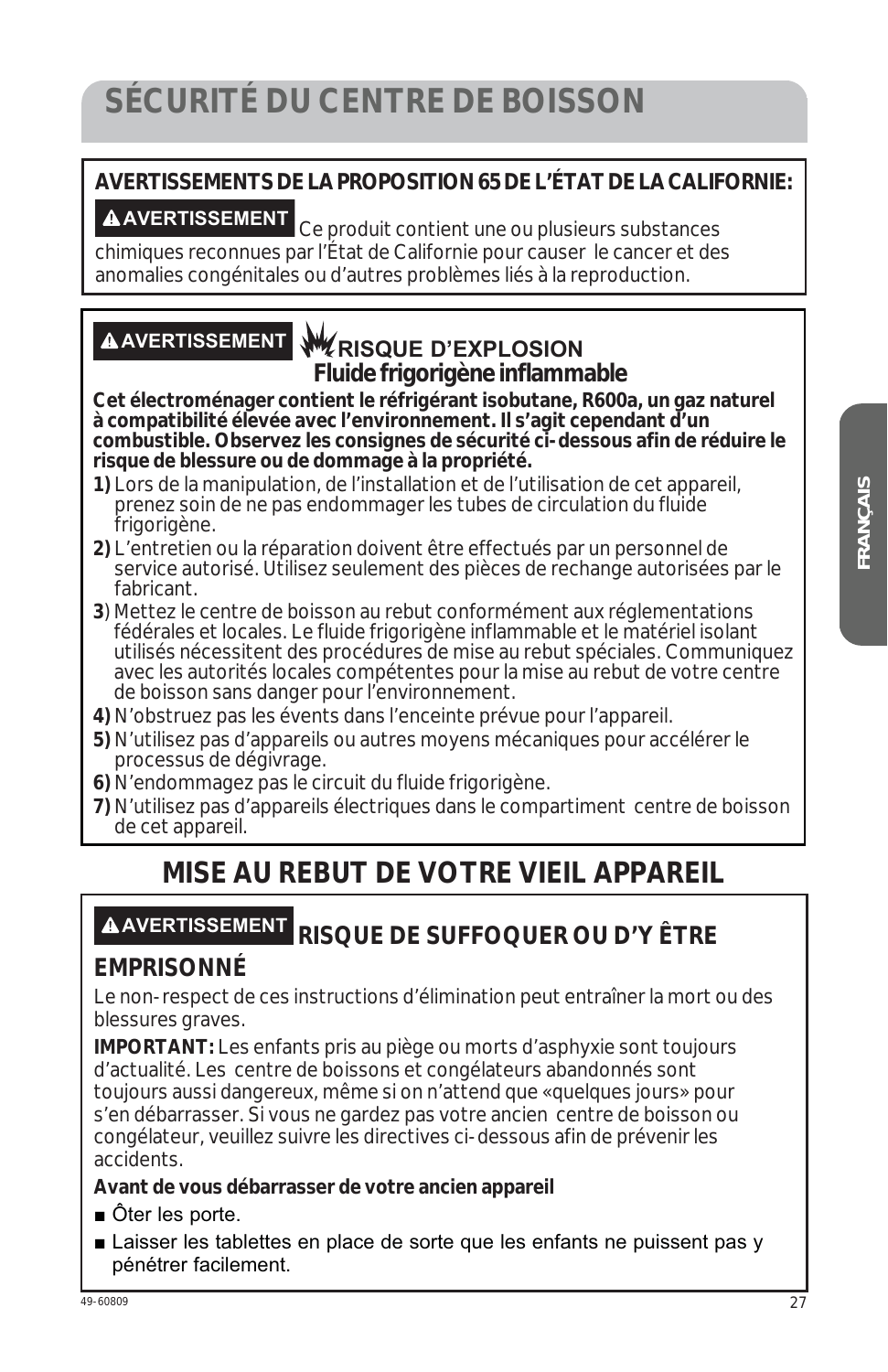# SÉCURITÉ DU CENTRE DE BOISSON

**AVERTISSEMENTS DE LA PROPOSITION 65 DE L'ÉTAT DE LA CALIFORNIE:**

**⚠ AVERTISSEMENT** Ce produit contient une ou plusieurs substances chimiques reconnues par l'État de Californie pour causer le cancer et des anomalies congénitales ou d'autres problèmes liés à la reproduction.

**⚠ AVERTISSEMENT** **RISQUE D'EXPLOSION**
**Fluide frigorigène inflammable**

**Cet électroménager contient le réfrigérant isobutane, R600a, un gaz naturel à compatibilité élevée avec l'environnement. Il s'agit cependant d'un combustible. Observez les consignes de sécurité ci-dessous afin de réduire le risque de blessure ou de dommage à la propriété.**

**1)** Lors de la manipulation, de l'installation et de l'utilisation de cet appareil, prenez soin de ne pas endommager les tubes de circulation du fluide frigorigène.

**2)** L'entretien ou la réparation doivent être effectués par un personnel de service autorisé. Utilisez seulement des pièces de rechange autorisées par le fabricant.

**3**) Mettez le centre de boisson au rebut conformément aux réglementations fédérales et locales. Le fluide frigorigène inflammable et le matériel isolant utilisés nécessitent des procédures de mise au rebut spéciales. Communiquez avec les autorités locales compétentes pour la mise au rebut de votre centre de boisson sans danger pour l'environnement.

**4)** N'obstruez pas les évents dans l'enceinte prévue pour l'appareil.

**5)** N'utilisez pas d'appareils ou autres moyens mécaniques pour accélérer le processus de dégivrage.

**6)** N'endommagez pas le circuit du fluide frigorigène.

**7)** N'utilisez pas d'appareils électriques dans le compartiment centre de boisson de cet appareil.

## MISE AU REBUT DE VOTRE VIEIL APPAREIL

**⚠ AVERTISSEMENT** **RISQUE DE SUFFOQUER OU D'Y ÊTRE EMPRISONNÉ**

Le non-respect de ces instructions d'élimination peut entraîner la mort ou des blessures graves.

**IMPORTANT:** Les enfants pris au piège ou morts d'asphyxie sont toujours d'actualité. Les centre de boissons et congélateurs abandonnés sont toujours aussi dangereux, même si on n'attend que «quelques jours» pour s'en débarrasser. Si vous ne gardez pas votre ancien centre de boisson ou congélateur, veuillez suivre les directives ci-dessous afin de prévenir les accidents.

**Avant de vous débarrasser de votre ancien appareil**

- Ôter les porte.
- Laisser les tablettes en place de sorte que les enfants ne puissent pas y pénétrer facilement.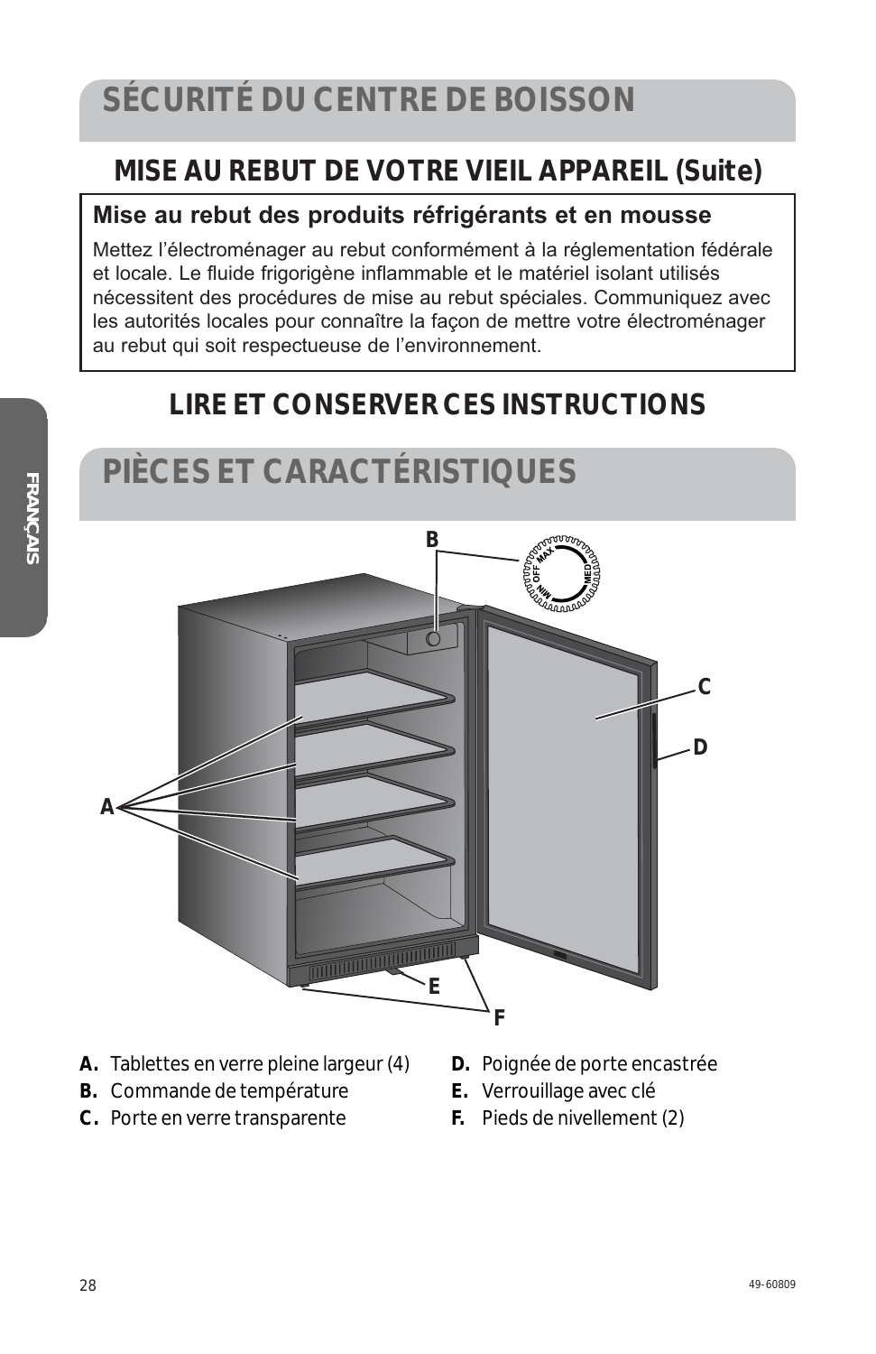# SÉCURITÉ DU CENTRE DE BOISSON

## MISE AU REBUT DE VOTRE VIEIL APPAREIL (Suite)

### Mise au rebut des produits réfrigérants et en mousse

Mettez l'électroménager au rebut conformément à la réglementation fédérale et locale. Le fluide frigorigène inflammable et le matériel isolant utilisés nécessitent des procédures de mise au rebut spéciales. Communiquez avec les autorités locales pour connaître la façon de mettre votre électroménager au rebut qui soit respectueuse de l'environnement.

## LIRE ET CONSERVER CES INSTRUCTIONS

# PIÈCES ET CARACTÉRISTIQUES

- **A.** Tablettes en verre pleine largeur (4)
- **B.** Commande de température
- **C.** Porte en verre transparente
- **D.** Poignée de porte encastrée
- **E.** Verrouillage avec clé
- **F.** Pieds de nivellement (2)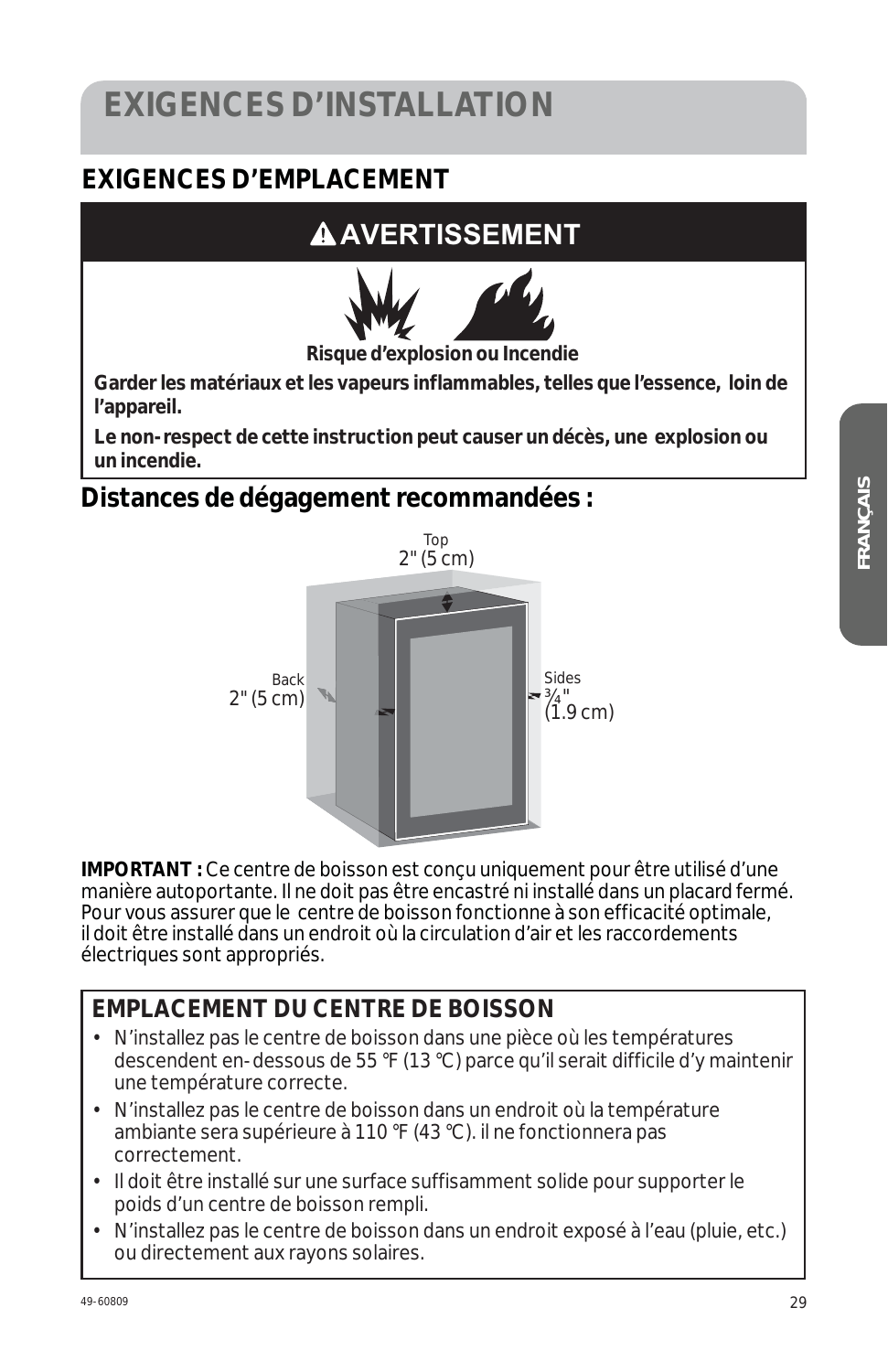# EXIGENCES D’INSTALLATION

## EXIGENCES D’EMPLACEMENT

**⚠AVERTISSEMENT**

**Risque d’explosion ou Incendie**

**Garder les matériaux et les vapeurs inflammables, telles que l’essence, loin de l’appareil.**

**Le non-respect de cette instruction peut causer un décès, une explosion ou un incendie.**

## Distances de dégagement recommandées :

Top
2" (5 cm)

Back
2" (5 cm)

Sides
¾"
(1.9 cm)

**IMPORTANT :** Ce centre de boisson est conçu uniquement pour être utilisé d’une manière autoportante. Il ne doit pas être encastré ni installé dans un placard fermé. Pour vous assurer que le centre de boisson fonctionne à son efficacité optimale, il doit être installé dans un endroit où la circulation d’air et les raccordements électriques sont appropriés.

### EMPLACEMENT DU CENTRE DE BOISSON

- N’installez pas le centre de boisson dans une pièce où les températures descendent en-dessous de 55 °F (13 °C) parce qu’il serait difficile d’y maintenir une température correcte.
- N’installez pas le centre de boisson dans un endroit où la température ambiante sera supérieure à 110 °F (43 °C). il ne fonctionnera pas correctement.
- Il doit être installé sur une surface suffisamment solide pour supporter le poids d’un centre de boisson rempli.
- N’installez pas le centre de boisson dans un endroit exposé à l’eau (pluie, etc.) ou directement aux rayons solaires.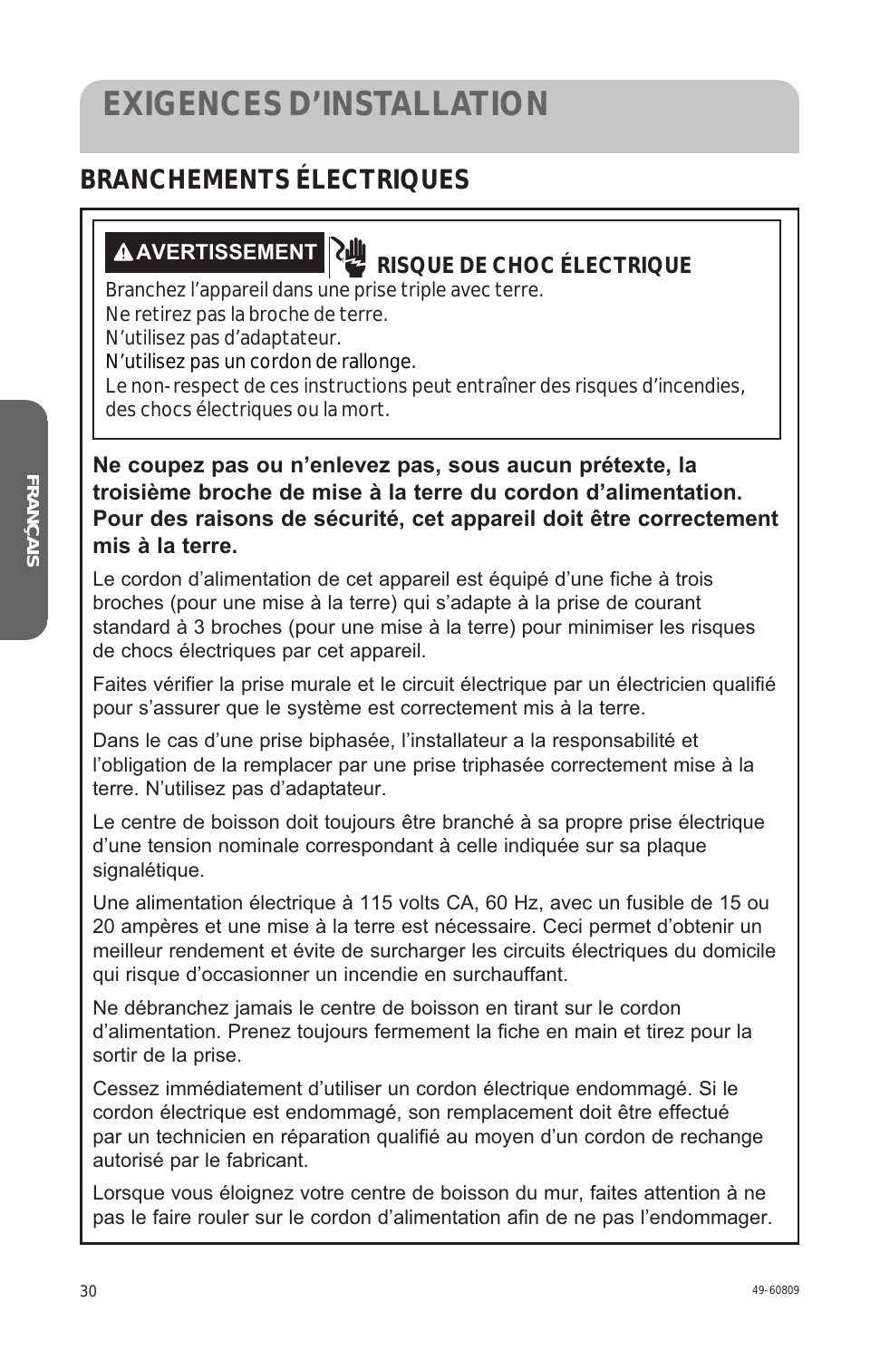# EXIGENCES D'INSTALLATION

## BRANCHEMENTS ÉLECTRIQUES

**⚠ AVERTISSEMENT** **RISQUE DE CHOC ÉLECTRIQUE**

Branchez l'appareil dans une prise triple avec terre.
Ne retirez pas la broche de terre.
N'utilisez pas d'adaptateur.
N'utilisez pas un cordon de rallonge.
Le non-respect de ces instructions peut entraîner des risques d'incendies, des chocs électriques ou la mort.

**Ne coupez pas ou n'enlevez pas, sous aucun prétexte, la troisième broche de mise à la terre du cordon d'alimentation. Pour des raisons de sécurité, cet appareil doit être correctement mis à la terre.**

Le cordon d'alimentation de cet appareil est équipé d'une fiche à trois broches (pour une mise à la terre) qui s'adapte à la prise de courant standard à 3 broches (pour une mise à la terre) pour minimiser les risques de chocs électriques par cet appareil.

Faites vérifier la prise murale et le circuit électrique par un électricien qualifié pour s'assurer que le système est correctement mis à la terre.

Dans le cas d'une prise biphasée, l'installateur a la responsabilité et l'obligation de la remplacer par une prise triphasée correctement mise à la terre. N'utilisez pas d'adaptateur.

Le centre de boisson doit toujours être branché à sa propre prise électrique d'une tension nominale correspondant à celle indiquée sur sa plaque signalétique.

Une alimentation électrique à 115 volts CA, 60 Hz, avec un fusible de 15 ou 20 ampères et une mise à la terre est nécessaire. Ceci permet d'obtenir un meilleur rendement et évite de surcharger les circuits électriques du domicile qui risque d'occasionner un incendie en surchauffant.

Ne débranchez jamais le centre de boisson en tirant sur le cordon d'alimentation. Prenez toujours fermement la fiche en main et tirez pour la sortir de la prise.

Cessez immédiatement d'utiliser un cordon électrique endommagé. Si le cordon électrique est endommagé, son remplacement doit être effectué par un technicien en réparation qualifié au moyen d'un cordon de rechange autorisé par le fabricant.

Lorsque vous éloignez votre centre de boisson du mur, faites attention à ne pas le faire rouler sur le cordon d'alimentation afin de ne pas l'endommager.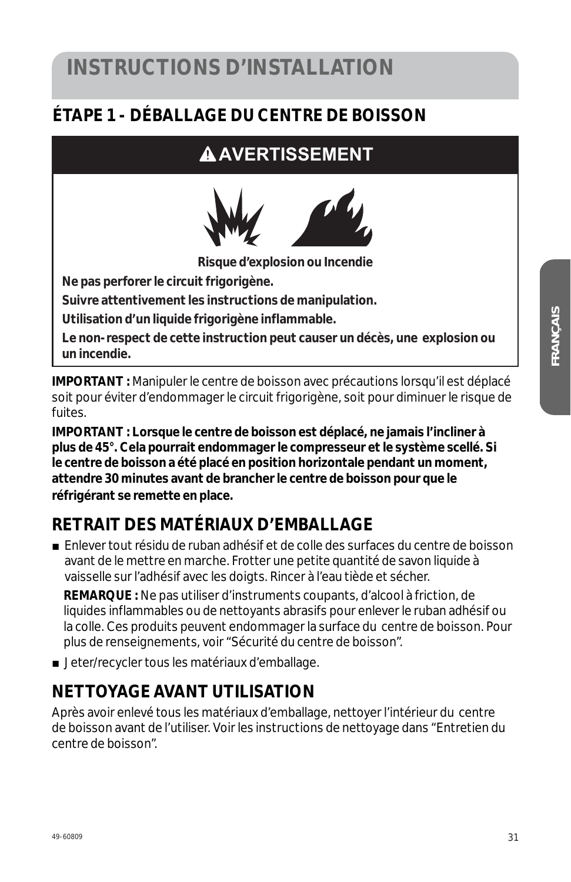# INSTRUCTIONS D'INSTALLATION

## ÉTAPE 1 - DÉBALLAGE DU CENTRE DE BOISSON

### ⚠ AVERTISSEMENT

**Risque d'explosion ou Incendie**

**Ne pas perforer le circuit frigorigène.**

**Suivre attentivement les instructions de manipulation.**

**Utilisation d'un liquide frigorigène inflammable.**

**Le non-respect de cette instruction peut causer un décès, une explosion ou un incendie.**

**IMPORTANT :** Manipuler le centre de boisson avec précautions lorsqu'il est déplacé soit pour éviter d'endommager le circuit frigorigène, soit pour diminuer le risque de fuites.

**IMPORTANT : Lorsque le centre de boisson est déplacé, ne jamais l'incliner à plus de 45°. Cela pourrait endommager le compresseur et le système scellé. Si le centre de boisson a été placé en position horizontale pendant un moment, attendre 30 minutes avant de brancher le centre de boisson pour que le réfrigérant se remette en place.**

## RETRAIT DES MATÉRIAUX D'EMBALLAGE

- Enlever tout résidu de ruban adhésif et de colle des surfaces du centre de boisson avant de le mettre en marche. Frotter une petite quantité de savon liquide à vaisselle sur l'adhésif avec les doigts. Rincer à l'eau tiède et sécher.

  **REMARQUE :** Ne pas utiliser d'instruments coupants, d'alcool à friction, de liquides inflammables ou de nettoyants abrasifs pour enlever le ruban adhésif ou la colle. Ces produits peuvent endommager la surface du centre de boisson. Pour plus de renseignements, voir "Sécurité du centre de boisson".

- Jeter/recycler tous les matériaux d'emballage.

## NETTOYAGE AVANT UTILISATION

Après avoir enlevé tous les matériaux d'emballage, nettoyer l'intérieur du centre de boisson avant de l'utiliser. Voir les instructions de nettoyage dans "Entretien du centre de boisson".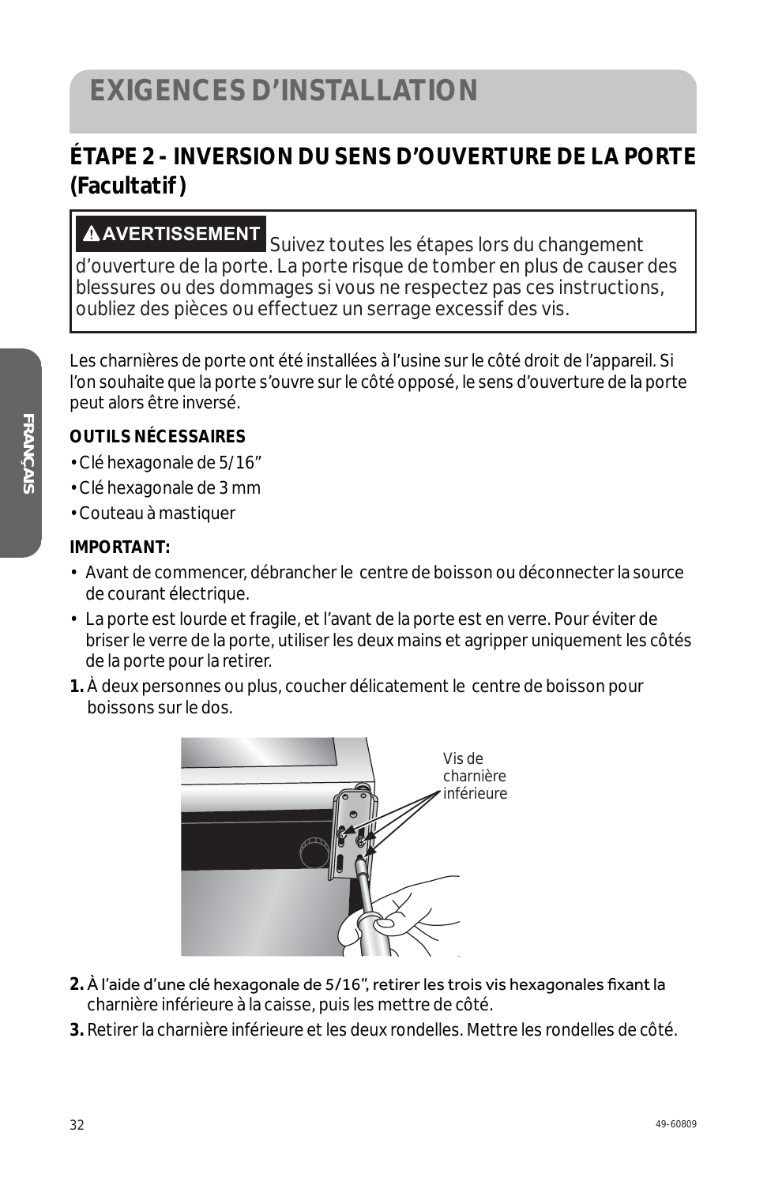# EXIGENCES D'INSTALLATION

## ÉTAPE 2 - INVERSION DU SENS D'OUVERTURE DE LA PORTE (Facultatif)

**⚠AVERTISSEMENT** Suivez toutes les étapes lors du changement d'ouverture de la porte. La porte risque de tomber en plus de causer des blessures ou des dommages si vous ne respectez pas ces instructions, oubliez des pièces ou effectuez un serrage excessif des vis.

Les charnières de porte ont été installées à l'usine sur le côté droit de l'appareil. Si l'on souhaite que la porte s'ouvre sur le côté opposé, le sens d'ouverture de la porte peut alors être inversé.

**OUTILS NÉCESSAIRES**

- Clé hexagonale de 5/16"
- Clé hexagonale de 3 mm
- Couteau à mastiquer

**IMPORTANT:**

- Avant de commencer, débrancher le centre de boisson ou déconnecter la source de courant électrique.
- La porte est lourde et fragile, et l'avant de la porte est en verre. Pour éviter de briser le verre de la porte, utiliser les deux mains et agripper uniquement les côtés de la porte pour la retirer.

**1.** À deux personnes ou plus, coucher délicatement le centre de boisson pour boissons sur le dos.

Vis de charnière inférieure

**2.** À l'aide d'une clé hexagonale de 5/16", retirer les trois vis hexagonales fixant la charnière inférieure à la caisse, puis les mettre de côté.

**3.** Retirer la charnière inférieure et les deux rondelles. Mettre les rondelles de côté.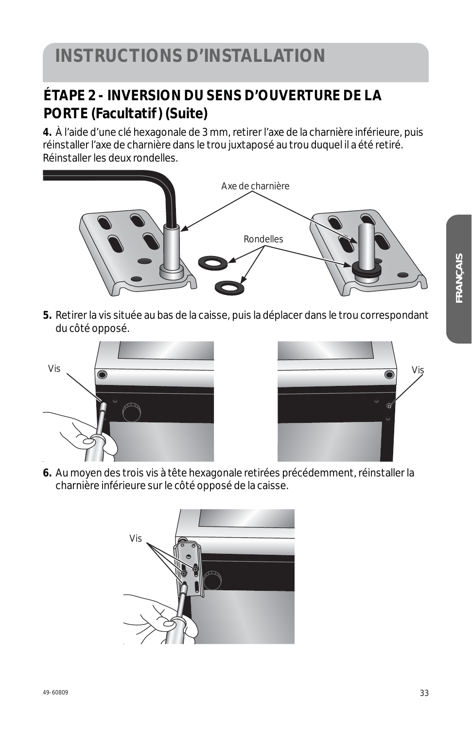# INSTRUCTIONS D'INSTALLATION

## ÉTAPE 2 - INVERSION DU SENS D'OUVERTURE DE LA PORTE (Facultatif) (Suite)

**4.** À l'aide d'une clé hexagonale de 3 mm, retirer l'axe de la charnière inférieure, puis réinstaller l'axe de charnière dans le trou juxtaposé au trou duquel il a été retiré. Réinstaller les deux rondelles.

Axe de charnière

Rondelles

**5.** Retirer la vis située au bas de la caisse, puis la déplacer dans le trou correspondant du côté opposé.

Vis

Vis

**6.** Au moyen des trois vis à tête hexagonale retirées précédemment, réinstaller la charnière inférieure sur le côté opposé de la caisse.

Vis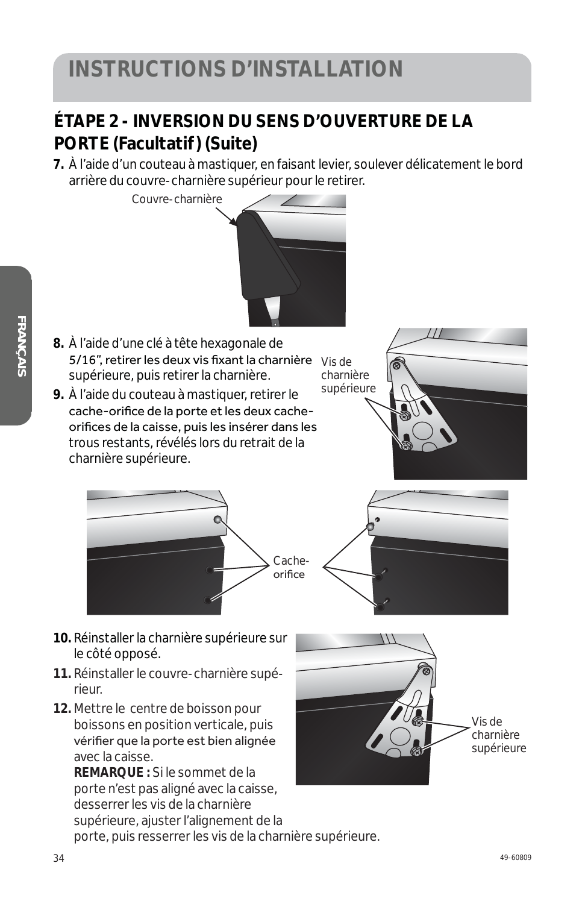# INSTRUCTIONS D'INSTALLATION

## ÉTAPE 2 - INVERSION DU SENS D'OUVERTURE DE LA PORTE (Facultatif) (Suite)

7. À l'aide d'un couteau à mastiquer, en faisant levier, soulever délicatement le bord arrière du couvre-charnière supérieur pour le retirer.

Couvre-charnière

8. À l'aide d'une clé à tête hexagonale de 5/16", retirer les deux vis fixant la charnière supérieure, puis retirer la charnière.

9. À l'aide du couteau à mastiquer, retirer le cache-orifice de la porte et les deux cache-orifices de la caisse, puis les insérer dans les trous restants, révélés lors du retrait de la charnière supérieure.

Vis de charnière supérieure

Cache-orifice

10. Réinstaller la charnière supérieure sur le côté opposé.

11. Réinstaller le couvre-charnière supérieur.

12. Mettre le centre de boisson pour boissons en position verticale, puis vérifier que la porte est bien alignée avec la caisse.
 **REMARQUE :** Si le sommet de la porte n'est pas aligné avec la caisse, desserrer les vis de la charnière supérieure, ajuster l'alignement de la porte, puis resserrer les vis de la charnière supérieure.

Vis de charnière supérieure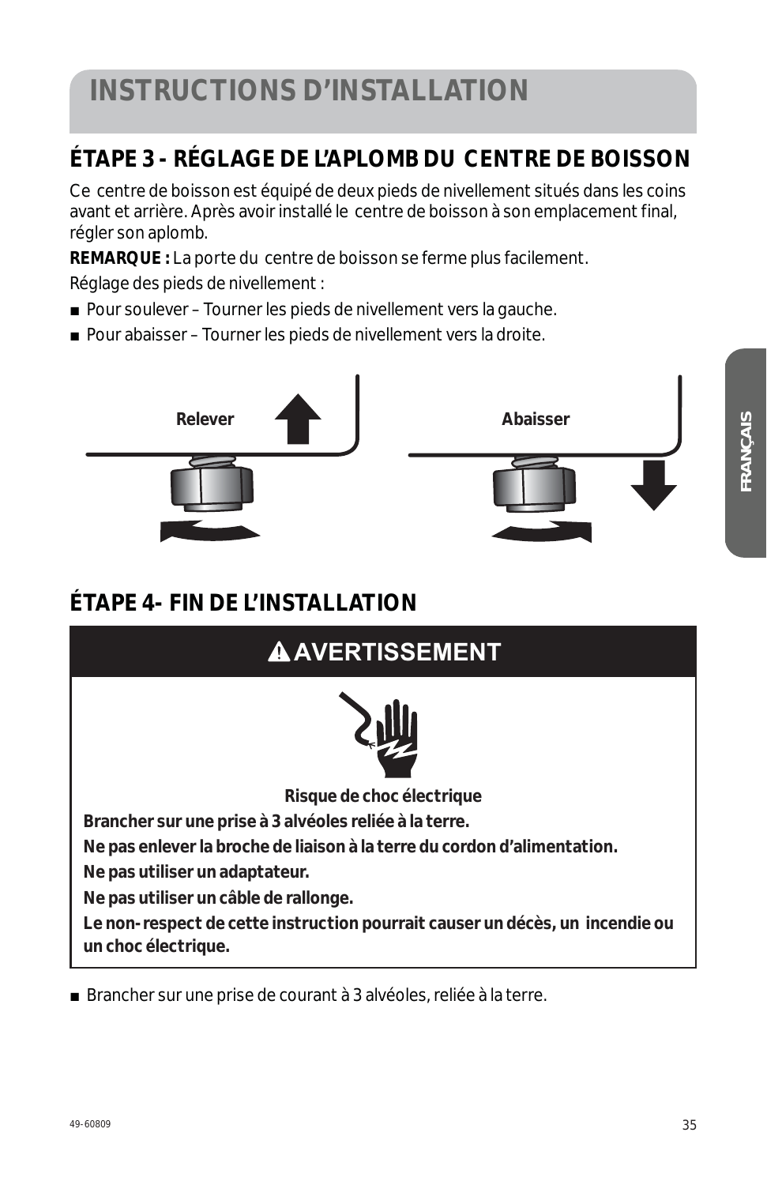# INSTRUCTIONS D'INSTALLATION

## ÉTAPE 3 - RÉGLAGE DE L'APLOMB DU CENTRE DE BOISSON

Ce centre de boisson est équipé de deux pieds de nivellement situés dans les coins avant et arrière. Après avoir installé le centre de boisson à son emplacement final, régler son aplomb.

**REMARQUE :** La porte du centre de boisson se ferme plus facilement.

Réglage des pieds de nivellement :

- Pour soulever – Tourner les pieds de nivellement vers la gauche.
- Pour abaisser – Tourner les pieds de nivellement vers la droite.

Relever

Abaisser

## ÉTAPE 4- FIN DE L'INSTALLATION

**⚠ AVERTISSEMENT**

**Risque de choc électrique**

**Brancher sur une prise à 3 alvéoles reliée à la terre.**

**Ne pas enlever la broche de liaison à la terre du cordon d'alimentation.**

**Ne pas utiliser un adaptateur.**

**Ne pas utiliser un câble de rallonge.**

**Le non-respect de cette instruction pourrait causer un décès, un incendie ou un choc électrique.**

- Brancher sur une prise de courant à 3 alvéoles, reliée à la terre.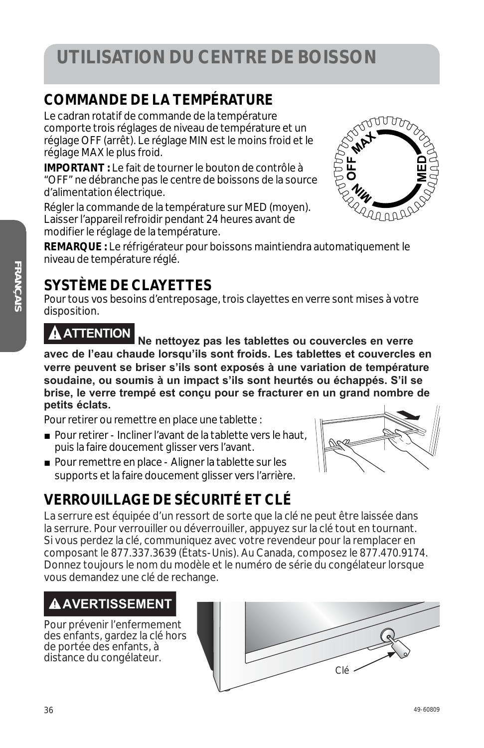# UTILISATION DU CENTRE DE BOISSON

## COMMANDE DE LA TEMPÉRATURE

Le cadran rotatif de commande de la température comporte trois réglages de niveau de température et un réglage OFF (arrêt). Le réglage MIN est le moins froid et le réglage MAX le plus froid.

**IMPORTANT :** Le fait de tourner le bouton de contrôle à "OFF" ne débranche pas le centre de boissons de la source d'alimentation électrique.

Régler la commande de la température sur MED (moyen). Laisser l'appareil refroidir pendant 24 heures avant de modifier le réglage de la température.

**REMARQUE :** Le réfrigérateur pour boissons maintiendra automatiquement le niveau de température réglé.

## SYSTÈME DE CLAYETTES

Pour tous vos besoins d'entreposage, trois clayettes en verre sont mises à votre disposition.

**ATTENTION** **Ne nettoyez pas les tablettes ou couvercles en verre avec de l'eau chaude lorsqu'ils sont froids. Les tablettes et couvercles en verre peuvent se briser s'ils sont exposés à une variation de température soudaine, ou soumis à un impact s'ils sont heurtés ou échappés. S'il se brise, le verre trempé est conçu pour se fracturer en un grand nombre de petits éclats.**

Pour retirer ou remettre en place une tablette :

- Pour retirer - Incliner l'avant de la tablette vers le haut, puis la faire doucement glisser vers l'avant.
- Pour remettre en place - Aligner la tablette sur les supports et la faire doucement glisser vers l'arrière.

## VERROUILLAGE DE SÉCURITÉ ET CLÉ

La serrure est équipée d'un ressort de sorte que la clé ne peut être laissée dans la serrure. Pour verrouiller ou déverrouiller, appuyez sur la clé tout en tournant. Si vous perdez la clé, communiquez avec votre revendeur pour la remplacer en composant le 877.337.3639 (États-Unis). Au Canada, composez le 877.470.9174. Donnez toujours le nom du modèle et le numéro de série du congélateur lorsque vous demandez une clé de rechange.

**AVERTISSEMENT**

Pour prévenir l'enfermement des enfants, gardez la clé hors de portée des enfants, à distance du congélateur.

Clé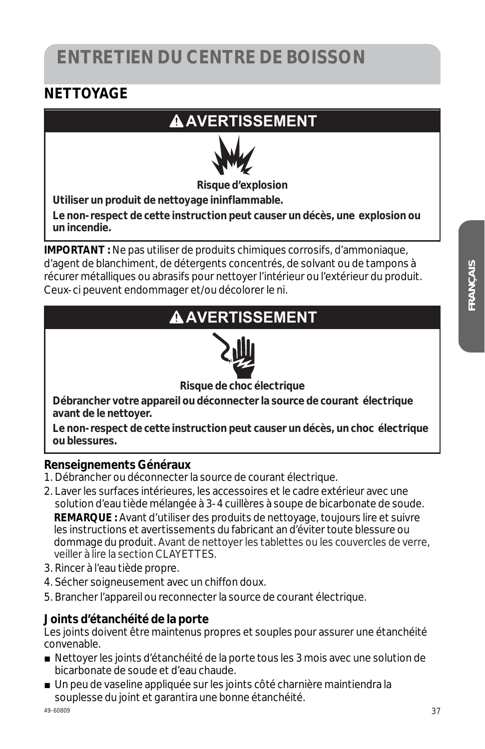# ENTRETIEN DU CENTRE DE BOISSON

## NETTOYAGE

**⚠ AVERTISSEMENT**

**Risque d'explosion**

**Utiliser un produit de nettoyage ininflammable.**

**Le non-respect de cette instruction peut causer un décès, une explosion ou un incendie.**

**IMPORTANT :** Ne pas utiliser de produits chimiques corrosifs, d'ammoniaque, d'agent de blanchiment, de détergents concentrés, de solvant ou de tampons à récurer métalliques ou abrasifs pour nettoyer l'intérieur ou l'extérieur du produit. Ceux-ci peuvent endommager et/ou décolorer le ni.

**⚠ AVERTISSEMENT**

**Risque de choc électrique**

**Débrancher votre appareil ou déconnecter la source de courant électrique avant de le nettoyer.**

**Le non-respect de cette instruction peut causer un décès, un choc électrique ou blessures.**

### Renseignements Généraux

1. Débrancher ou déconnecter la source de courant électrique.
2. Laver les surfaces intérieures, les accessoires et le cadre extérieur avec une solution d'eau tiède mélangée à 3-4 cuillères à soupe de bicarbonate de soude.

   **REMARQUE :** Avant d'utiliser des produits de nettoyage, toujours lire et suivre les instructions et avertissements du fabricant an d'éviter toute blessure ou dommage du produit. Avant de nettoyer les tablettes ou les couvercles de verre, veiller à lire la section CLAYETTES.
3. Rincer à l'eau tiède propre.
4. Sécher soigneusement avec un chiffon doux.
5. Brancher l'appareil ou reconnecter la source de courant électrique.

### Joints d'étanchéité de la porte

Les joints doivent être maintenus propres et souples pour assurer une étanchéité convenable.

- Nettoyer les joints d'étanchéité de la porte tous les 3 mois avec une solution de bicarbonate de soude et d'eau chaude.
- Un peu de vaseline appliquée sur les joints côté charnière maintiendra la souplesse du joint et garantira une bonne étanchéité.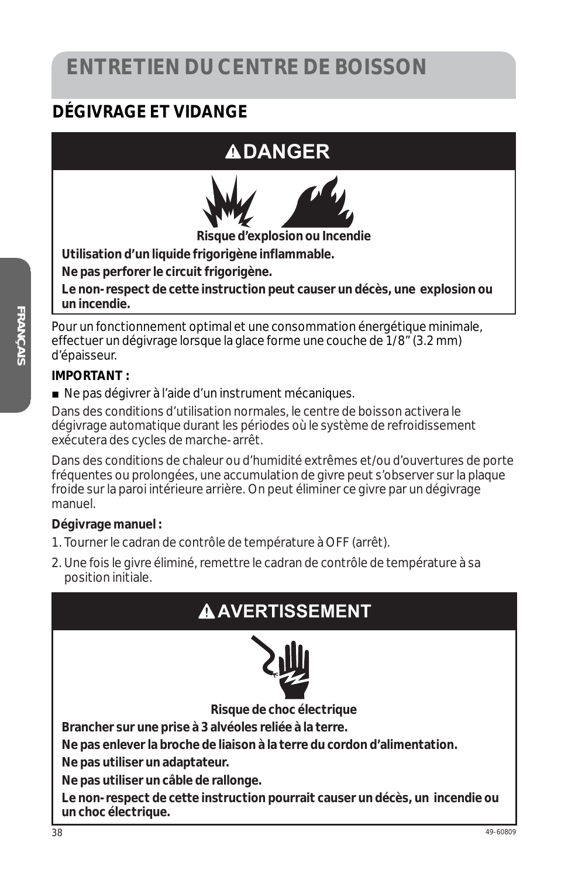# ENTRETIEN DU CENTRE DE BOISSON

## DÉGIVRAGE ET VIDANGE

### ⚠DANGER

**Risque d'explosion ou Incendie**

**Utilisation d'un liquide frigorigène inflammable.**

**Ne pas perforer le circuit frigorigène.**

**Le non-respect de cette instruction peut causer un décès, une explosion ou un incendie.**

Pour un fonctionnement optimal et une consommation énergétique minimale, effectuer un dégivrage lorsque la glace forme une couche de 1/8" (3.2 mm) d'épaisseur.

**IMPORTANT :**

- Ne pas dégivrer à l'aide d'un instrument mécaniques.

Dans des conditions d'utilisation normales, le centre de boisson activera le dégivrage automatique durant les périodes où le système de refroidissement exécutera des cycles de marche-arrêt.

Dans des conditions de chaleur ou d'humidité extrêmes et/ou d'ouvertures de porte fréquentes ou prolongées, une accumulation de givre peut s'observer sur la plaque froide sur la paroi intérieure arrière. On peut éliminer ce givre par un dégivrage manuel.

**Dégivrage manuel :**

1. Tourner le cadran de contrôle de température à OFF (arrêt).
2. Une fois le givre éliminé, remettre le cadran de contrôle de température à sa position initiale.

### ⚠AVERTISSEMENT

**Risque de choc électrique**

**Brancher sur une prise à 3 alvéoles reliée à la terre.**

**Ne pas enlever la broche de liaison à la terre du cordon d'alimentation.**

**Ne pas utiliser un adaptateur.**

**Ne pas utiliser un câble de rallonge.**

**Le non-respect de cette instruction pourrait causer un décès, un incendie ou un choc électrique.**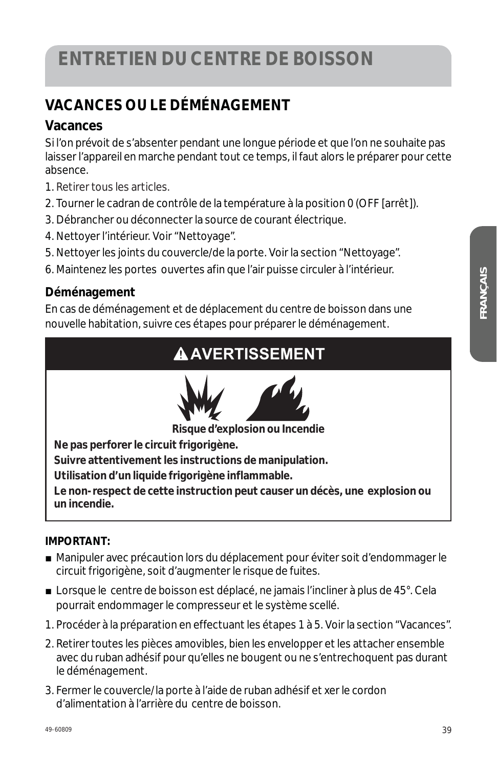# ENTRETIEN DU CENTRE DE BOISSON

## VACANCES OU LE DÉMÉNAGEMENT

### Vacances

Si l'on prévoit de s'absenter pendant une longue période et que l'on ne souhaite pas laisser l'appareil en marche pendant tout ce temps, il faut alors le préparer pour cette absence.

1. Retirer tous les articles.
2. Tourner le cadran de contrôle de la température à la position 0 (OFF [arrêt]).
3. Débrancher ou déconnecter la source de courant électrique.
4. Nettoyer l'intérieur. Voir "Nettoyage".
5. Nettoyer les joints du couvercle/de la porte. Voir la section "Nettoyage".
6. Maintenez les portes ouvertes afin que l'air puisse circuler à l'intérieur.

### Déménagement

En cas de déménagement et de déplacement du centre de boisson dans une nouvelle habitation, suivre ces étapes pour préparer le déménagement.

**⚠ AVERTISSEMENT**

**Risque d'explosion ou Incendie**

**Ne pas perforer le circuit frigorigène.**

**Suivre attentivement les instructions de manipulation.**

**Utilisation d'un liquide frigorigène inflammable.**

**Le non-respect de cette instruction peut causer un décès, une explosion ou un incendie.**

**IMPORTANT:**

- Manipuler avec précaution lors du déplacement pour éviter soit d'endommager le circuit frigorigène, soit d'augmenter le risque de fuites.
- Lorsque le centre de boisson est déplacé, ne jamais l'incliner à plus de 45°. Cela pourrait endommager le compresseur et le système scellé.

1. Procéder à la préparation en effectuant les étapes 1 à 5. Voir la section "Vacances".
2. Retirer toutes les pièces amovibles, bien les envelopper et les attacher ensemble avec du ruban adhésif pour qu'elles ne bougent ou ne s'entrechoquent pas durant le déménagement.
3. Fermer le couvercle/la porte à l'aide de ruban adhésif et xer le cordon d'alimentation à l'arrière du centre de boisson.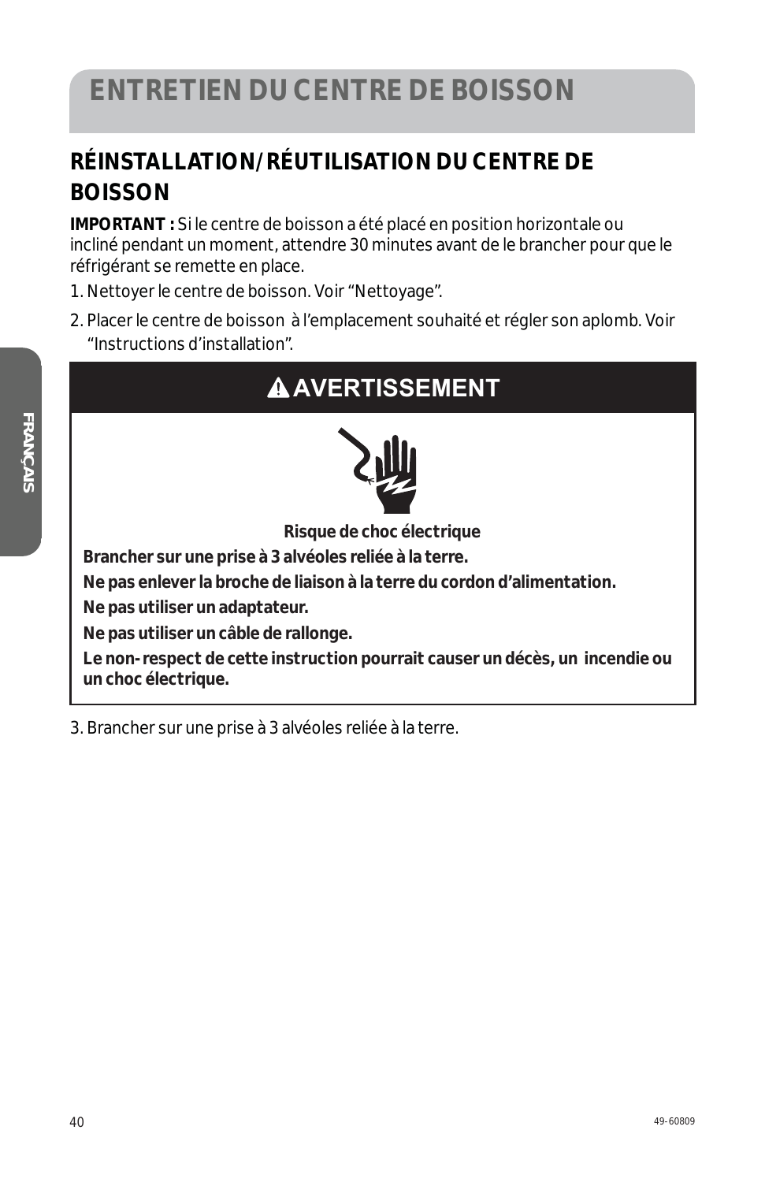# ENTRETIEN DU CENTRE DE BOISSON

## RÉINSTALLATION/RÉUTILISATION DU CENTRE DE BOISSON

**IMPORTANT :** Si le centre de boisson a été placé en position horizontale ou incliné pendant un moment, attendre 30 minutes avant de le brancher pour que le réfrigérant se remette en place.

1. Nettoyer le centre de boisson. Voir "Nettoyage".
2. Placer le centre de boisson à l'emplacement souhaité et régler son aplomb. Voir "Instructions d'installation".

**⚠ AVERTISSEMENT**

**Risque de choc électrique**

**Brancher sur une prise à 3 alvéoles reliée à la terre.**

**Ne pas enlever la broche de liaison à la terre du cordon d'alimentation.**

**Ne pas utiliser un adaptateur.**

**Ne pas utiliser un câble de rallonge.**

**Le non-respect de cette instruction pourrait causer un décès, un incendie ou un choc électrique.**

3. Brancher sur une prise à 3 alvéoles reliée à la terre.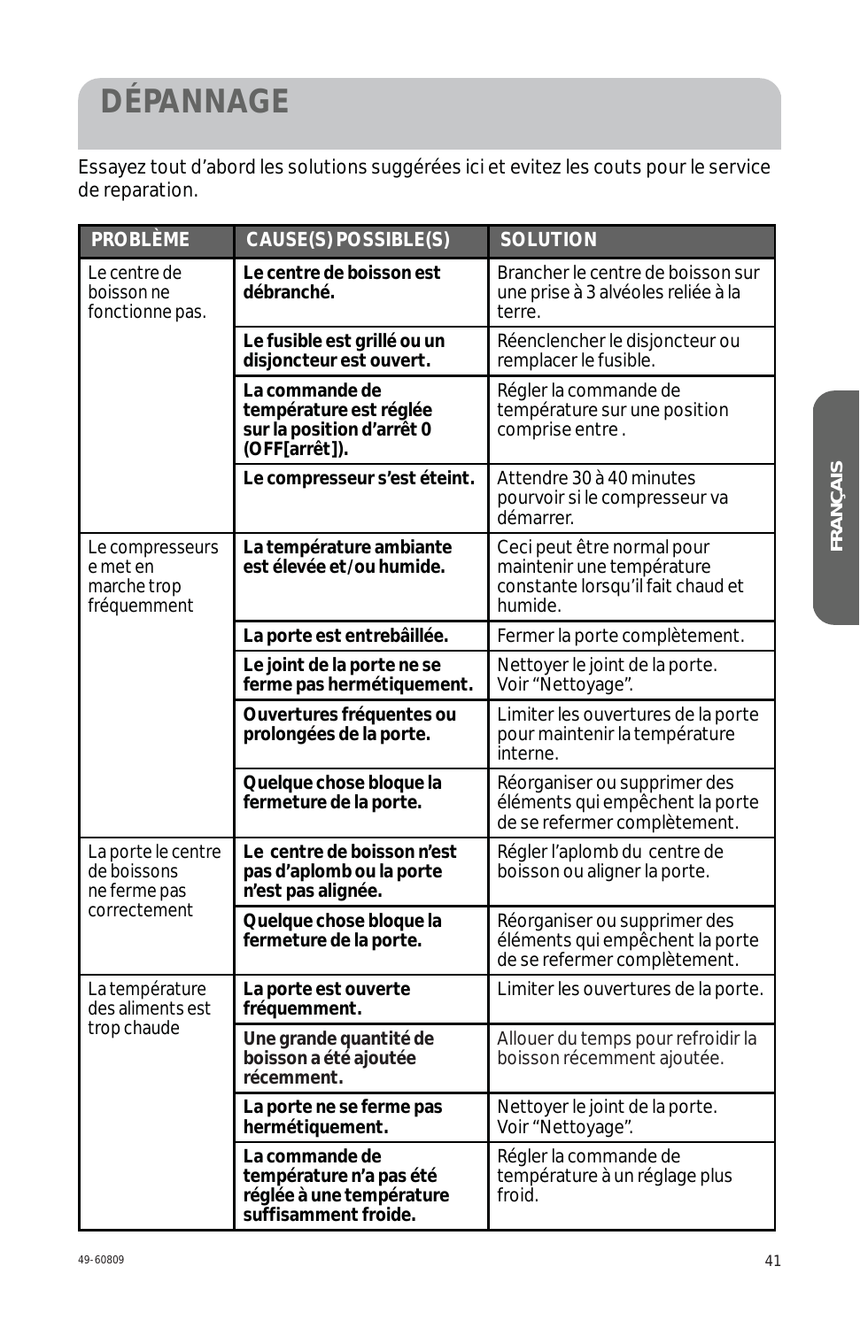# DÉPANNAGE

Essayez tout d'abord les solutions suggérées ici et evitez les couts pour le service de reparation.

| PROBLÈME | CAUSE(S) POSSIBLE(S) | SOLUTION |
|---|---|---|
| Le centre de boisson ne fonctionne pas. | **Le centre de boisson est débranché.** | Brancher le centre de boisson sur une prise à 3 alvéoles reliée à la terre. |
| | **Le fusible est grillé ou un disjoncteur est ouvert.** | Réenclencher le disjoncteur ou remplacer le fusible. |
| | **La commande de température est réglée sur la position d'arrêt 0 (OFF[arrêt]).** | Régler la commande de température sur une position comprise entre . |
| | **Le compresseur s'est éteint.** | Attendre 30 à 40 minutes pourvoir si le compresseur va démarrer. |
| Le compresseurs e met en marche trop fréquemment | **La température ambiante est élevée et/ou humide.** | Ceci peut être normal pour maintenir une température constante lorsqu'il fait chaud et humide. |
| | **La porte est entrebâillée.** | Fermer la porte complètement. |
| | **Le joint de la porte ne se ferme pas hermétiquement.** | Nettoyer le joint de la porte. Voir "Nettoyage". |
| | **Ouvertures fréquentes ou prolongées de la porte.** | Limiter les ouvertures de la porte pour maintenir la température interne. |
| | **Quelque chose bloque la fermeture de la porte.** | Réorganiser ou supprimer des éléments qui empêchent la porte de se refermer complètement. |
| La porte le centre de boissons ne ferme pas correctement | **Le centre de boisson n'est pas d'aplomb ou la porte n'est pas alignée.** | Régler l'aplomb du centre de boisson ou aligner la porte. |
| | **Quelque chose bloque la fermeture de la porte.** | Réorganiser ou supprimer des éléments qui empêchent la porte de se refermer complètement. |
| La température des aliments est trop chaude | **La porte est ouverte fréquemment.** | Limiter les ouvertures de la porte. |
| | **Une grande quantité de boisson a été ajoutée récemment.** | Allouer du temps pour refroidir la boisson récemment ajoutée. |
| | **La porte ne se ferme pas hermétiquement.** | Nettoyer le joint de la porte. Voir "Nettoyage". |
| | **La commande de température n'a pas été réglée à une température suffisamment froide.** | Régler la commande de température à un réglage plus froid. |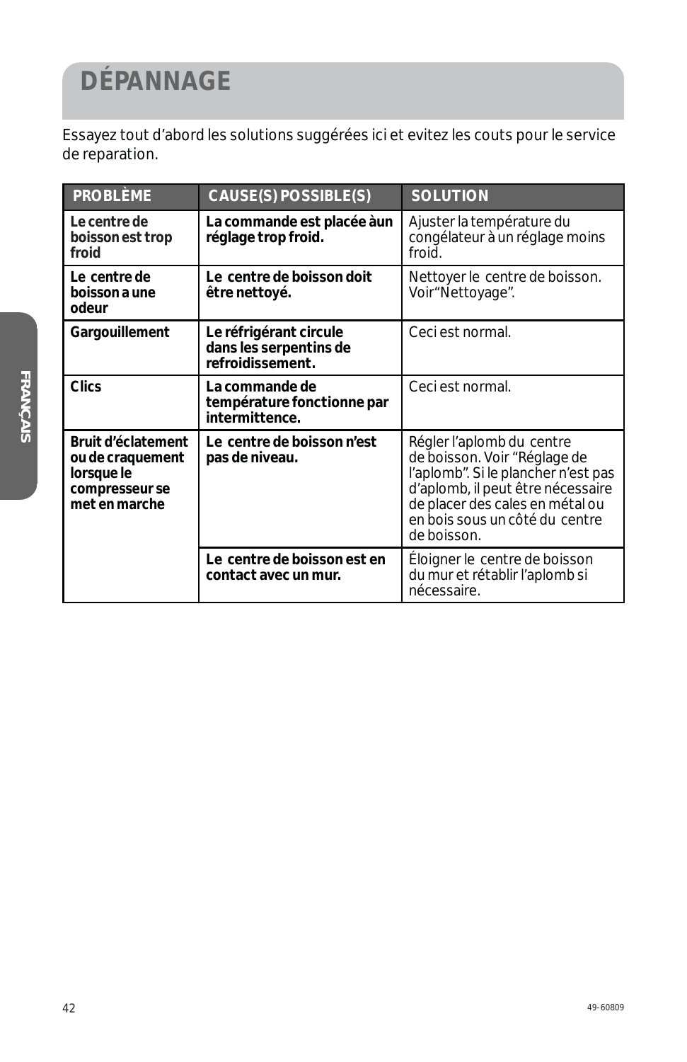# DÉPANNAGE

Essayez tout d'abord les solutions suggérées ici et evitez les couts pour le service de reparation.

| PROBLÈME | CAUSE(S) POSSIBLE(S) | SOLUTION |
|---|---|---|
| **Le centre de boisson est trop froid** | **La commande est placée àun réglage trop froid.** | Ajuster la température du congélateur à un réglage moins froid. |
| **Le centre de boisson a une odeur** | **Le centre de boisson doit être nettoyé.** | Nettoyer le centre de boisson. Voir"Nettoyage". |
| **Gargouillement** | **Le réfrigérant circule dans les serpentins de refroidissement.** | Ceci est normal. |
| **Clics** | **La commande de température fonctionne par intermittence.** | Ceci est normal. |
| **Bruit d'éclatement ou de craquement lorsque le compresseur se met en marche** | **Le centre de boisson n'est pas de niveau.** | Régler l'aplomb du centre de boisson. Voir "Réglage de l'aplomb". Si le plancher n'est pas d'aplomb, il peut être nécessaire de placer des cales en métal ou en bois sous un côté du centre de boisson. |
| | **Le centre de boisson est en contact avec un mur.** | Éloigner le centre de boisson du mur et rétablir l'aplomb si nécessaire. |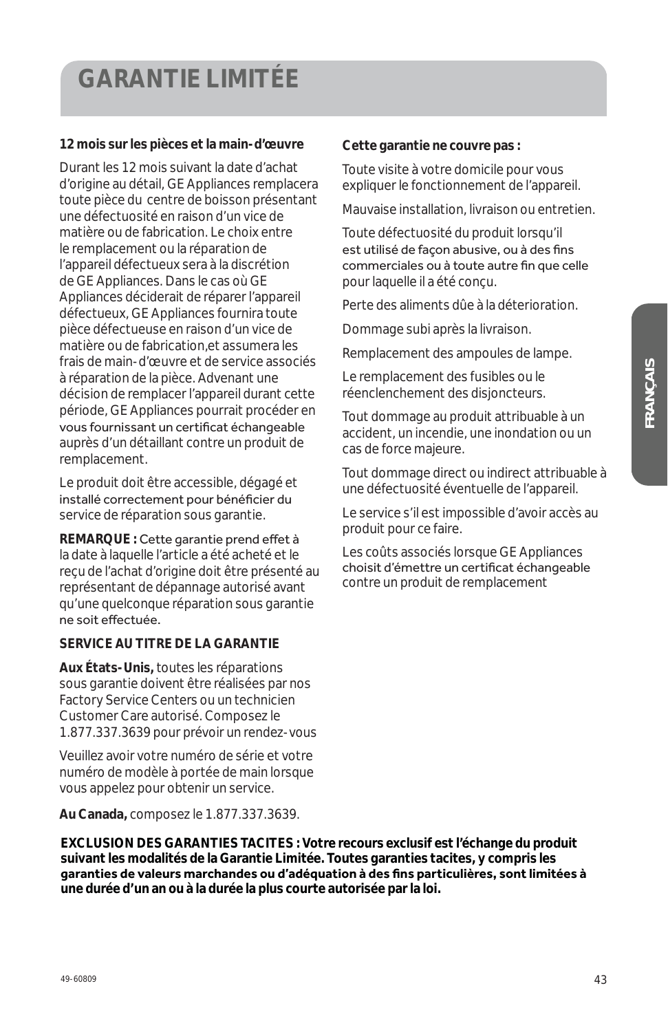# GARANTIE LIMITÉE

**12 mois sur les pièces et la main-d'œuvre**

Durant les 12 mois suivant la date d'achat d'origine au détail, GE Appliances remplacera toute pièce du centre de boisson présentant une défectuosité en raison d'un vice de matière ou de fabrication. Le choix entre le remplacement ou la réparation de l'appareil défectueux sera à la discrétion de GE Appliances. Dans le cas où GE Appliances déciderait de réparer l'appareil défectueux, GE Appliances fournira toute pièce défectueuse en raison d'un vice de matière ou de fabrication,et assumera les frais de main-d'œuvre et de service associés à réparation de la pièce. Advenant une décision de remplacer l'appareil durant cette période, GE Appliances pourrait procéder en vous fournissant un certificat échangeable auprès d'un détaillant contre un produit de remplacement.

Le produit doit être accessible, dégagé et installé correctement pour bénéficier du service de réparation sous garantie.

**REMARQUE :** Cette garantie prend effet à la date à laquelle l'article a été acheté et le reçu de l'achat d'origine doit être présenté au représentant de dépannage autorisé avant qu'une quelconque réparation sous garantie ne soit effectuée.

**SERVICE AU TITRE DE LA GARANTIE**

**Aux États-Unis,** toutes les réparations sous garantie doivent être réalisées par nos Factory Service Centers ou un technicien Customer Care autorisé. Composez le 1.877.337.3639 pour prévoir un rendez-vous

Veuillez avoir votre numéro de série et votre numéro de modèle à portée de main lorsque vous appelez pour obtenir un service.

**Au Canada,** composez le 1.877.337.3639.

**Cette garantie ne couvre pas :**

Toute visite à votre domicile pour vous expliquer le fonctionnement de l'appareil.

Mauvaise installation, livraison ou entretien.

Toute défectuosité du produit lorsqu'il est utilisé de façon abusive, ou à des fins commerciales ou à toute autre fin que celle pour laquelle il a été conçu.

Perte des aliments dûe à la déterioration.

Dommage subi après la livraison.

Remplacement des ampoules de lampe.

Le remplacement des fusibles ou le réenclenchement des disjoncteurs.

Tout dommage au produit attribuable à un accident, un incendie, une inondation ou un cas de force majeure.

Tout dommage direct ou indirect attribuable à une défectuosité éventuelle de l'appareil.

Le service s'il est impossible d'avoir accès au produit pour ce faire.

Les coûts associés lorsque GE Appliances choisit d'émettre un certificat échangeable contre un produit de remplacement

**EXCLUSION DES GARANTIES TACITES : Votre recours exclusif est l'échange du produit suivant les modalités de la Garantie Limitée. Toutes garanties tacites, y compris les garanties de valeurs marchandes ou d'adéquation à des fins particulières, sont limitées à une durée d'un an ou à la durée la plus courte autorisée par la loi.**

49-60809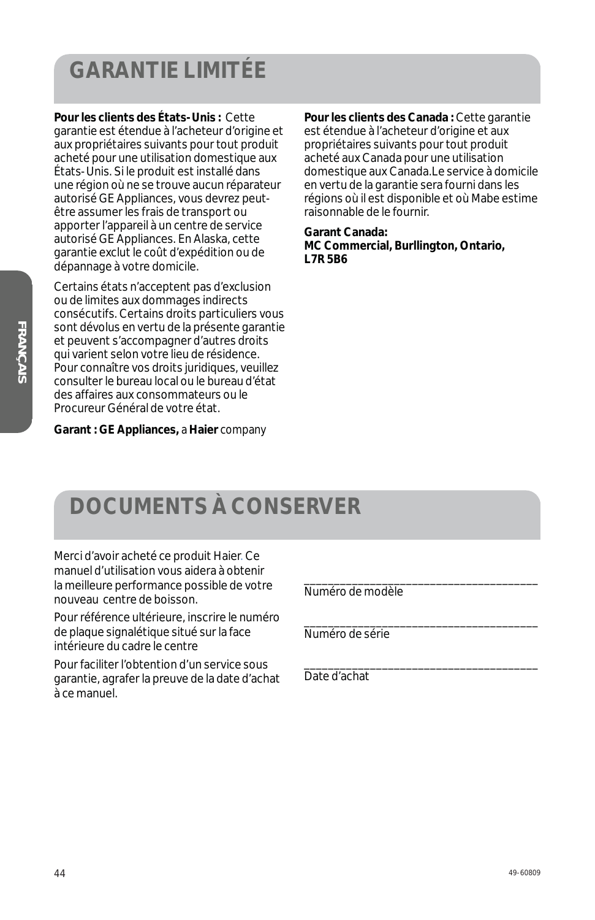# GARANTIE LIMITÉE

**Pour les clients des États-Unis :** Cette garantie est étendue à l'acheteur d'origine et aux propriétaires suivants pour tout produit acheté pour une utilisation domestique aux États-Unis. Si le produit est installé dans une région où ne se trouve aucun réparateur autorisé GE Appliances, vous devrez peut-être assumer les frais de transport ou apporter l'appareil à un centre de service autorisé GE Appliances. En Alaska, cette garantie exclut le coût d'expédition ou de dépannage à votre domicile.

Certains états n'acceptent pas d'exclusion ou de limites aux dommages indirects consécutifs. Certains droits particuliers vous sont dévolus en vertu de la présente garantie et peuvent s'accompagner d'autres droits qui varient selon votre lieu de résidence. Pour connaître vos droits juridiques, veuillez consulter le bureau local ou le bureau d'état des affaires aux consommateurs ou le Procureur Général de votre état.

**Garant : GE Appliances,** a **Haier** company

**Pour les clients des Canada :** Cette garantie est étendue à l'acheteur d'origine et aux propriétaires suivants pour tout produit acheté aux Canada pour une utilisation domestique aux Canada.Le service à domicile en vertu de la garantie sera fourni dans les régions où il est disponible et où Mabe estime raisonnable de le fournir.

**Garant Canada:**
**MC Commercial, Burllington, Ontario, L7R 5B6**

# DOCUMENTS À CONSERVER

Merci d'avoir acheté ce produit Haier. Ce manuel d'utilisation vous aidera à obtenir la meilleure performance possible de votre nouveau centre de boisson.

Pour référence ultérieure, inscrire le numéro de plaque signalétique situé sur la face intérieure du cadre le centre

Pour faciliter l'obtention d'un service sous garantie, agrafer la preuve de la date d'achat à ce manuel.

_________________________________________
Numéro de modèle

_________________________________________
Numéro de série

_________________________________________
Date d'achat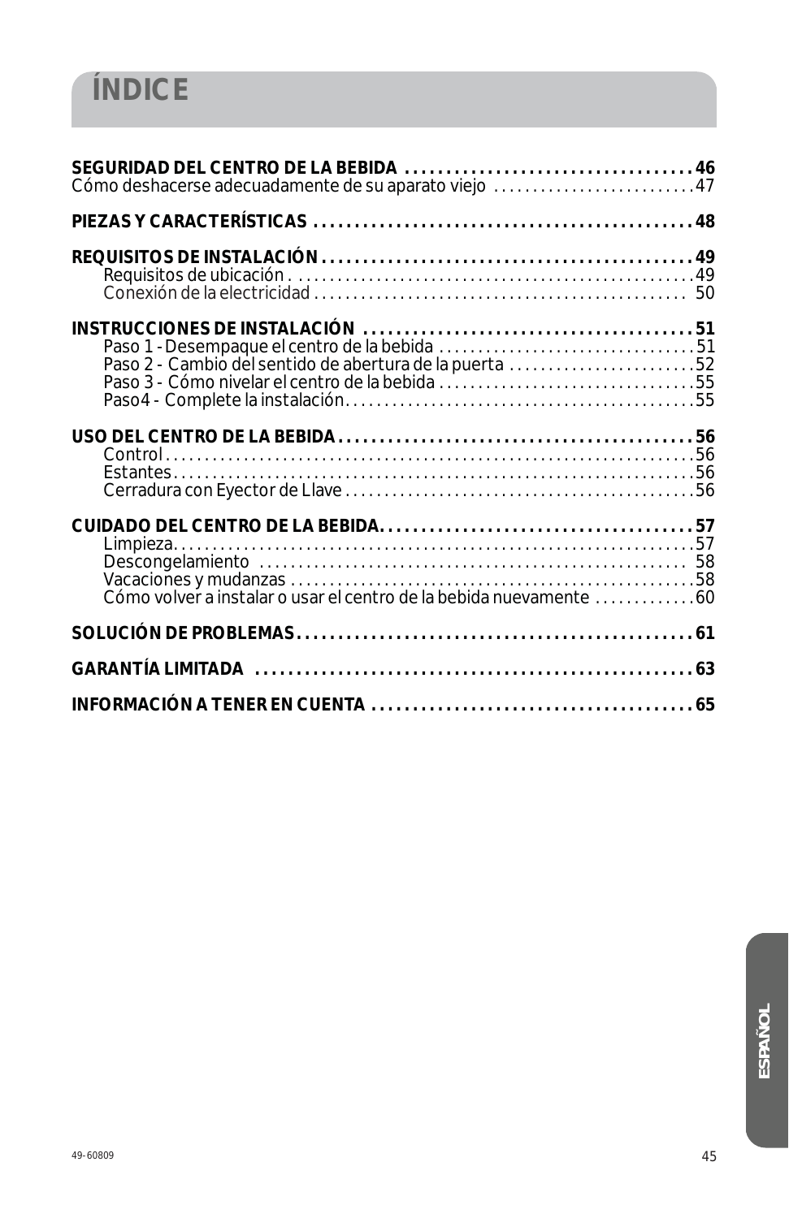# ÍNDICE

**SEGURIDAD DEL CENTRO DE LA BEBIDA .................................... 46**
Cómo deshacerse adecuadamente de su aparato viejo .......................... 47

**PIEZAS Y CARACTERÍSTICAS .............................................. 48**

**REQUISITOS DE INSTALACIÓN ............................................. 49**
- Requisitos de ubicación ................................................. 49
- Conexión de la electricidad ............................................. 50

**INSTRUCCIONES DE INSTALACIÓN ......................................... 51**
- Paso 1 - Desempaque el centro de la bebida .............................. 51
- Paso 2 - Cambio del sentido de abertura de la puerta ..................... 52
- Paso 3 - Cómo nivelar el centro de la bebida ............................ 55
- Paso4 - Complete la instalación ......................................... 55

**USO DEL CENTRO DE LA BEBIDA ........................................... 56**
- Control .................................................................. 56
- Estantes ................................................................. 56
- Cerradura con Eyector de Llave ........................................... 56

**CUIDADO DEL CENTRO DE LA BEBIDA ....................................... 57**
- Limpieza ................................................................. 57
- Descongelamiento ......................................................... 58
- Vacaciones y mudanzas .................................................... 58
- Cómo volver a instalar o usar el centro de la bebida nuevamente .......... 60

**SOLUCIÓN DE PROBLEMAS ................................................. 61**

**GARANTÍA LIMITADA ..................................................... 63**

**INFORMACIÓN A TENER EN CUENTA ......................................... 65**

ESPAÑOL

49-60809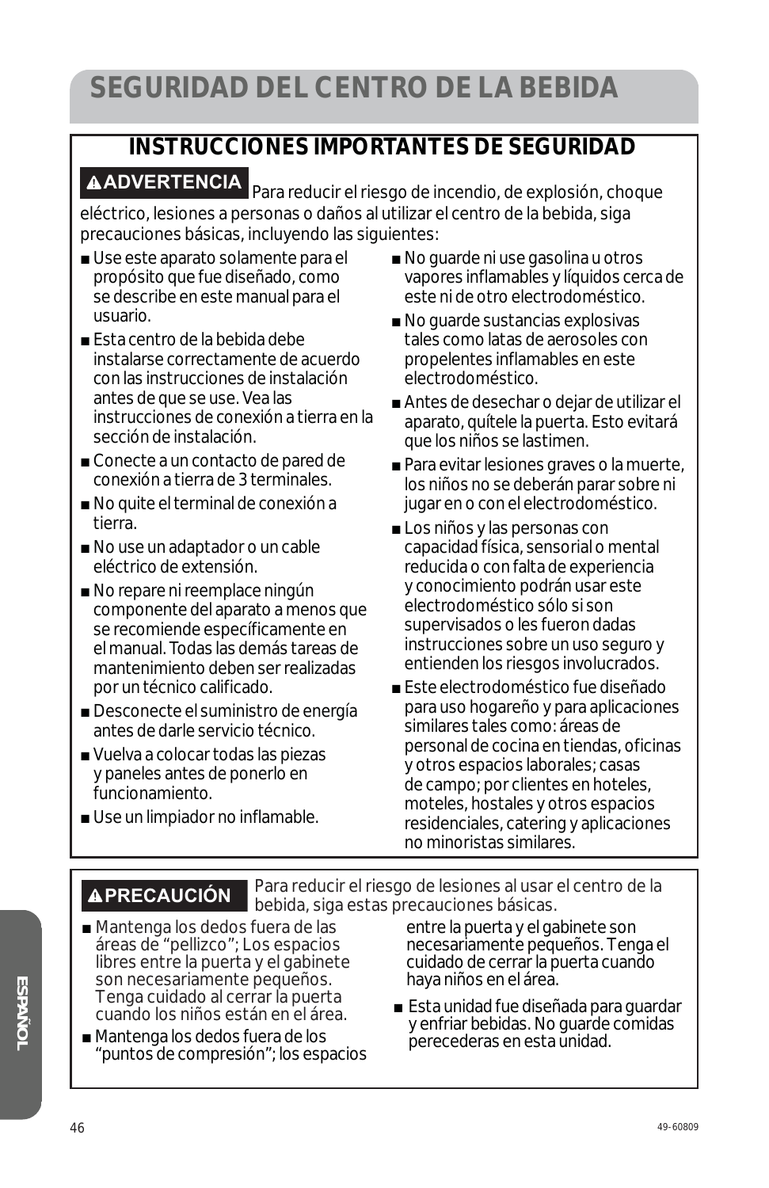# SEGURIDAD DEL CENTRO DE LA BEBIDA

## INSTRUCCIONES IMPORTANTES DE SEGURIDAD

**⚠ADVERTENCIA** Para reducir el riesgo de incendio, de explosión, choque eléctrico, lesiones a personas o daños al utilizar el centro de la bebida, siga precauciones básicas, incluyendo las siguientes:

- Use este aparato solamente para el propósito que fue diseñado, como se describe en este manual para el usuario.
- Esta centro de la bebida debe instalarse correctamente de acuerdo con las instrucciones de instalación antes de que se use. Vea las instrucciones de conexión a tierra en la sección de instalación.
- Conecte a un contacto de pared de conexión a tierra de 3 terminales.
- No quite el terminal de conexión a tierra.
- No use un adaptador o un cable eléctrico de extensión.
- No repare ni reemplace ningún componente del aparato a menos que se recomiende específicamente en el manual. Todas las demás tareas de mantenimiento deben ser realizadas por un técnico calificado.
- Desconecte el suministro de energía antes de darle servicio técnico.
- Vuelva a colocar todas las piezas y paneles antes de ponerlo en funcionamiento.
- Use un limpiador no inflamable.
- No guarde ni use gasolina u otros vapores inflamables y líquidos cerca de este ni de otro electrodoméstico.
- No guarde sustancias explosivas tales como latas de aerosoles con propelentes inflamables en este electrodoméstico.
- Antes de desechar o dejar de utilizar el aparato, quítele la puerta. Esto evitará que los niños se lastimen.
- Para evitar lesiones graves o la muerte, los niños no se deberán parar sobre ni jugar en o con el electrodoméstico.
- Los niños y las personas con capacidad física, sensorial o mental reducida o con falta de experiencia y conocimiento podrán usar este electrodoméstico sólo si son supervisados o les fueron dadas instrucciones sobre un uso seguro y entienden los riesgos involucrados.
- Este electrodoméstico fue diseñado para uso hogareño y para aplicaciones similares tales como: áreas de personal de cocina en tiendas, oficinas y otros espacios laborales; casas de campo; por clientes en hoteles, moteles, hostales y otros espacios residenciales, catering y aplicaciones no minoristas similares.

**⚠PRECAUCIÓN** Para reducir el riesgo de lesiones al usar el centro de la bebida, siga estas precauciones básicas.

- Mantenga los dedos fuera de las áreas de "pellizco"; Los espacios libres entre la puerta y el gabinete son necesariamente pequeños. Tenga cuidado al cerrar la puerta cuando los niños están en el área.
- Mantenga los dedos fuera de los "puntos de compresión"; los espacios entre la puerta y el gabinete son necesariamente pequeños. Tenga el cuidado de cerrar la puerta cuando haya niños en el área.
- Esta unidad fue diseñada para guardar y enfriar bebidas. No guarde comidas perecederas en esta unidad.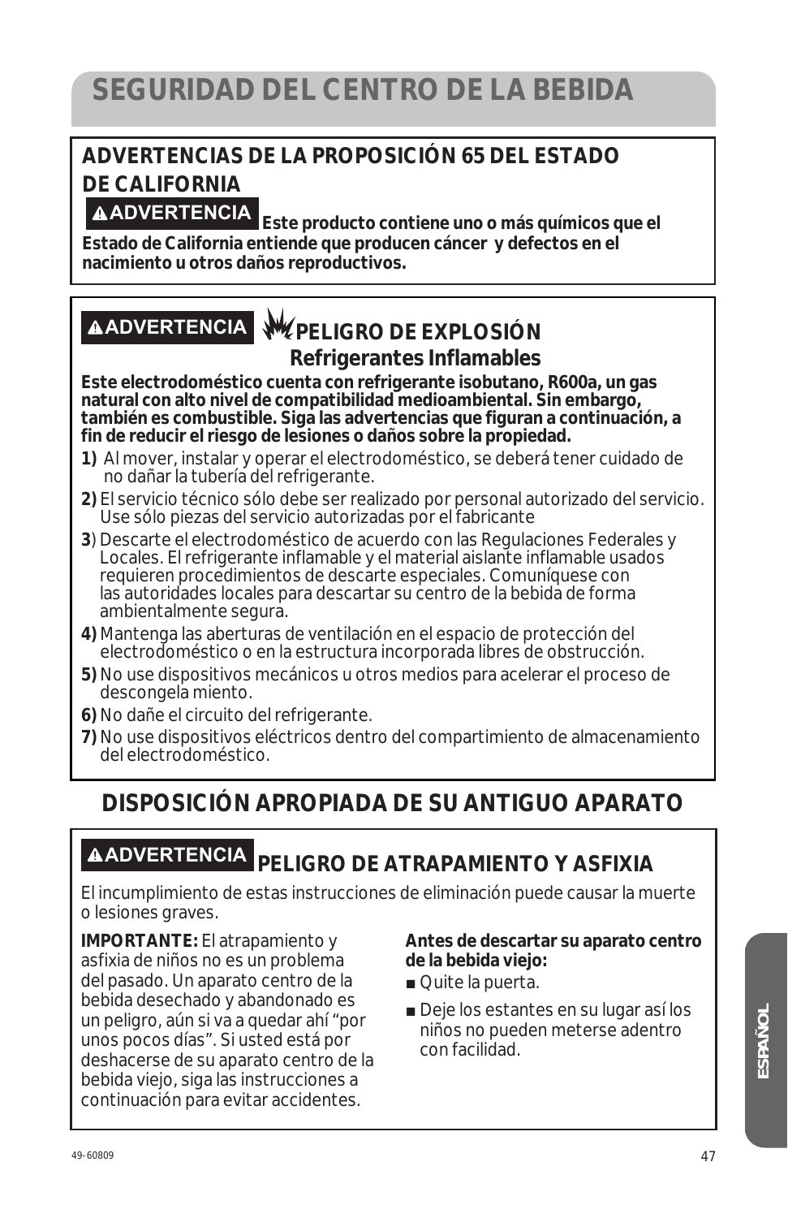# SEGURIDAD DEL CENTRO DE LA BEBIDA

## ADVERTENCIAS DE LA PROPOSICIÓN 65 DEL ESTADO DE CALIFORNIA

**⚠ADVERTENCIA** **Este producto contiene uno o más químicos que el Estado de California entiende que producen cáncer y defectos en el nacimiento u otros daños reproductivos.**

**⚠ADVERTENCIA** **PELIGRO DE EXPLOSIÓN**
**Refrigerantes Inflamables**

**Este electrodoméstico cuenta con refrigerante isobutano, R600a, un gas natural con alto nivel de compatibilidad medioambiental. Sin embargo, también es combustible. Siga las advertencias que figuran a continuación, a fin de reducir el riesgo de lesiones o daños sobre la propiedad.**

**1)** Al mover, instalar y operar el electrodoméstico, se deberá tener cuidado de no dañar la tubería del refrigerante.

**2)** El servicio técnico sólo debe ser realizado por personal autorizado del servicio. Use sólo piezas del servicio autorizadas por el fabricante

**3**) Descarte el electrodoméstico de acuerdo con las Regulaciones Federales y Locales. El refrigerante inflamable y el material aislante inflamable usados requieren procedimientos de descarte especiales. Comuníquese con las autoridades locales para descartar su centro de la bebida de forma ambientalmente segura.

**4)** Mantenga las aberturas de ventilación en el espacio de protección del electrodoméstico o en la estructura incorporada libres de obstrucción.

**5)** No use dispositivos mecánicos u otros medios para acelerar el proceso de descongela miento.

**6)** No dañe el circuito del refrigerante.

**7)** No use dispositivos eléctricos dentro del compartimiento de almacenamiento del electrodoméstico.

## DISPOSICIÓN APROPIADA DE SU ANTIGUO APARATO

**⚠ADVERTENCIA** **PELIGRO DE ATRAPAMIENTO Y ASFIXIA**

El incumplimiento de estas instrucciones de eliminación puede causar la muerte o lesiones graves.

**IMPORTANTE:** El atrapamiento y asfixia de niños no es un problema del pasado. Un aparato centro de la bebida desechado y abandonado es un peligro, aún si va a quedar ahí "por unos pocos días". Si usted está por deshacerse de su aparato centro de la bebida viejo, siga las instrucciones a continuación para evitar accidentes.

**Antes de descartar su aparato centro de la bebida viejo:**

- Quite la puerta.
- Deje los estantes en su lugar así los niños no pueden meterse adentro con facilidad.

49-60809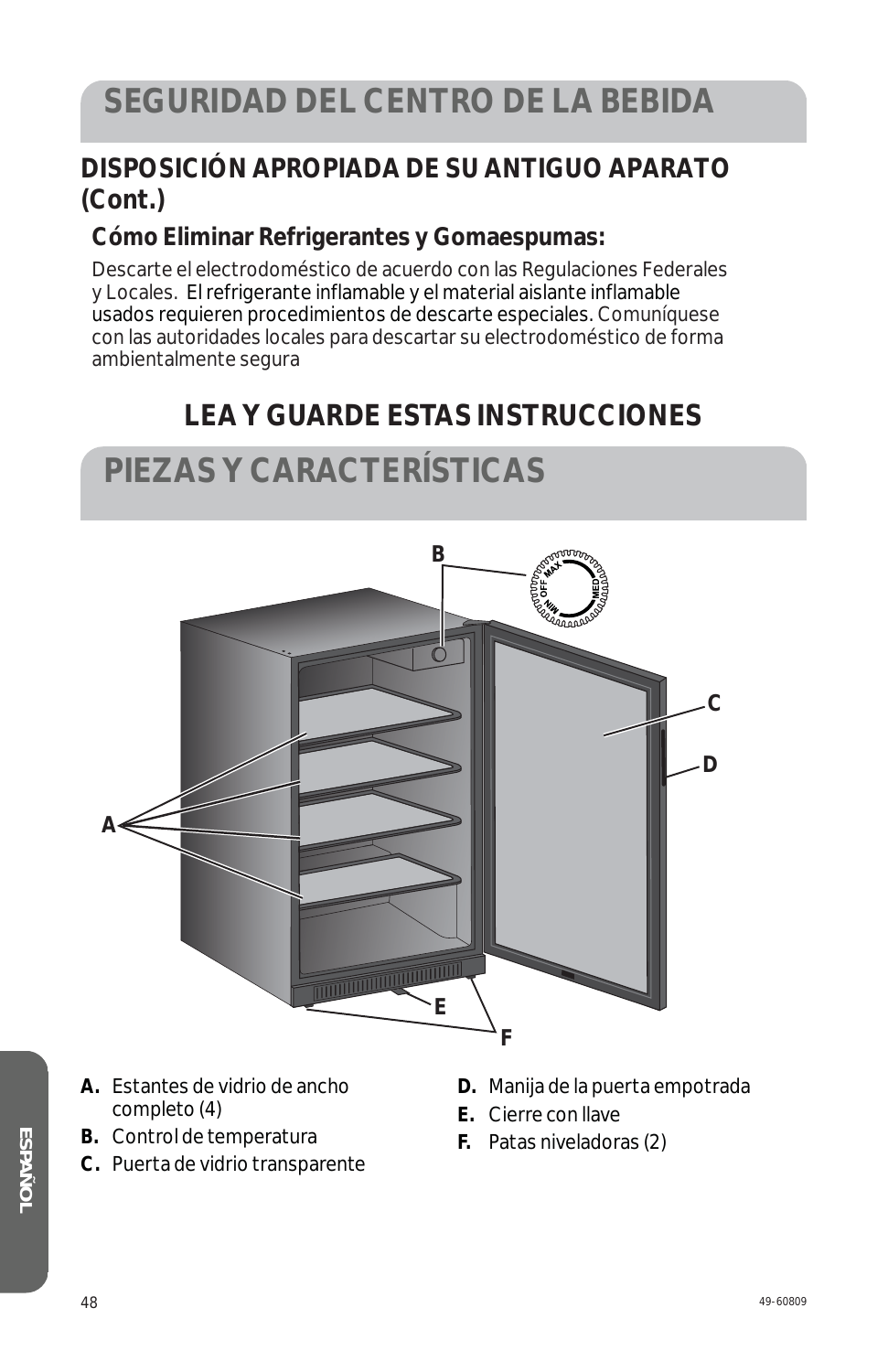# SEGURIDAD DEL CENTRO DE LA BEBIDA

## DISPOSICIÓN APROPIADA DE SU ANTIGUO APARATO (Cont.)

### Cómo Eliminar Refrigerantes y Gomaespumas:

Descarte el electrodoméstico de acuerdo con las Regulaciones Federales y Locales. El refrigerante inflamable y el material aislante inflamable usados requieren procedimientos de descarte especiales. Comuníquese con las autoridades locales para descartar su electrodoméstico de forma ambientalmente segura

## LEA Y GUARDE ESTAS INSTRUCCIONES

# PIEZAS Y CARACTERÍSTICAS

- **A.** Estantes de vidrio de ancho completo (4)
- **B.** Control de temperatura
- **C.** Puerta de vidrio transparente
- **D.** Manija de la puerta empotrada
- **E.** Cierre con llave
- **F.** Patas niveladoras (2)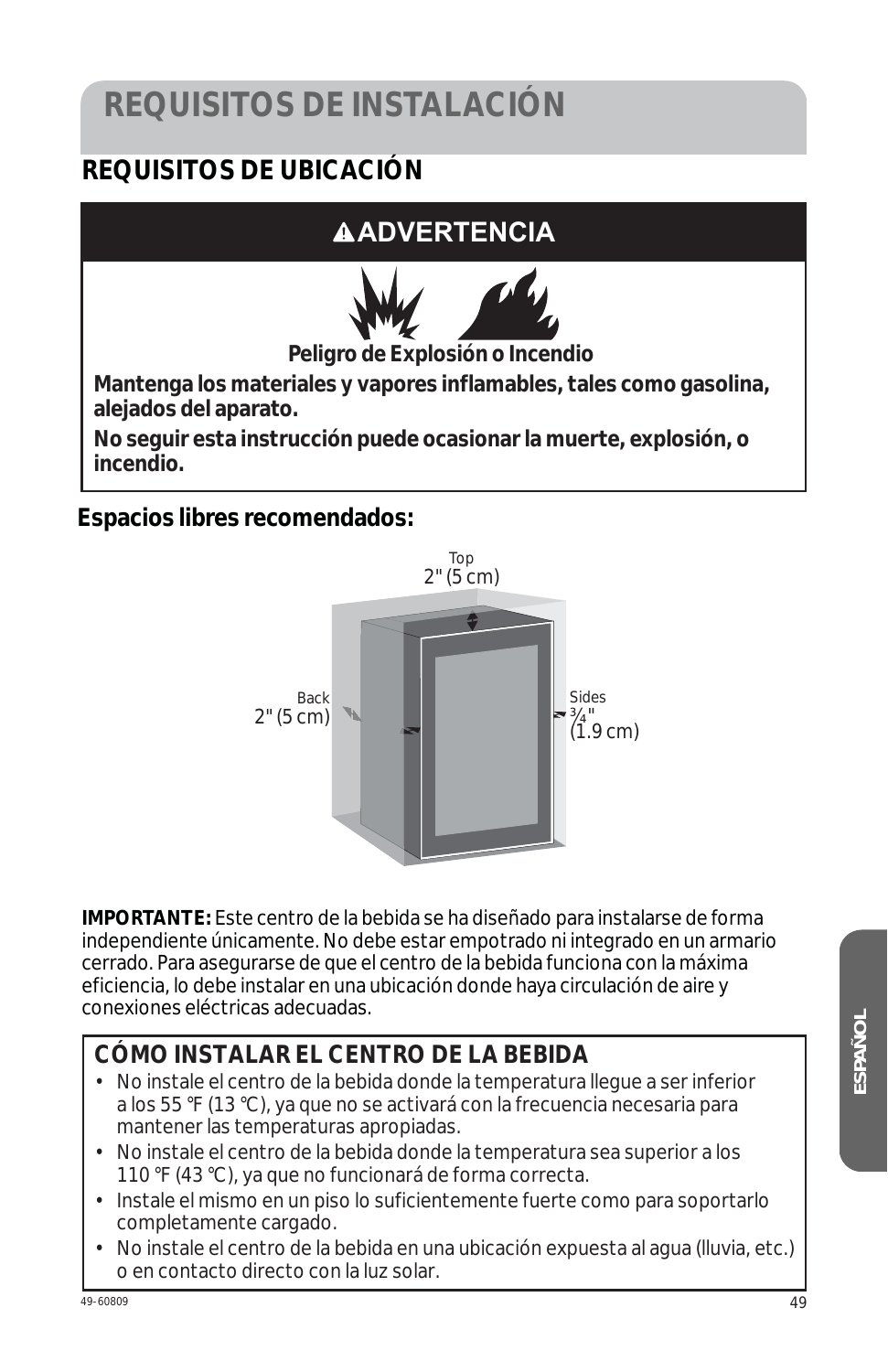# REQUISITOS DE INSTALACIÓN

## REQUISITOS DE UBICACIÓN

**⚠ADVERTENCIA**

**Peligro de Explosión o Incendio**

**Mantenga los materiales y vapores inflamables, tales como gasolina, alejados del aparato.**

**No seguir esta instrucción puede ocasionar la muerte, explosión, o incendio.**

**Espacios libres recomendados:**

Top
2" (5 cm)

Back
2" (5 cm)

Sides
¾"
(1.9 cm)

**IMPORTANTE:** Este centro de la bebida se ha diseñado para instalarse de forma independiente únicamente. No debe estar empotrado ni integrado en un armario cerrado. Para asegurarse de que el centro de la bebida funciona con la máxima eficiencia, lo debe instalar en una ubicación donde haya circulación de aire y conexiones eléctricas adecuadas.

### CÓMO INSTALAR EL CENTRO DE LA BEBIDA

- No instale el centro de la bebida donde la temperatura llegue a ser inferior a los 55 °F (13 °C), ya que no se activará con la frecuencia necesaria para mantener las temperaturas apropiadas.
- No instale el centro de la bebida donde la temperatura sea superior a los 110 °F (43 °C), ya que no funcionará de forma correcta.
- Instale el mismo en un piso lo suficientemente fuerte como para soportarlo completamente cargado.
- No instale el centro de la bebida en una ubicación expuesta al agua (lluvia, etc.) o en contacto directo con la luz solar.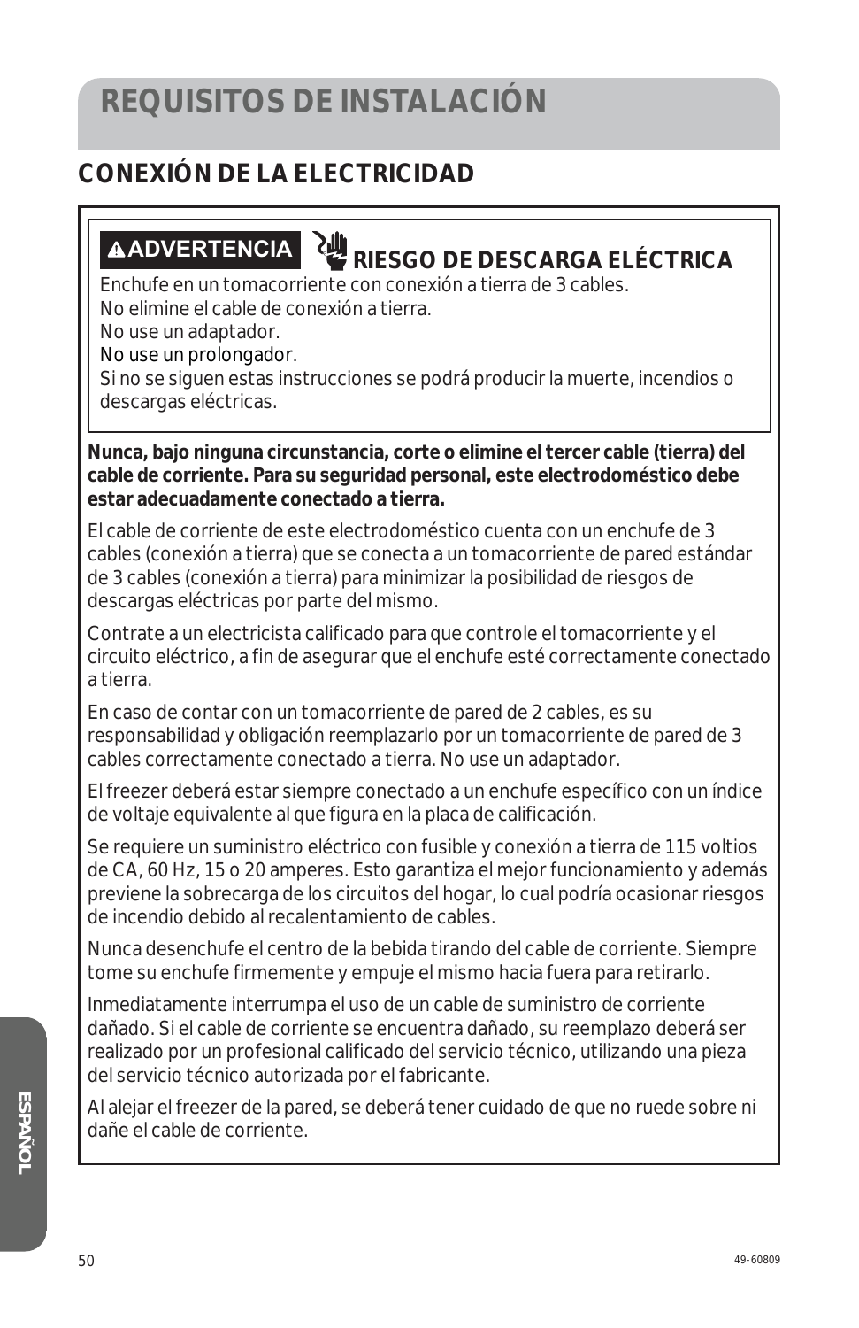# REQUISITOS DE INSTALACIÓN

## CONEXIÓN DE LA ELECTRICIDAD

**⚠ADVERTENCIA** **RIESGO DE DESCARGA ELÉCTRICA**

Enchufe en un tomacorriente con conexión a tierra de 3 cables.
No elimine el cable de conexión a tierra.
No use un adaptador.
No use un prolongador.
Si no se siguen estas instrucciones se podrá producir la muerte, incendios o descargas eléctricas.

**Nunca, bajo ninguna circunstancia, corte o elimine el tercer cable (tierra) del cable de corriente. Para su seguridad personal, este electrodoméstico debe estar adecuadamente conectado a tierra.**

El cable de corriente de este electrodoméstico cuenta con un enchufe de 3 cables (conexión a tierra) que se conecta a un tomacorriente de pared estándar de 3 cables (conexión a tierra) para minimizar la posibilidad de riesgos de descargas eléctricas por parte del mismo.

Contrate a un electricista calificado para que controle el tomacorriente y el circuito eléctrico, a fin de asegurar que el enchufe esté correctamente conectado a tierra.

En caso de contar con un tomacorriente de pared de 2 cables, es su responsabilidad y obligación reemplazarlo por un tomacorriente de pared de 3 cables correctamente conectado a tierra. No use un adaptador.

El freezer deberá estar siempre conectado a un enchufe específico con un índice de voltaje equivalente al que figura en la placa de calificación.

Se requiere un suministro eléctrico con fusible y conexión a tierra de 115 voltios de CA, 60 Hz, 15 o 20 amperes. Esto garantiza el mejor funcionamiento y además previene la sobrecarga de los circuitos del hogar, lo cual podría ocasionar riesgos de incendio debido al recalentamiento de cables.

Nunca desenchufe el centro de la bebida tirando del cable de corriente. Siempre tome su enchufe firmemente y empuje el mismo hacia fuera para retirarlo.

Inmediatamente interrumpa el uso de un cable de suministro de corriente dañado. Si el cable de corriente se encuentra dañado, su reemplazo deberá ser realizado por un profesional calificado del servicio técnico, utilizando una pieza del servicio técnico autorizada por el fabricante.

Al alejar el freezer de la pared, se deberá tener cuidado de que no ruede sobre ni dañe el cable de corriente.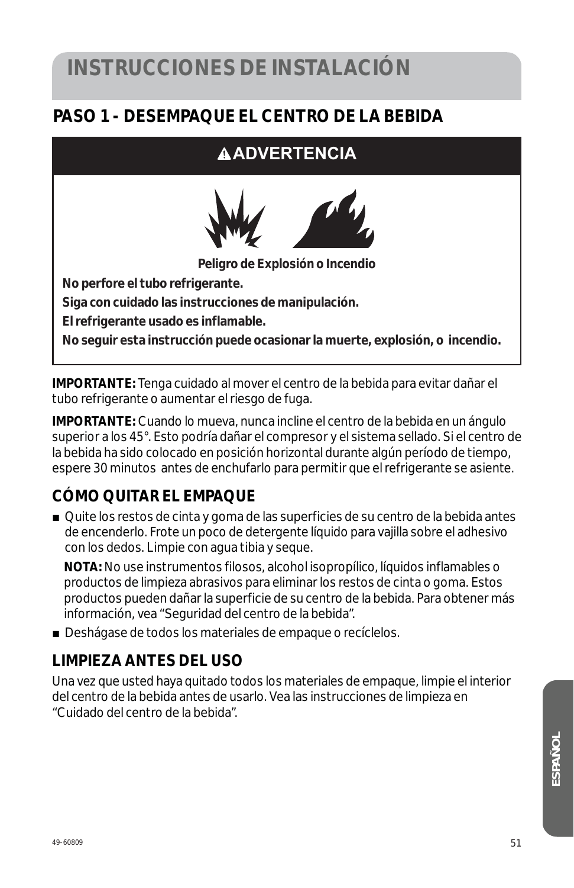# INSTRUCCIONES DE INSTALACIÓN

## PASO 1 - DESEMPAQUE EL CENTRO DE LA BEBIDA

**⚠ADVERTENCIA**

**Peligro de Explosión o Incendio**

**No perfore el tubo refrigerante.**

**Siga con cuidado las instrucciones de manipulación.**

**El refrigerante usado es inflamable.**

**No seguir esta instrucción puede ocasionar la muerte, explosión, o incendio.**

**IMPORTANTE:** Tenga cuidado al mover el centro de la bebida para evitar dañar el tubo refrigerante o aumentar el riesgo de fuga.

**IMPORTANTE:** Cuando lo mueva, nunca incline el centro de la bebida en un ángulo superior a los 45°. Esto podría dañar el compresor y el sistema sellado. Si el centro de la bebida ha sido colocado en posición horizontal durante algún período de tiempo, espere 30 minutos antes de enchufarlo para permitir que el refrigerante se asiente.

### CÓMO QUITAR EL EMPAQUE

- Quite los restos de cinta y goma de las superficies de su centro de la bebida antes de encenderlo. Frote un poco de detergente líquido para vajilla sobre el adhesivo con los dedos. Limpie con agua tibia y seque.

  **NOTA:** No use instrumentos filosos, alcohol isopropílico, líquidos inflamables o productos de limpieza abrasivos para eliminar los restos de cinta o goma. Estos productos pueden dañar la superficie de su centro de la bebida. Para obtener más información, vea "Seguridad del centro de la bebida".

- Deshágase de todos los materiales de empaque o recíclelos.

### LIMPIEZA ANTES DEL USO

Una vez que usted haya quitado todos los materiales de empaque, limpie el interior del centro de la bebida antes de usarlo. Vea las instrucciones de limpieza en "Cuidado del centro de la bebida".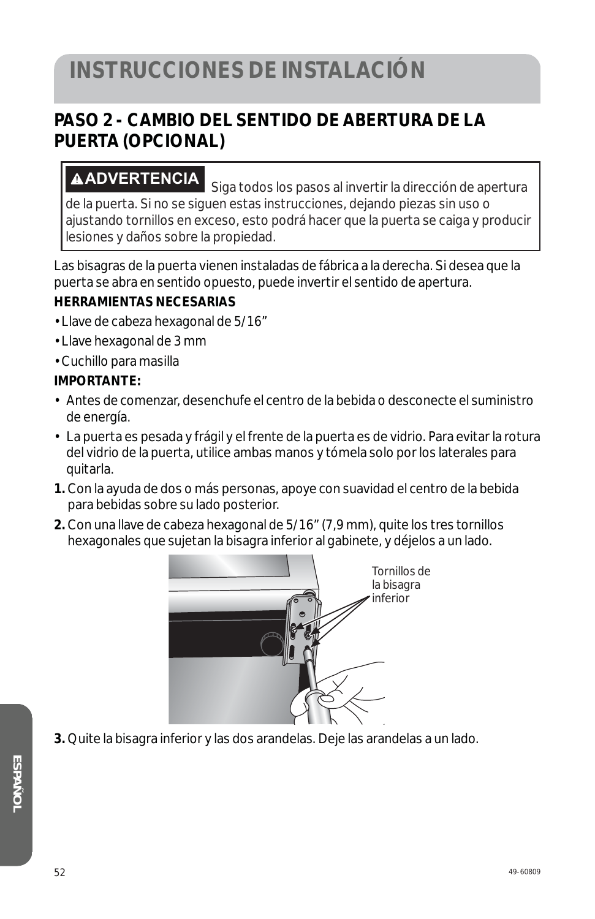# INSTRUCCIONES DE INSTALACIÓN

## PASO 2 - CAMBIO DEL SENTIDO DE ABERTURA DE LA PUERTA (OPCIONAL)

**⚠ADVERTENCIA** Siga todos los pasos al invertir la dirección de apertura de la puerta. Si no se siguen estas instrucciones, dejando piezas sin uso o ajustando tornillos en exceso, esto podrá hacer que la puerta se caiga y producir lesiones y daños sobre la propiedad.

Las bisagras de la puerta vienen instaladas de fábrica a la derecha. Si desea que la puerta se abra en sentido opuesto, puede invertir el sentido de apertura.

**HERRAMIENTAS NECESARIAS**

- Llave de cabeza hexagonal de 5/16"
- Llave hexagonal de 3 mm
- Cuchillo para masilla

**IMPORTANTE:**

- Antes de comenzar, desenchufe el centro de la bebida o desconecte el suministro de energía.
- La puerta es pesada y frágil y el frente de la puerta es de vidrio. Para evitar la rotura del vidrio de la puerta, utilice ambas manos y tómela solo por los laterales para quitarla.

**1.** Con la ayuda de dos o más personas, apoye con suavidad el centro de la bebida para bebidas sobre su lado posterior.

**2.** Con una llave de cabeza hexagonal de 5/16" (7,9 mm), quite los tres tornillos hexagonales que sujetan la bisagra inferior al gabinete, y déjelos a un lado.

Tornillos de la bisagra inferior

**3.** Quite la bisagra inferior y las dos arandelas. Deje las arandelas a un lado.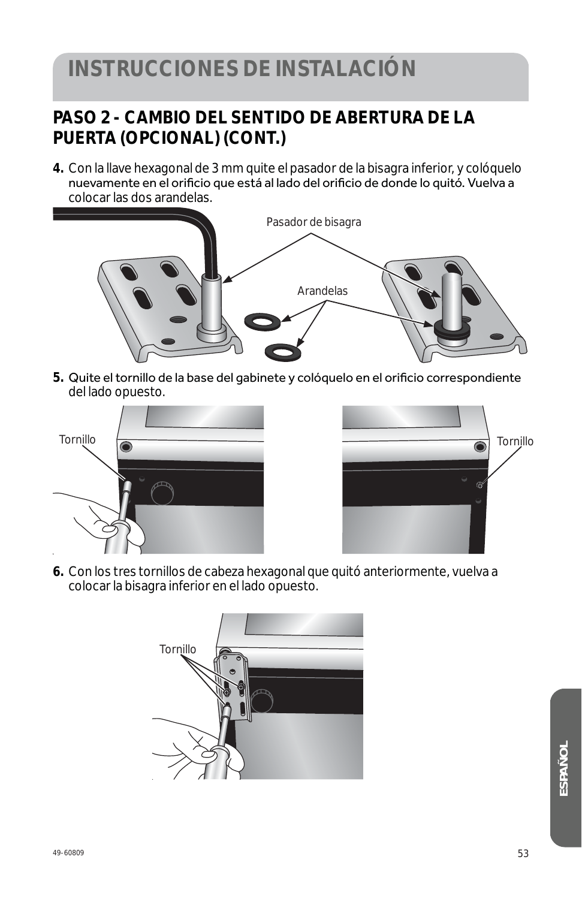# INSTRUCCIONES DE INSTALACIÓN

## PASO 2 - CAMBIO DEL SENTIDO DE ABERTURA DE LA PUERTA (OPCIONAL) (CONT.)

**4.** Con la llave hexagonal de 3 mm quite el pasador de la bisagra inferior, y colóquelo nuevamente en el orificio que está al lado del orificio de donde lo quitó. Vuelva a colocar las dos arandelas.

Pasador de bisagra

Arandelas

**5.** Quite el tornillo de la base del gabinete y colóquelo en el orificio correspondiente del lado opuesto.

Tornillo

Tornillo

**6.** Con los tres tornillos de cabeza hexagonal que quitó anteriormente, vuelva a colocar la bisagra inferior en el lado opuesto.

Tornillo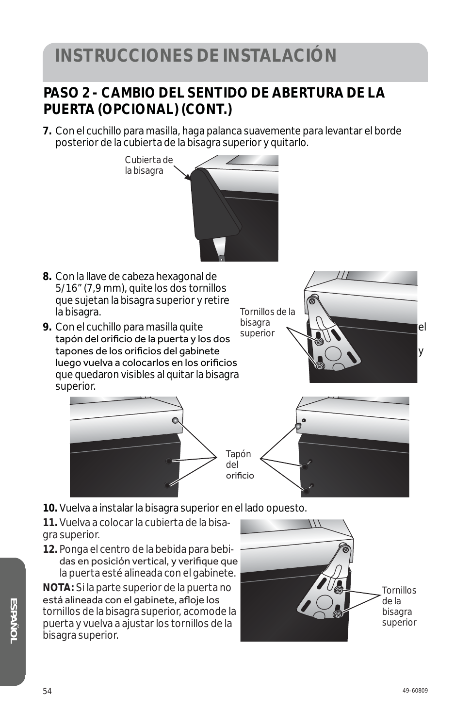# INSTRUCCIONES DE INSTALACIÓN

## PASO 2 - CAMBIO DEL SENTIDO DE ABERTURA DE LA PUERTA (OPCIONAL) (CONT.)

**7.** Con el cuchillo para masilla, haga palanca suavemente para levantar el borde posterior de la cubierta de la bisagra superior y quitarlo.

Cubierta de la bisagra

**8.** Con la llave de cabeza hexagonal de 5/16" (7,9 mm), quite los dos tornillos que sujetan la bisagra superior y retire la bisagra.

**9.** Con el cuchillo para masilla quite el tapón del orificio de la puerta y los dos tapones de los orificios del gabinete y luego vuelva a colocarlos en los orificios que quedaron visibles al quitar la bisagra superior.

Tornillos de la bisagra superior

Tapón del orificio

**10.** Vuelva a instalar la bisagra superior en el lado opuesto.

**11.** Vuelva a colocar la cubierta de la bisagra superior.

**12.** Ponga el centro de la bebida para bebidas en posición vertical, y verifique que la puerta esté alineada con el gabinete.

**NOTA:** Si la parte superior de la puerta no está alineada con el gabinete, afloje los tornillos de la bisagra superior, acomode la puerta y vuelva a ajustar los tornillos de la bisagra superior.

Tornillos de la bisagra superior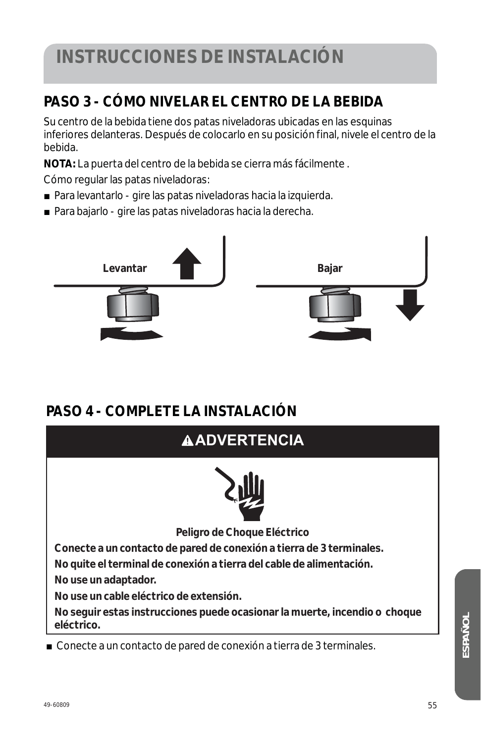# INSTRUCCIONES DE INSTALACIÓN

## PASO 3 - CÓMO NIVELAR EL CENTRO DE LA BEBIDA

Su centro de la bebida tiene dos patas niveladoras ubicadas en las esquinas inferiores delanteras. Después de colocarlo en su posición final, nivele el centro de la bebida.

**NOTA:** La puerta del centro de la bebida se cierra más fácilmente .

Cómo regular las patas niveladoras:

- Para levantarlo - gire las patas niveladoras hacia la izquierda.
- Para bajarlo - gire las patas niveladoras hacia la derecha.

**Levantar** **Bajar**

## PASO 4 - COMPLETE LA INSTALACIÓN

**ADVERTENCIA**

**Peligro de Choque Eléctrico**

**Conecte a un contacto de pared de conexión a tierra de 3 terminales.**

**No quite el terminal de conexión a tierra del cable de alimentación.**

**No use un adaptador.**

**No use un cable eléctrico de extensión.**

**No seguir estas instrucciones puede ocasionar la muerte, incendio o choque eléctrico.**

- Conecte a un contacto de pared de conexión a tierra de 3 terminales.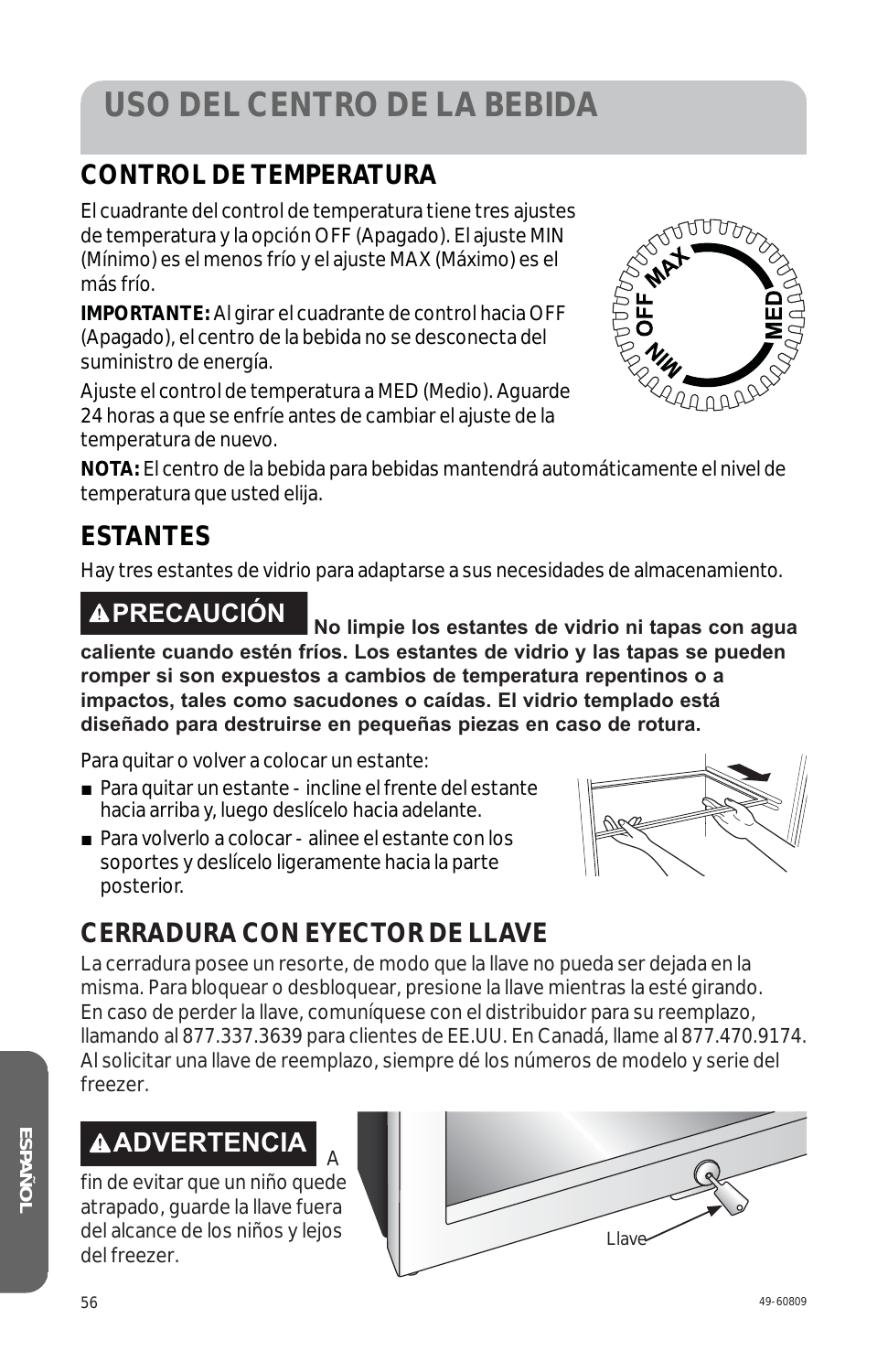# USO DEL CENTRO DE LA BEBIDA

## CONTROL DE TEMPERATURA

El cuadrante del control de temperatura tiene tres ajustes de temperatura y la opción OFF (Apagado). El ajuste MIN (Mínimo) es el menos frío y el ajuste MAX (Máximo) es el más frío.

**IMPORTANTE:** Al girar el cuadrante de control hacia OFF (Apagado), el centro de la bebida no se desconecta del suministro de energía.

Ajuste el control de temperatura a MED (Medio). Aguarde 24 horas a que se enfríe antes de cambiar el ajuste de la temperatura de nuevo.

**NOTA:** El centro de la bebida para bebidas mantendrá automáticamente el nivel de temperatura que usted elija.

## ESTANTES

Hay tres estantes de vidrio para adaptarse a sus necesidades de almacenamiento.

**⚠PRECAUCIÓN** **No limpie los estantes de vidrio ni tapas con agua caliente cuando estén fríos. Los estantes de vidrio y las tapas se pueden romper si son expuestos a cambios de temperatura repentinos o a impactos, tales como sacudones o caídas. El vidrio templado está diseñado para destruirse en pequeñas piezas en caso de rotura.**

Para quitar o volver a colocar un estante:

- Para quitar un estante - incline el frente del estante hacia arriba y, luego deslícelo hacia adelante.
- Para volverlo a colocar - alinee el estante con los soportes y deslícelo ligeramente hacia la parte posterior.

## CERRADURA CON EYECTOR DE LLAVE

La cerradura posee un resorte, de modo que la llave no pueda ser dejada en la misma. Para bloquear o desbloquear, presione la llave mientras la esté girando. En caso de perder la llave, comuníquese con el distribuidor para su reemplazo, llamando al 877.337.3639 para clientes de EE.UU. En Canadá, llame al 877.470.9174. Al solicitar una llave de reemplazo, siempre dé los números de modelo y serie del freezer.

**⚠ADVERTENCIA** A fin de evitar que un niño quede atrapado, guarde la llave fuera del alcance de los niños y lejos del freezer.

Llave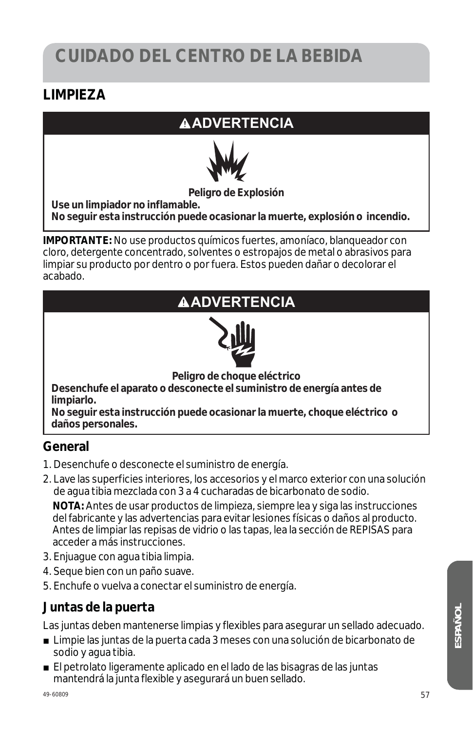# CUIDADO DEL CENTRO DE LA BEBIDA

## LIMPIEZA

**⚠ADVERTENCIA**

**Peligro de Explosión**

**Use un limpiador no inflamable.**
**No seguir esta instrucción puede ocasionar la muerte, explosión o incendio.**

**IMPORTANTE:** No use productos químicos fuertes, amoníaco, blanqueador con cloro, detergente concentrado, solventes o estropajos de metal o abrasivos para limpiar su producto por dentro o por fuera. Estos pueden dañar o decolorar el acabado.

**⚠ADVERTENCIA**

**Peligro de choque eléctrico**

**Desenchufe el aparato o desconecte el suministro de energía antes de limpiarlo.**
**No seguir esta instrucción puede ocasionar la muerte, choque eléctrico o daños personales.**

### General

1. Desenchufe o desconecte el suministro de energía.
2. Lave las superficies interiores, los accesorios y el marco exterior con una solución de agua tibia mezclada con 3 a 4 cucharadas de bicarbonato de sodio.

   **NOTA:** Antes de usar productos de limpieza, siempre lea y siga las instrucciones del fabricante y las advertencias para evitar lesiones físicas o daños al producto. Antes de limpiar las repisas de vidrio o las tapas, lea la sección de REPISAS para acceder a más instrucciones.
3. Enjuague con agua tibia limpia.
4. Seque bien con un paño suave.
5. Enchufe o vuelva a conectar el suministro de energía.

### Juntas de la puerta

Las juntas deben mantenerse limpias y flexibles para asegurar un sellado adecuado.

- Limpie las juntas de la puerta cada 3 meses con una solución de bicarbonato de sodio y agua tibia.
- El petrolato ligeramente aplicado en el lado de las bisagras de las juntas mantendrá la junta flexible y asegurará un buen sellado.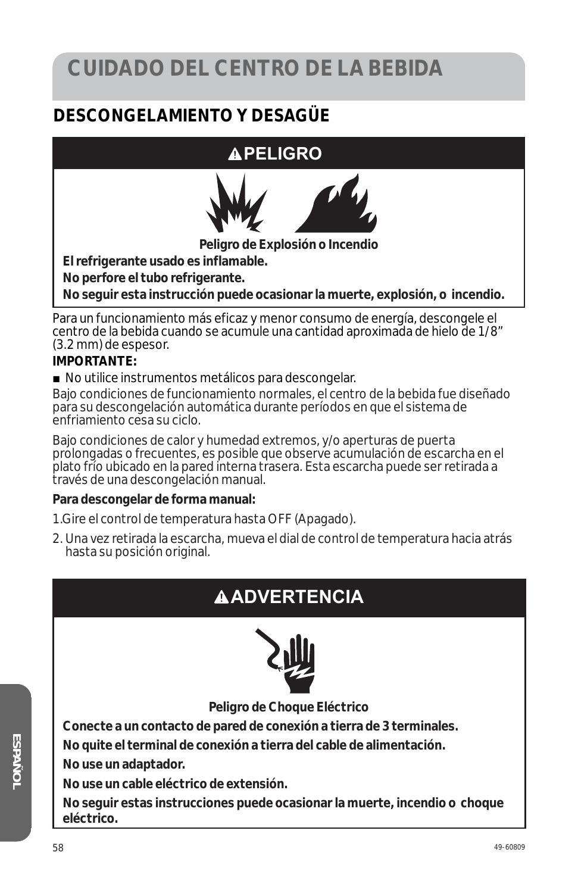# CUIDADO DEL CENTRO DE LA BEBIDA

## DESCONGELAMIENTO Y DESAGÜE

**⚠PELIGRO**

**Peligro de Explosión o Incendio**

**El refrigerante usado es inflamable.**

**No perfore el tubo refrigerante.**

**No seguir esta instrucción puede ocasionar la muerte, explosión, o incendio.**

Para un funcionamiento más eficaz y menor consumo de energía, descongele el centro de la bebida cuando se acumule una cantidad aproximada de hielo de 1/8" (3.2 mm) de espesor.

**IMPORTANTE:**

- No utilice instrumentos metálicos para descongelar.

Bajo condiciones de funcionamiento normales, el centro de la bebida fue diseñado para su descongelación automática durante períodos en que el sistema de enfriamiento cesa su ciclo.

Bajo condiciones de calor y humedad extremos, y/o aperturas de puerta prolongadas o frecuentes, es posible que observe acumulación de escarcha en el plato frío ubicado en la pared interna trasera. Esta escarcha puede ser retirada a través de una descongelación manual.

**Para descongelar de forma manual:**

1. Gire el control de temperatura hasta OFF (Apagado).
2. Una vez retirada la escarcha, mueva el dial de control de temperatura hacia atrás hasta su posición original.

**⚠ADVERTENCIA**

**Peligro de Choque Eléctrico**

**Conecte a un contacto de pared de conexión a tierra de 3 terminales.**

**No quite el terminal de conexión a tierra del cable de alimentación.**

**No use un adaptador.**

**No use un cable eléctrico de extensión.**

**No seguir estas instrucciones puede ocasionar la muerte, incendio o choque eléctrico.**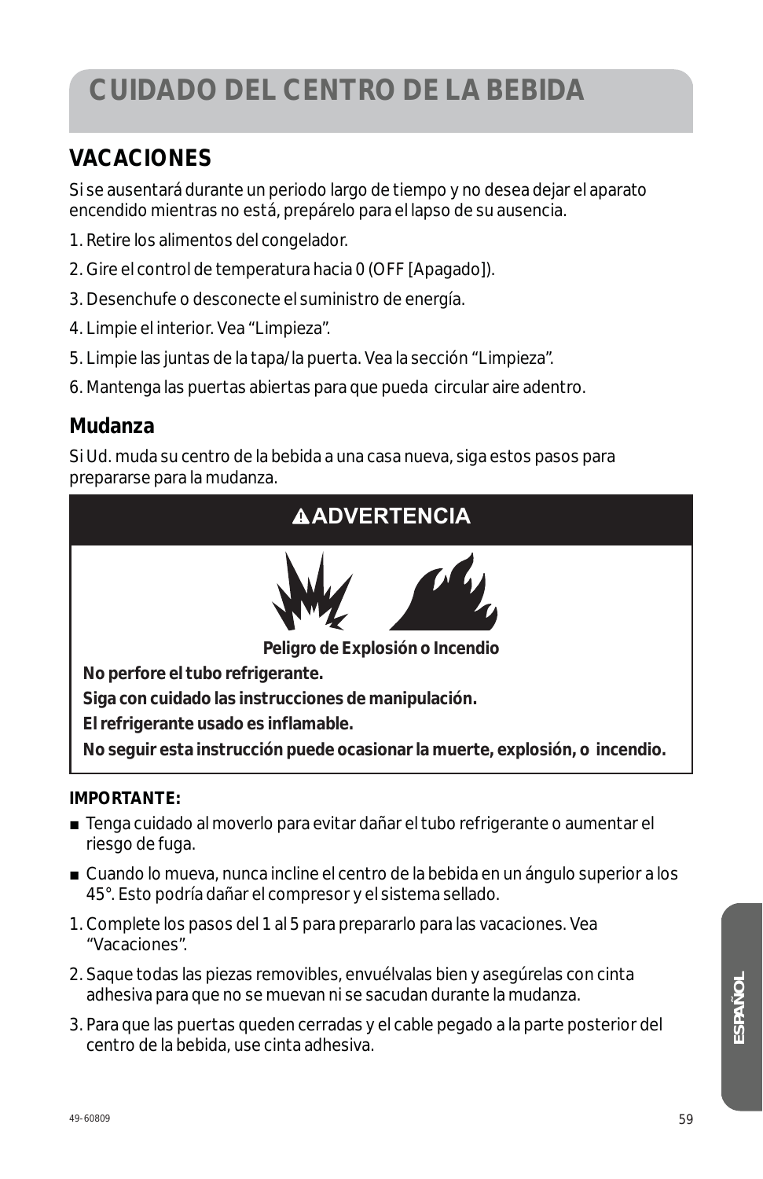# CUIDADO DEL CENTRO DE LA BEBIDA

## VACACIONES

Si se ausentará durante un periodo largo de tiempo y no desea dejar el aparato encendido mientras no está, prepárelo para el lapso de su ausencia.

1. Retire los alimentos del congelador.
2. Gire el control de temperatura hacia 0 (OFF [Apagado]).
3. Desenchufe o desconecte el suministro de energía.
4. Limpie el interior. Vea "Limpieza".
5. Limpie las juntas de la tapa/la puerta. Vea la sección "Limpieza".
6. Mantenga las puertas abiertas para que pueda circular aire adentro.

### Mudanza

Si Ud. muda su centro de la bebida a una casa nueva, siga estos pasos para prepararse para la mudanza.

**⚠ADVERTENCIA**

**Peligro de Explosión o Incendio**

**No perfore el tubo refrigerante.**

**Siga con cuidado las instrucciones de manipulación.**

**El refrigerante usado es inflamable.**

**No seguir esta instrucción puede ocasionar la muerte, explosión, o incendio.**

**IMPORTANTE:**

- Tenga cuidado al moverlo para evitar dañar el tubo refrigerante o aumentar el riesgo de fuga.
- Cuando lo mueva, nunca incline el centro de la bebida en un ángulo superior a los 45°. Esto podría dañar el compresor y el sistema sellado.

1. Complete los pasos del 1 al 5 para prepararlo para las vacaciones. Vea "Vacaciones".
2. Saque todas las piezas removibles, envuélvalas bien y asegúrelas con cinta adhesiva para que no se muevan ni se sacudan durante la mudanza.
3. Para que las puertas queden cerradas y el cable pegado a la parte posterior del centro de la bebida, use cinta adhesiva.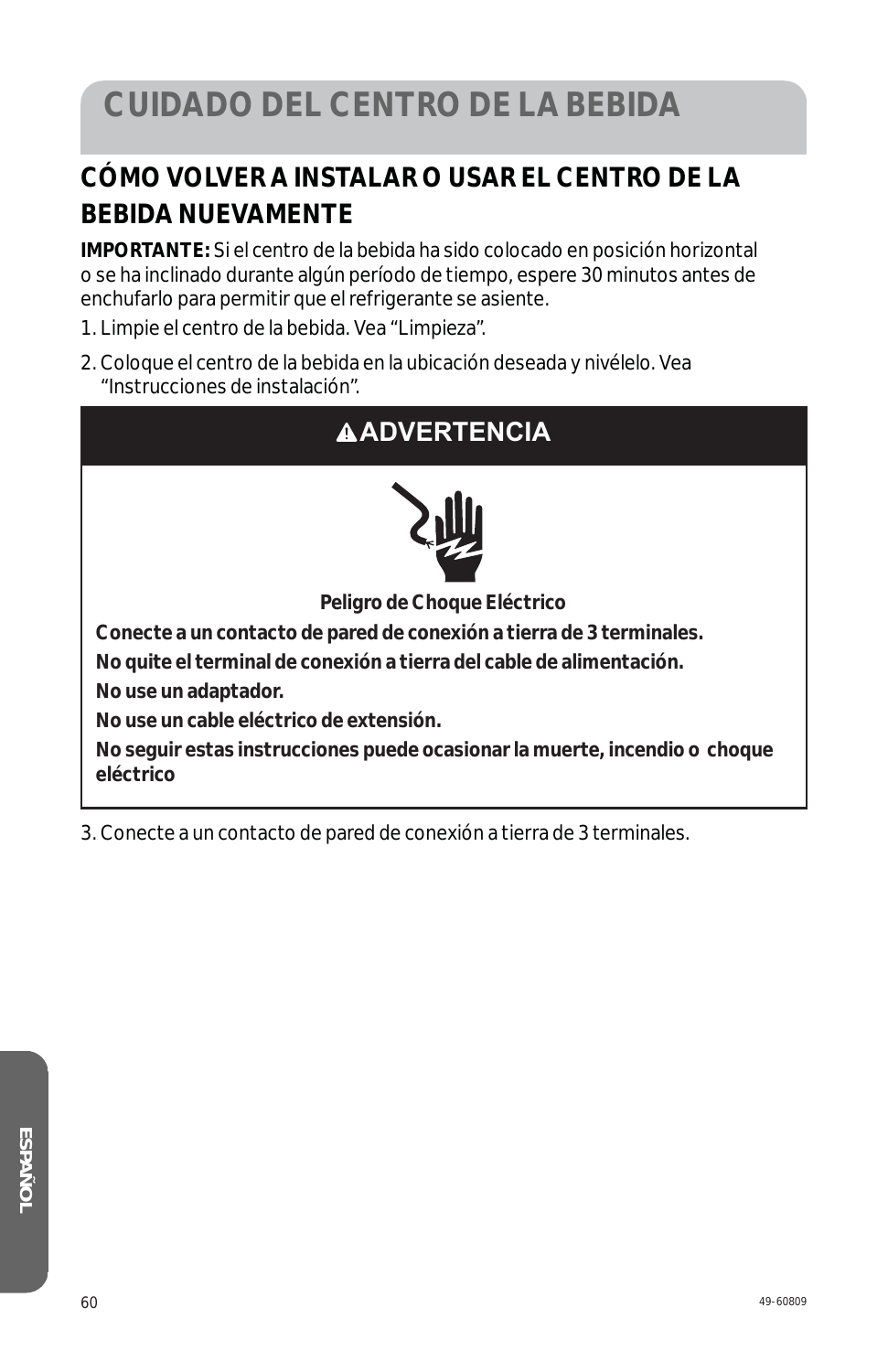# CUIDADO DEL CENTRO DE LA BEBIDA

## CÓMO VOLVER A INSTALAR O USAR EL CENTRO DE LA BEBIDA NUEVAMENTE

**IMPORTANTE:** Si el centro de la bebida ha sido colocado en posición horizontal o se ha inclinado durante algún período de tiempo, espere 30 minutos antes de enchufarlo para permitir que el refrigerante se asiente.

1. Limpie el centro de la bebida. Vea "Limpieza".
2. Coloque el centro de la bebida en la ubicación deseada y nivélelo. Vea "Instrucciones de instalación".

**⚠ADVERTENCIA**

**Peligro de Choque Eléctrico**

**Conecte a un contacto de pared de conexión a tierra de 3 terminales.**

**No quite el terminal de conexión a tierra del cable de alimentación.**

**No use un adaptador.**

**No use un cable eléctrico de extensión.**

**No seguir estas instrucciones puede ocasionar la muerte, incendio o choque eléctrico**

3. Conecte a un contacto de pared de conexión a tierra de 3 terminales.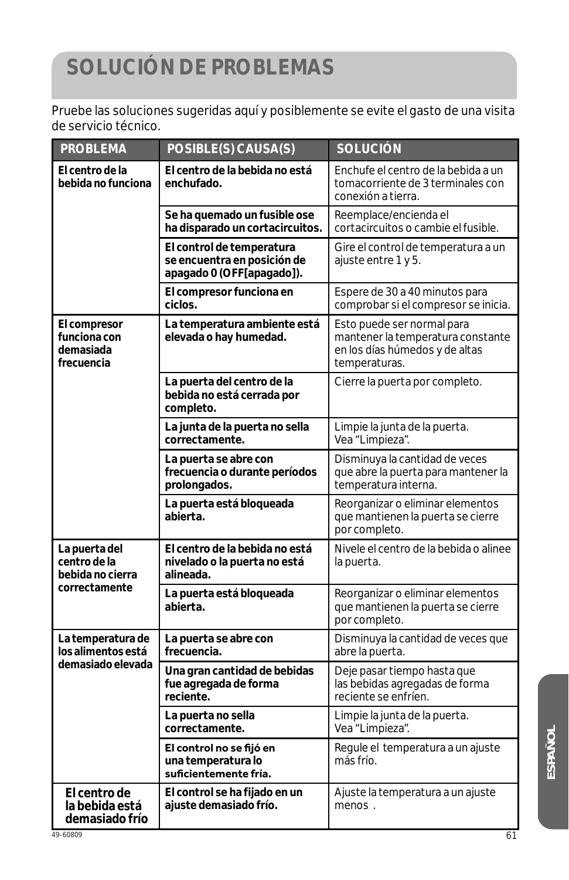# SOLUCIÓN DE PROBLEMAS

Pruebe las soluciones sugeridas aquí y posiblemente se evite el gasto de una visita de servicio técnico.

| PROBLEMA | POSIBLE(S) CAUSA(S) | SOLUCIÓN |
|---|---|---|
| **El centro de la bebida no funciona** | **El centro de la bebida no está enchufado.** | Enchufe el centro de la bebida a un tomacorriente de 3 terminales con conexión a tierra. |
| | **Se ha quemado un fusible ose ha disparado un cortacircuitos.** | Reemplace/encienda el cortacircuitos o cambie el fusible. |
| | **El control de temperatura se encuentra en posición de apagado 0 (OFF[apagado]).** | Gire el control de temperatura a un ajuste entre 1 y 5. |
| | **El compresor funciona en ciclos.** | Espere de 30 a 40 minutos para comprobar si el compresor se inicia. |
| **El compresor funciona con demasiada frecuencia** | **La temperatura ambiente está elevada o hay humedad.** | Esto puede ser normal para mantener la temperatura constante en los días húmedos y de altas temperaturas. |
| | **La puerta del centro de la bebida no está cerrada por completo.** | Cierre la puerta por completo. |
| | **La junta de la puerta no sella correctamente.** | Limpie la junta de la puerta. Vea "Limpieza". |
| | **La puerta se abre con frecuencia o durante períodos prolongados.** | Disminuya la cantidad de veces que abre la puerta para mantener la temperatura interna. |
| | **La puerta está bloqueada abierta.** | Reorganizar o eliminar elementos que mantienen la puerta se cierre por completo. |
| **La puerta del centro de la bebida no cierra correctamente** | **El centro de la bebida no está nivelado o la puerta no está alineada.** | Nivele el centro de la bebida o alinee la puerta. |
| | **La puerta está bloqueada abierta.** | Reorganizar o eliminar elementos que mantienen la puerta se cierre por completo. |
| **La temperatura de los alimentos está demasiado elevada** | **La puerta se abre con frecuencia.** | Disminuya la cantidad de veces que abre la puerta. |
| | **Una gran cantidad de bebidas fue agregada de forma reciente.** | Deje pasar tiempo hasta que las bebidas agregadas de forma reciente se enfríen. |
| | **La puerta no sella correctamente.** | Limpie la junta de la puerta. Vea "Limpieza". |
| | **El control no se fijó en una temperatura lo suficientemente fría.** | Regule el temperatura a un ajuste más frío. |
| **El centro de la bebida está demasiado frío** | **El control se ha fijado en un ajuste demasiado frío.** | Ajuste la temperatura a un ajuste menos . |

49-60809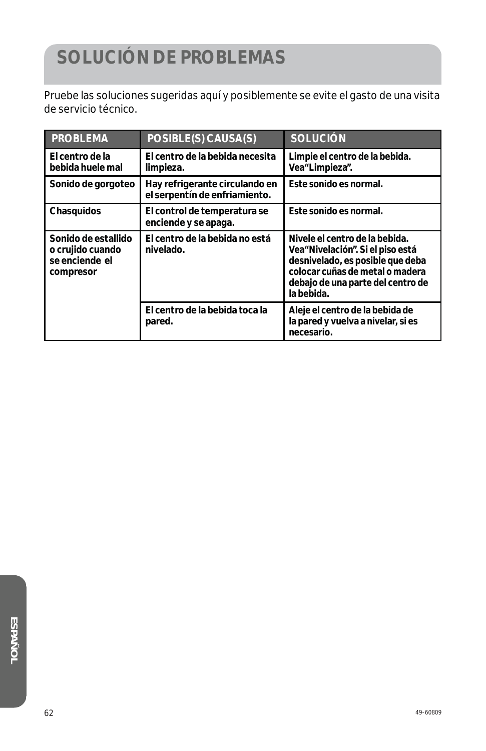# SOLUCIÓN DE PROBLEMAS

Pruebe las soluciones sugeridas aquí y posiblemente se evite el gasto de una visita de servicio técnico.

| PROBLEMA | POSIBLE(S) CAUSA(S) | SOLUCIÓN |
|---|---|---|
| **El centro de la bebida huele mal** | **El centro de la bebida necesita limpieza.** | **Limpie el centro de la bebida. Vea"Limpieza".** |
| **Sonido de gorgoteo** | **Hay refrigerante circulando en el serpentín de enfriamiento.** | **Este sonido es normal.** |
| **Chasquidos** | **El control de temperatura se enciende y se apaga.** | **Este sonido es normal.** |
| **Sonido de estallido o crujido cuando se enciende el compresor** | **El centro de la bebida no está nivelado.** | **Nivele el centro de la bebida. Vea"Nivelación". Si el piso está desnivelado, es posible que deba colocar cuñas de metal o madera debajo de una parte del centro de la bebida.** |
| | **El centro de la bebida toca la pared.** | **Aleje el centro de la bebida de la pared y vuelva a nivelar, si es necesario.** |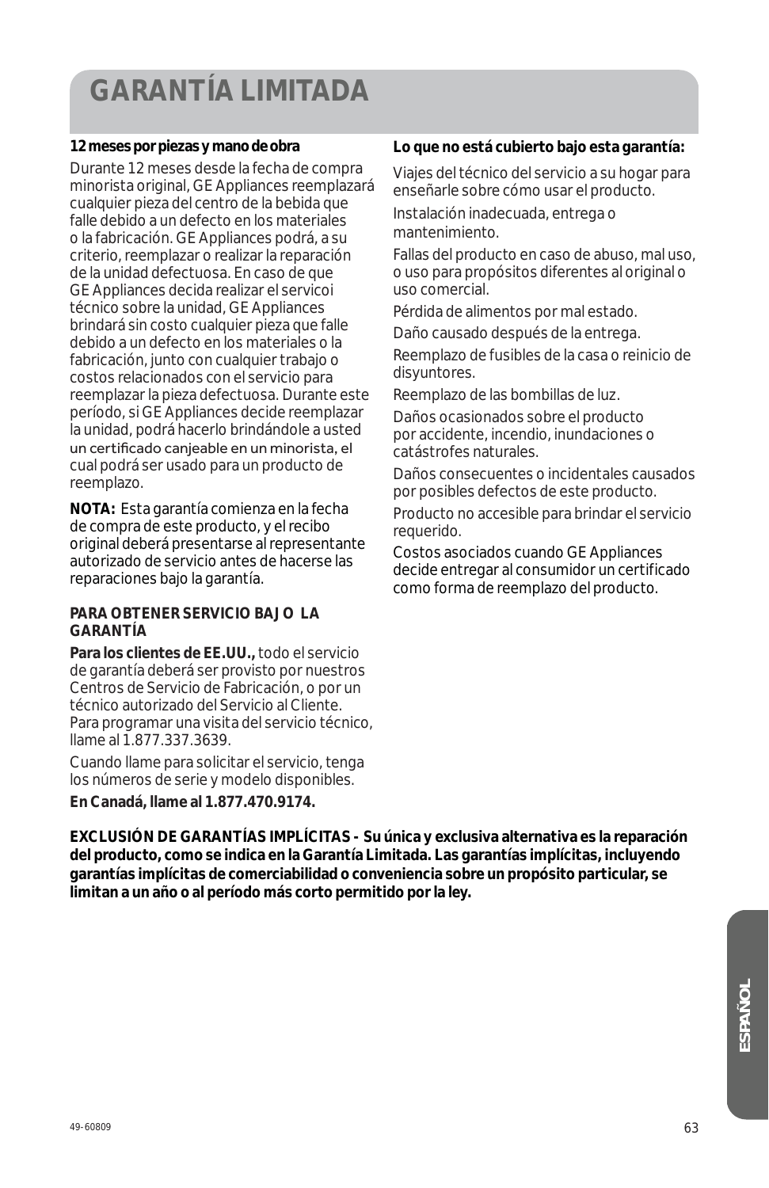# GARANTÍA LIMITADA

**12 meses por piezas y mano de obra**

Durante 12 meses desde la fecha de compra minorista original, GE Appliances reemplazará cualquier pieza del centro de la bebida que falle debido a un defecto en los materiales o la fabricación. GE Appliances podrá, a su criterio, reemplazar o realizar la reparación de la unidad defectuosa. En caso de que GE Appliances decida realizar el servicoi técnico sobre la unidad, GE Appliances brindará sin costo cualquier pieza que falle debido a un defecto en los materiales o la fabricación, junto con cualquier trabajo o costos relacionados con el servicio para reemplazar la pieza defectuosa. Durante este período, si GE Appliances decide reemplazar la unidad, podrá hacerlo brindándole a usted un certificado canjeable en un minorista, el cual podrá ser usado para un producto de reemplazo.

**NOTA:** Esta garantía comienza en la fecha de compra de este producto, y el recibo original deberá presentarse al representante autorizado de servicio antes de hacerse las reparaciones bajo la garantía.

**PARA OBTENER SERVICIO BAJO LA GARANTÍA**

**Para los clientes de EE.UU.,** todo el servicio de garantía deberá ser provisto por nuestros Centros de Servicio de Fabricación, o por un técnico autorizado del Servicio al Cliente. Para programar una visita del servicio técnico, llame al 1.877.337.3639.

Cuando llame para solicitar el servicio, tenga los números de serie y modelo disponibles.

**En Canadá, llame al 1.877.470.9174.**

**Lo que no está cubierto bajo esta garantía:**

Viajes del técnico del servicio a su hogar para enseñarle sobre cómo usar el producto.

Instalación inadecuada, entrega o mantenimiento.

Fallas del producto en caso de abuso, mal uso, o uso para propósitos diferentes al original o uso comercial.

Pérdida de alimentos por mal estado.

Daño causado después de la entrega.

Reemplazo de fusibles de la casa o reinicio de disyuntores.

Reemplazo de las bombillas de luz.

Daños ocasionados sobre el producto por accidente, incendio, inundaciones o catástrofes naturales.

Daños consecuentes o incidentales causados por posibles defectos de este producto.

Producto no accesible para brindar el servicio requerido.

Costos asociados cuando GE Appliances decide entregar al consumidor un certificado como forma de reemplazo del producto.

**EXCLUSIÓN DE GARANTÍAS IMPLÍCITAS - Su única y exclusiva alternativa es la reparación del producto, como se indica en la Garantía Limitada. Las garantías implícitas, incluyendo garantías implícitas de comerciabilidad o conveniencia sobre un propósito particular, se limitan a un año o al período más corto permitido por la ley.**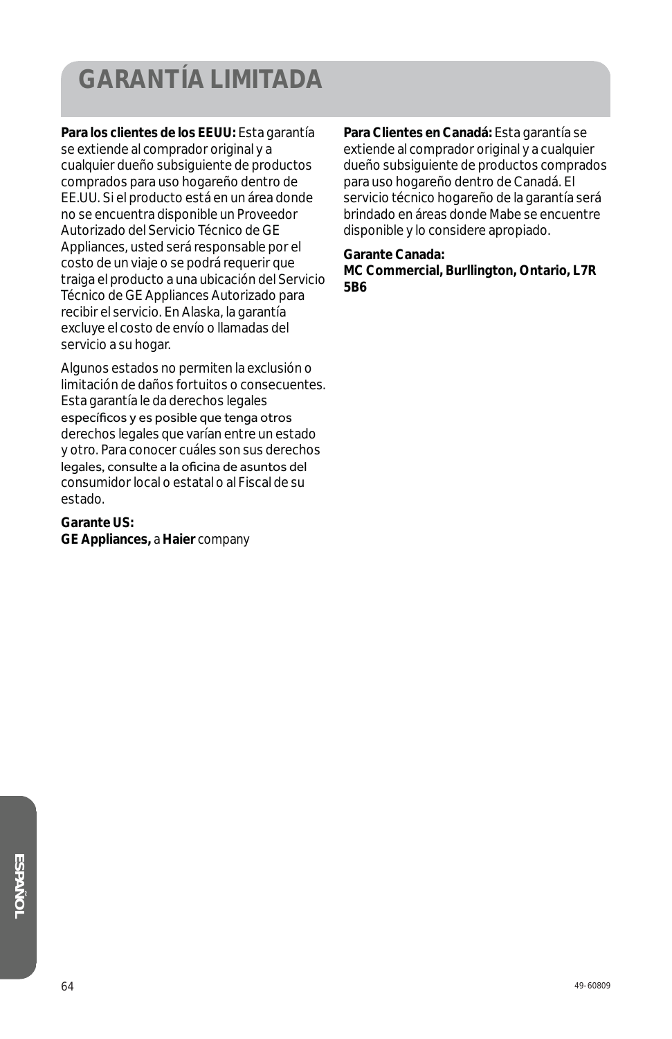# GARANTÍA LIMITADA

**Para los clientes de los EEUU:** Esta garantía se extiende al comprador original y a cualquier dueño subsiguiente de productos comprados para uso hogareño dentro de EE.UU. Si el producto está en un área donde no se encuentra disponible un Proveedor Autorizado del Servicio Técnico de GE Appliances, usted será responsable por el costo de un viaje o se podrá requerir que traiga el producto a una ubicación del Servicio Técnico de GE Appliances Autorizado para recibir el servicio. En Alaska, la garantía excluye el costo de envío o llamadas del servicio a su hogar.

Algunos estados no permiten la exclusión o limitación de daños fortuitos o consecuentes. Esta garantía le da derechos legales específicos y es posible que tenga otros derechos legales que varían entre un estado y otro. Para conocer cuáles son sus derechos legales, consulte a la oficina de asuntos del consumidor local o estatal o al Fiscal de su estado.

**Garante US:**
**GE Appliances,** a **Haier** company

**Para Clientes en Canadá:** Esta garantía se extiende al comprador original y a cualquier dueño subsiguiente de productos comprados para uso hogareño dentro de Canadá. El servicio técnico hogareño de la garantía será brindado en áreas donde Mabe se encuentre disponible y lo considere apropiado.

**Garante Canada:**
**MC Commercial, Burllington, Ontario, L7R 5B6**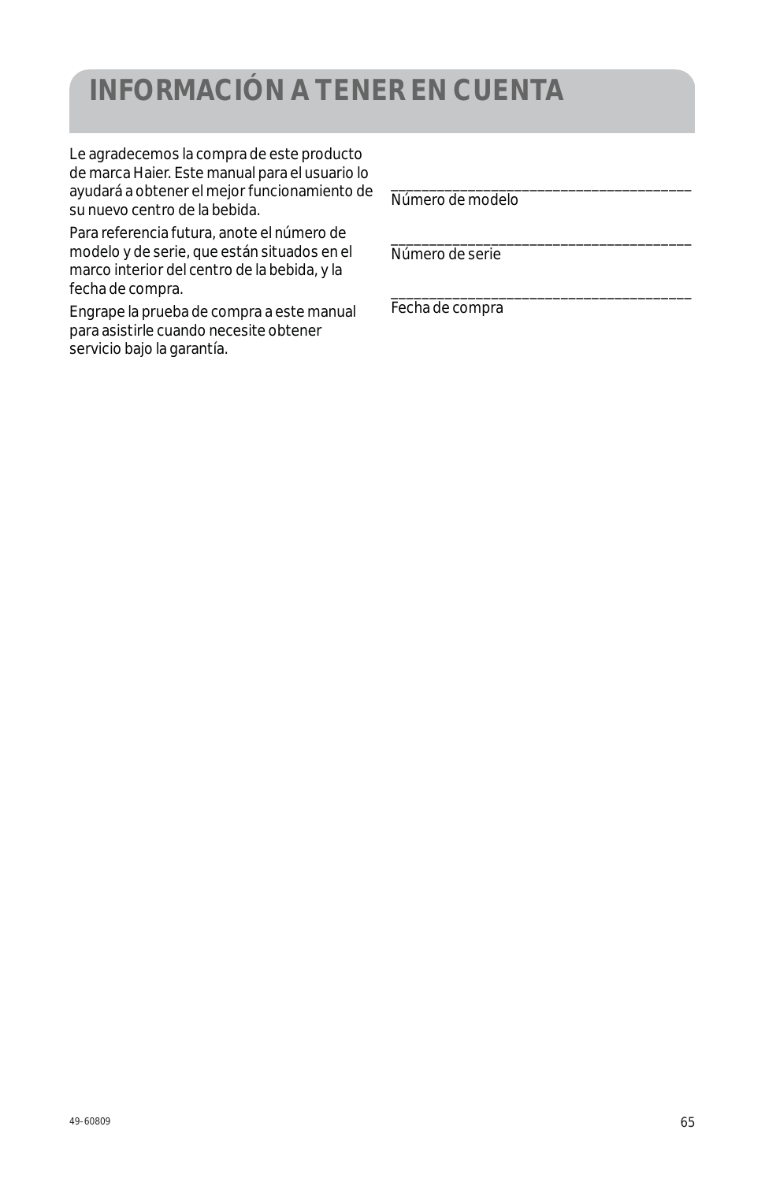# INFORMACIÓN A TENER EN CUENTA

Le agradecemos la compra de este producto de marca Haier. Este manual para el usuario lo ayudará a obtener el mejor funcionamiento de su nuevo centro de la bebida.

Para referencia futura, anote el número de modelo y de serie, que están situados en el marco interior del centro de la bebida, y la fecha de compra.

Engrape la prueba de compra a este manual para asistirle cuando necesite obtener servicio bajo la garantía.

________________________________________
Número de modelo

________________________________________
Número de serie

________________________________________
Fecha de compra

49-60809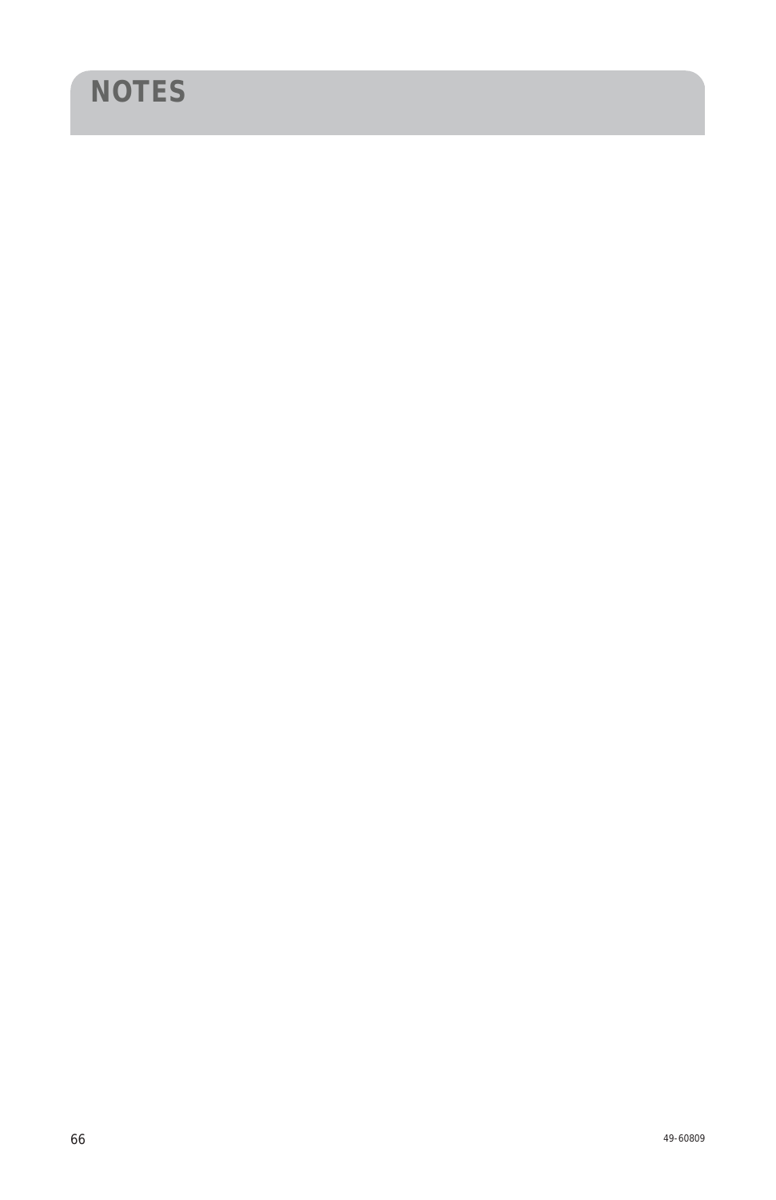# NOTES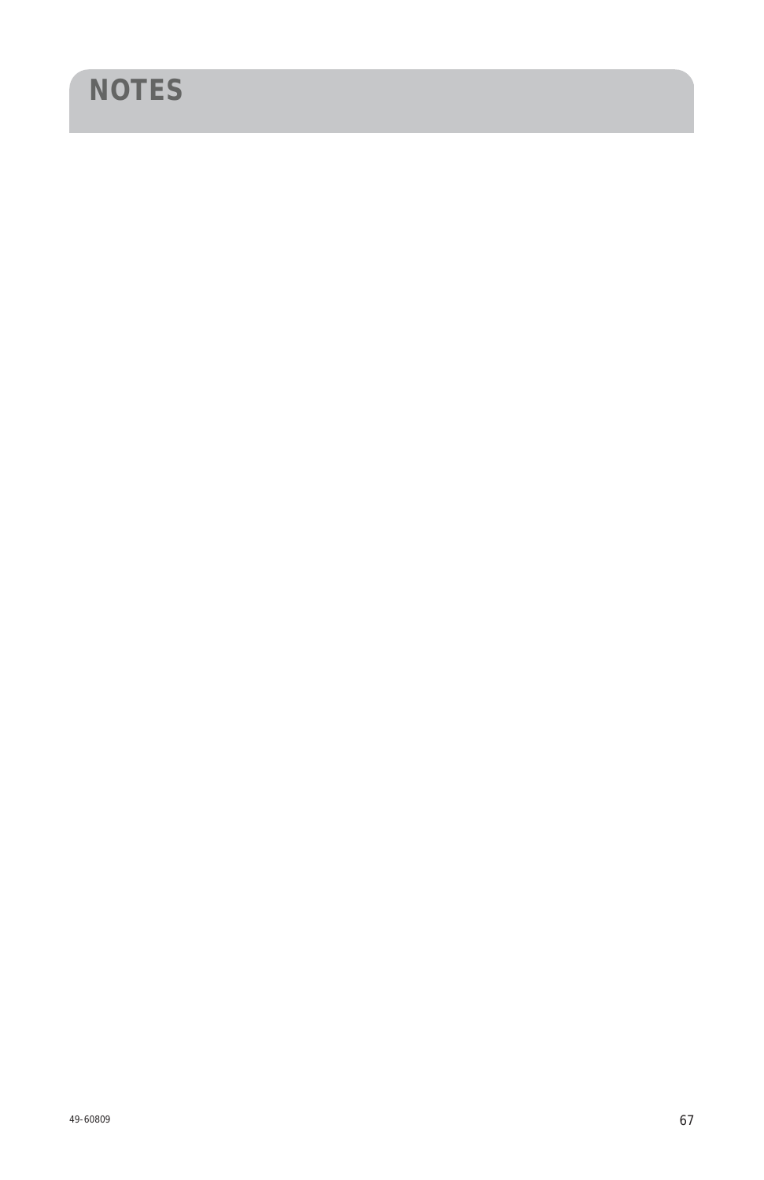# NOTES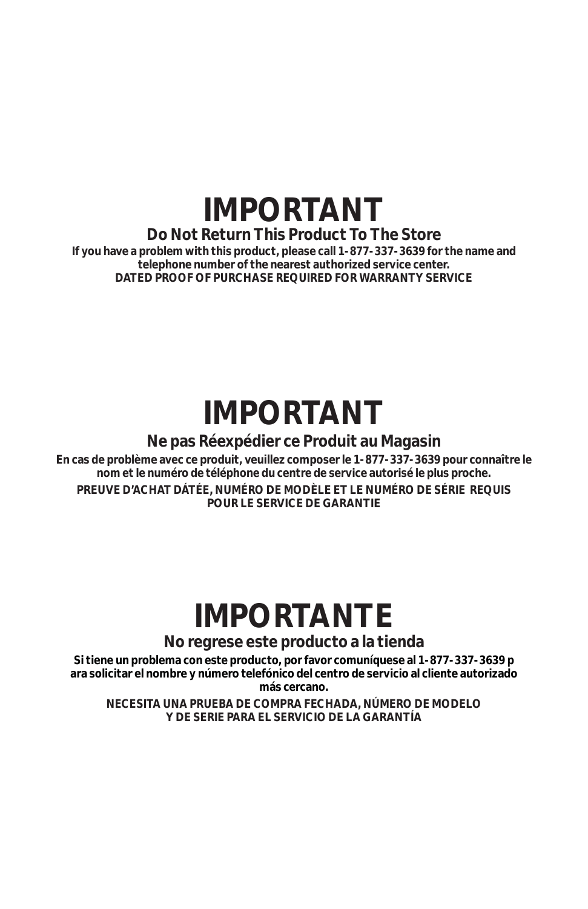# IMPORTANT

## Do Not Return This Product To The Store

**If you have a problem with this product, please call 1-877-337-3639 for the name and telephone number of the nearest authorized service center.**

**DATED PROOF OF PURCHASE REQUIRED FOR WARRANTY SERVICE**

# IMPORTANT

## Ne pas Réexpédier ce Produit au Magasin

**En cas de problème avec ce produit, veuillez composer le 1-877-337-3639 pour connaître le nom et le numéro de téléphone du centre de service autorisé le plus proche.**

**PREUVE D'ACHAT DÂTÉE, NUMÉRO DE MODÈLE ET LE NUMÉRO DE SÉRIE REQUIS POUR LE SERVICE DE GARANTIE**

# IMPORTANTE

## No regrese este producto a la tienda

**Si tiene un problema con este producto, por favor comuníquese al 1-877-337-3639 p ara solicitar el nombre y número telefónico del centro de servicio al cliente autorizado más cercano.**

**NECESITA UNA PRUEBA DE COMPRA FECHADA, NÚMERO DE MODELO Y DE SERIE PARA EL SERVICIO DE LA GARANTÍA**